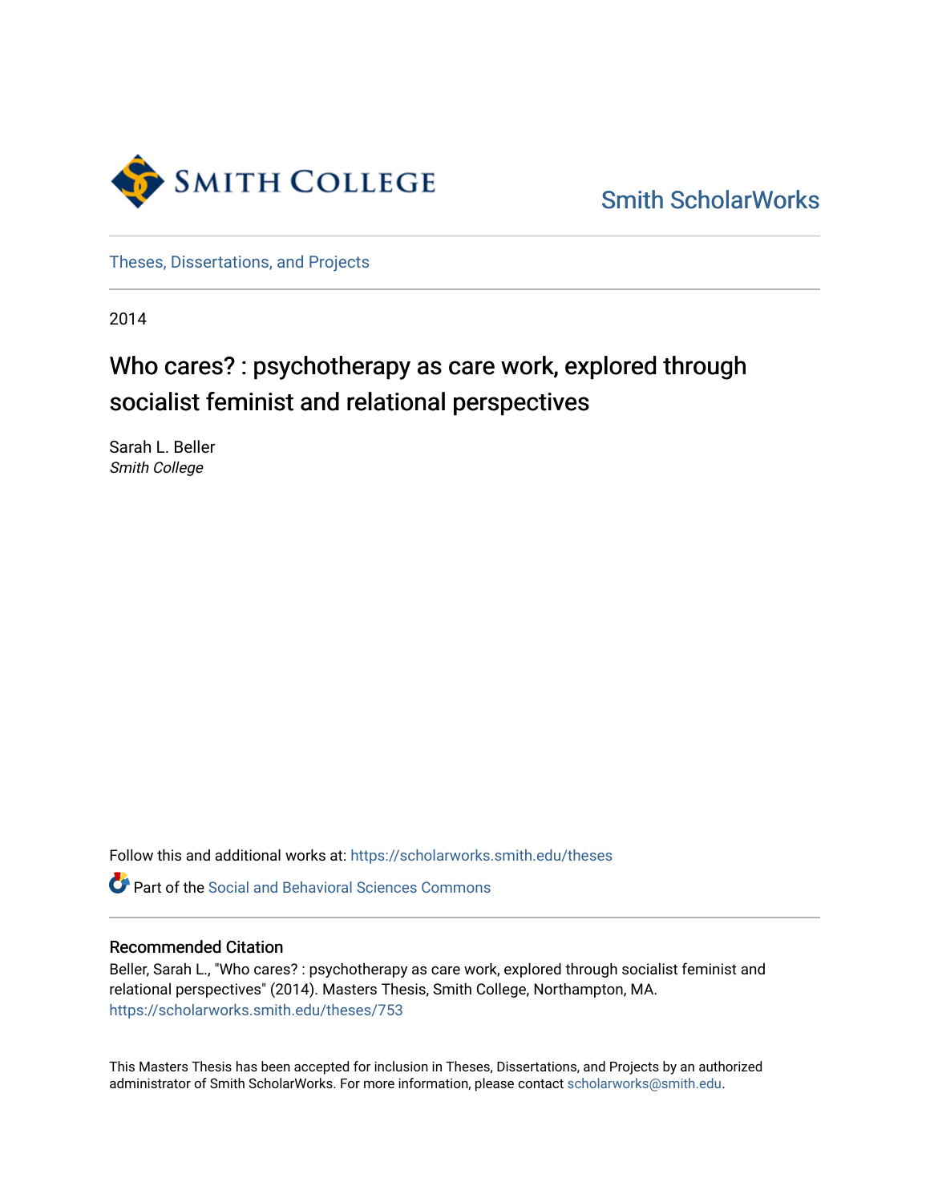Smith College

Smith ScholarWorks

Theses, Dissertations, and Projects

2014

# Who cares? : psychotherapy as care work, explored through socialist feminist and relational perspectives

Sarah L. Beller
*Smith College*

Follow this and additional works at: https://scholarworks.smith.edu/theses

Part of the Social and Behavioral Sciences Commons

## Recommended Citation

Beller, Sarah L., "Who cares? : psychotherapy as care work, explored through socialist feminist and relational perspectives" (2014). Masters Thesis, Smith College, Northampton, MA.
https://scholarworks.smith.edu/theses/753

This Masters Thesis has been accepted for inclusion in Theses, Dissertations, and Projects by an authorized administrator of Smith ScholarWorks. For more information, please contact scholarworks@smith.edu.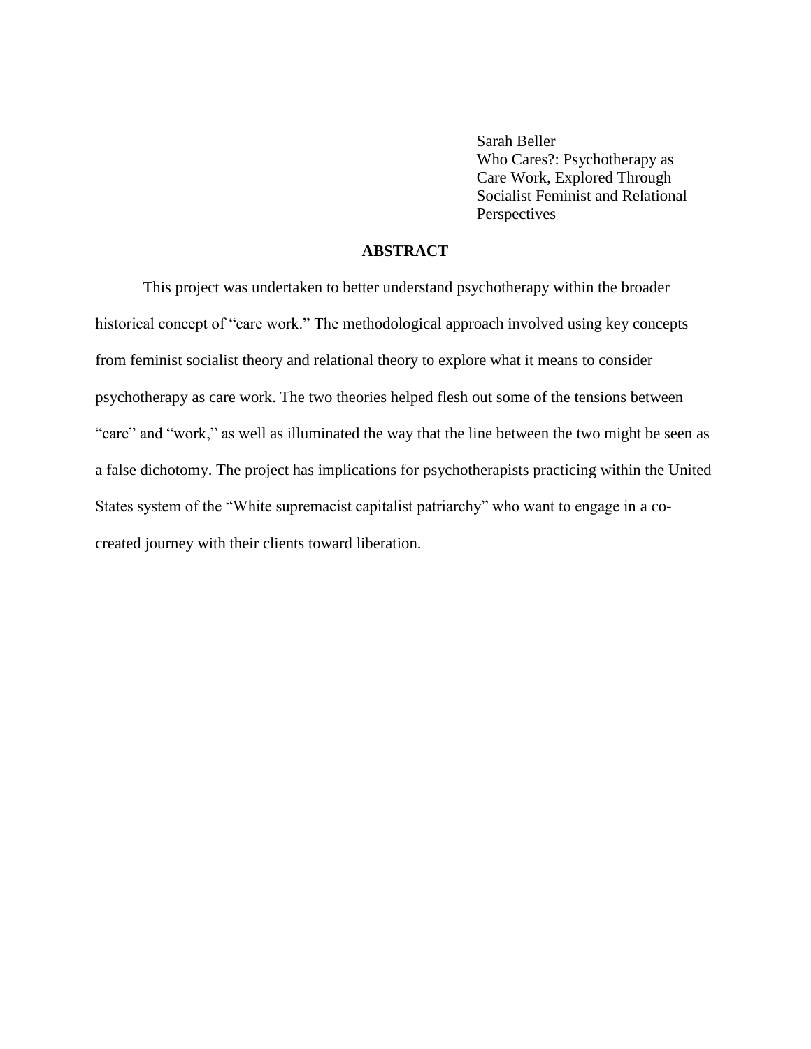Sarah Beller
Who Cares?: Psychotherapy as Care Work, Explored Through Socialist Feminist and Relational Perspectives

## ABSTRACT

This project was undertaken to better understand psychotherapy within the broader historical concept of "care work." The methodological approach involved using key concepts from feminist socialist theory and relational theory to explore what it means to consider psychotherapy as care work. The two theories helped flesh out some of the tensions between "care" and "work," as well as illuminated the way that the line between the two might be seen as a false dichotomy. The project has implications for psychotherapists practicing within the United States system of the "White supremacist capitalist patriarchy" who want to engage in a co-created journey with their clients toward liberation.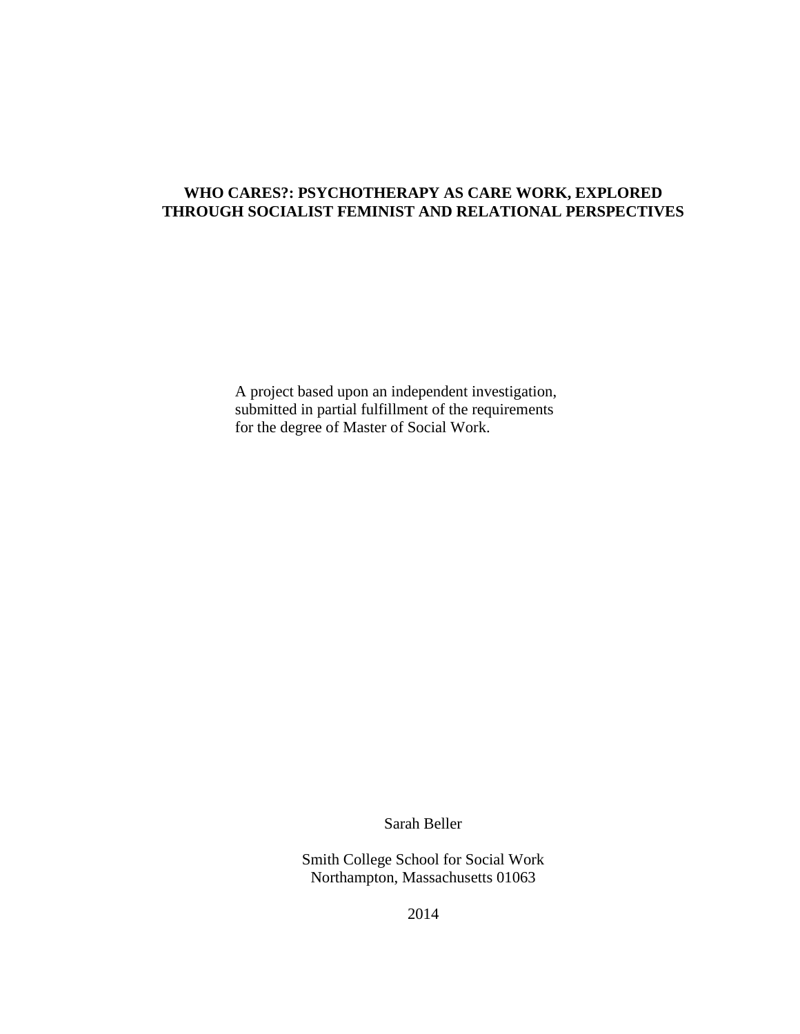**WHO CARES?: PSYCHOTHERAPY AS CARE WORK, EXPLORED THROUGH SOCIALIST FEMINIST AND RELATIONAL PERSPECTIVES**

A project based upon an independent investigation, submitted in partial fulfillment of the requirements for the degree of Master of Social Work.

Sarah Beller

Smith College School for Social Work
Northampton, Massachusetts 01063

2014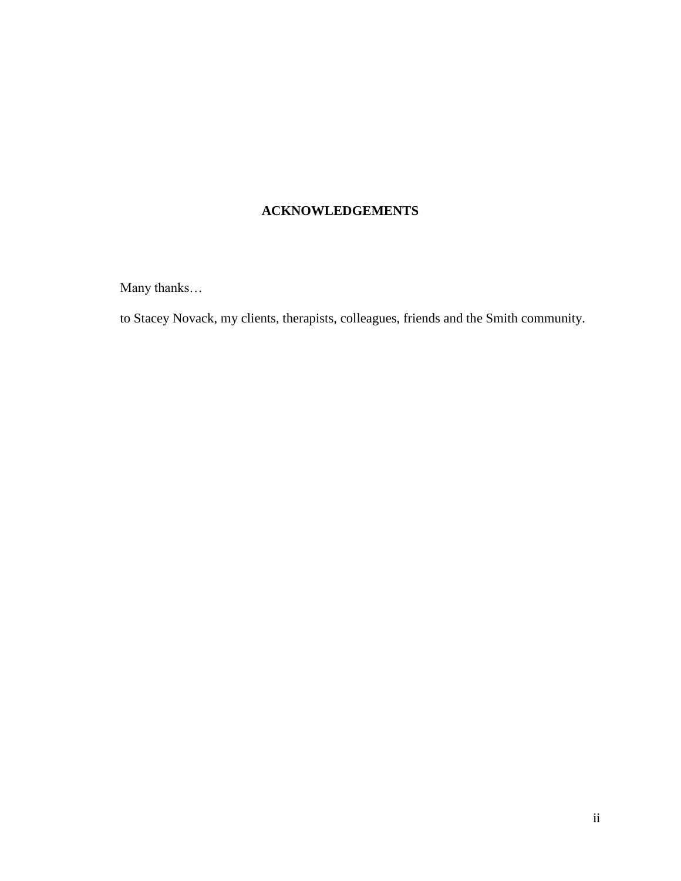# ACKNOWLEDGEMENTS

Many thanks…

to Stacey Novack, my clients, therapists, colleagues, friends and the Smith community.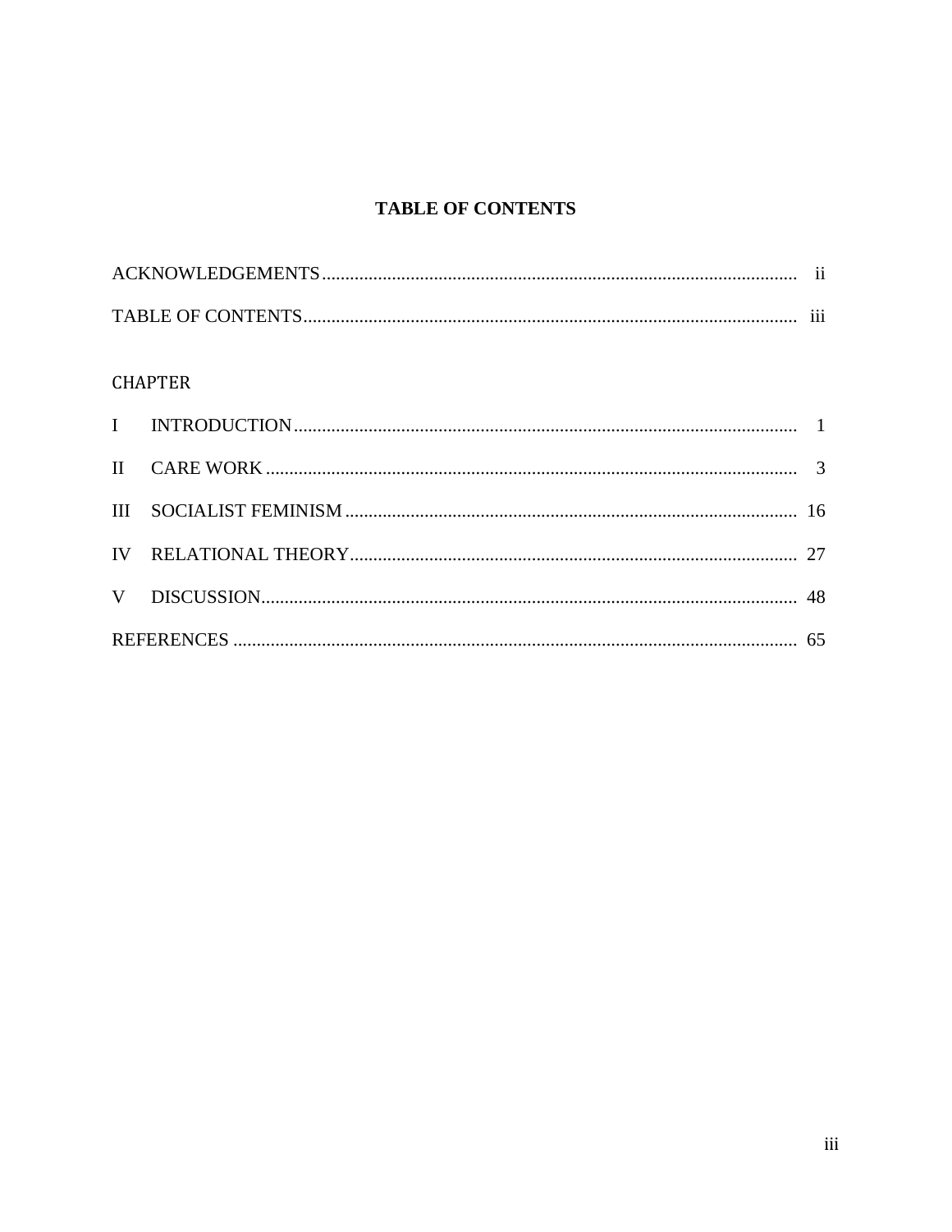# TABLE OF CONTENTS

| | | |
|---|---|---|
| ACKNOWLEDGEMENTS | | ii |
| TABLE OF CONTENTS | | iii |
| CHAPTER | | |
| I | INTRODUCTION | 1 |
| II | CARE WORK | 3 |
| III | SOCIALIST FEMINISM | 16 |
| IV | RELATIONAL THEORY | 27 |
| V | DISCUSSION | 48 |
| REFERENCES | | 65 |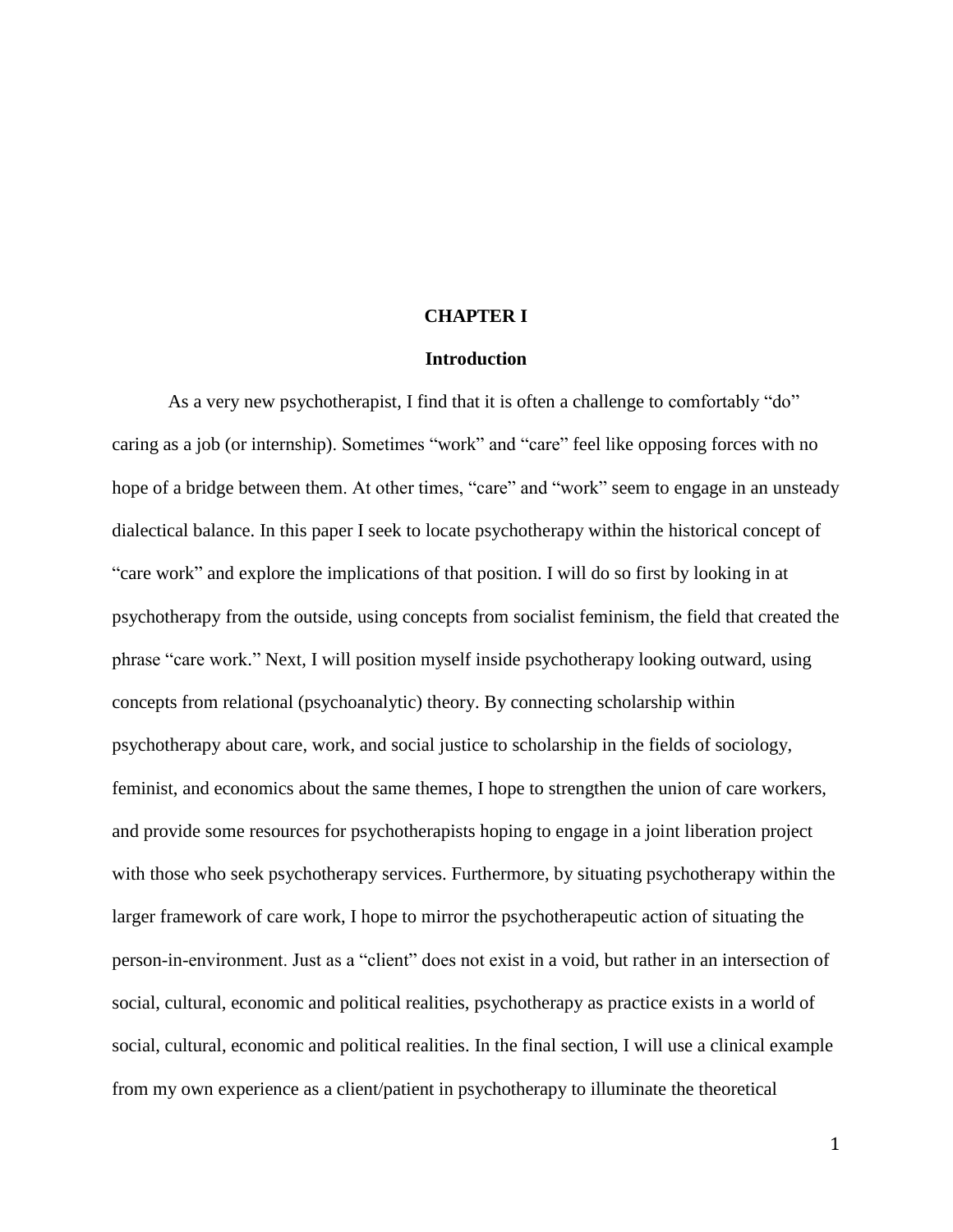# CHAPTER I

## Introduction

As a very new psychotherapist, I find that it is often a challenge to comfortably "do" caring as a job (or internship). Sometimes "work" and "care" feel like opposing forces with no hope of a bridge between them. At other times, "care" and "work" seem to engage in an unsteady dialectical balance. In this paper I seek to locate psychotherapy within the historical concept of "care work" and explore the implications of that position. I will do so first by looking in at psychotherapy from the outside, using concepts from socialist feminism, the field that created the phrase "care work." Next, I will position myself inside psychotherapy looking outward, using concepts from relational (psychoanalytic) theory. By connecting scholarship within psychotherapy about care, work, and social justice to scholarship in the fields of sociology, feminist, and economics about the same themes, I hope to strengthen the union of care workers, and provide some resources for psychotherapists hoping to engage in a joint liberation project with those who seek psychotherapy services. Furthermore, by situating psychotherapy within the larger framework of care work, I hope to mirror the psychotherapeutic action of situating the person-in-environment. Just as a "client" does not exist in a void, but rather in an intersection of social, cultural, economic and political realities, psychotherapy as practice exists in a world of social, cultural, economic and political realities. In the final section, I will use a clinical example from my own experience as a client/patient in psychotherapy to illuminate the theoretical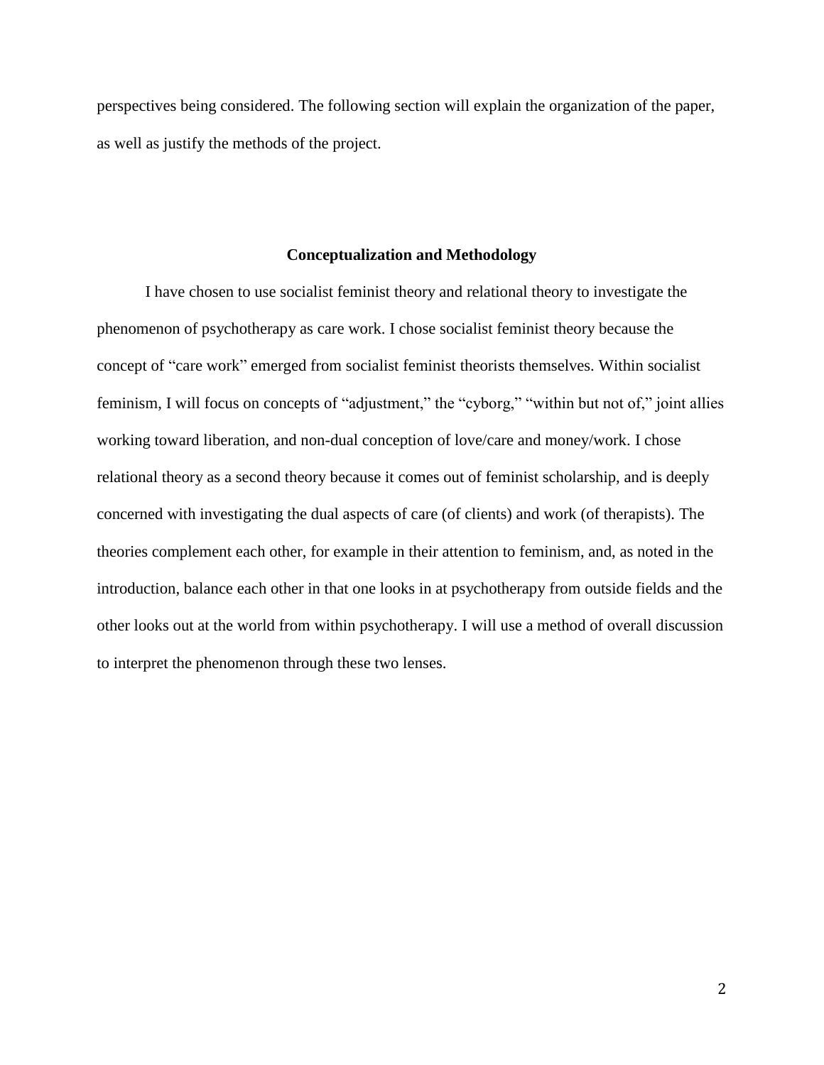perspectives being considered. The following section will explain the organization of the paper, as well as justify the methods of the project.

## Conceptualization and Methodology

I have chosen to use socialist feminist theory and relational theory to investigate the phenomenon of psychotherapy as care work. I chose socialist feminist theory because the concept of "care work" emerged from socialist feminist theorists themselves. Within socialist feminism, I will focus on concepts of "adjustment," the "cyborg," "within but not of," joint allies working toward liberation, and non-dual conception of love/care and money/work. I chose relational theory as a second theory because it comes out of feminist scholarship, and is deeply concerned with investigating the dual aspects of care (of clients) and work (of therapists). The theories complement each other, for example in their attention to feminism, and, as noted in the introduction, balance each other in that one looks in at psychotherapy from outside fields and the other looks out at the world from within psychotherapy. I will use a method of overall discussion to interpret the phenomenon through these two lenses.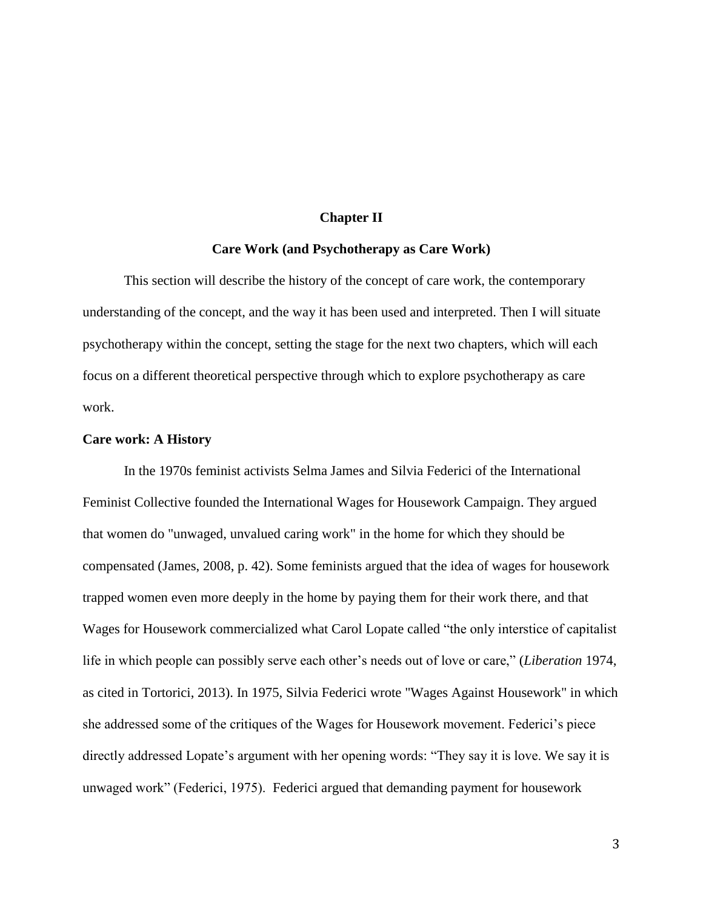# Chapter II

## Care Work (and Psychotherapy as Care Work)

This section will describe the history of the concept of care work, the contemporary understanding of the concept, and the way it has been used and interpreted. Then I will situate psychotherapy within the concept, setting the stage for the next two chapters, which will each focus on a different theoretical perspective through which to explore psychotherapy as care work.

### Care work: A History

In the 1970s feminist activists Selma James and Silvia Federici of the International Feminist Collective founded the International Wages for Housework Campaign. They argued that women do "unwaged, unvalued caring work" in the home for which they should be compensated (James, 2008, p. 42). Some feminists argued that the idea of wages for housework trapped women even more deeply in the home by paying them for their work there, and that Wages for Housework commercialized what Carol Lopate called "the only interstice of capitalist life in which people can possibly serve each other's needs out of love or care," (*Liberation* 1974, as cited in Tortorici, 2013). In 1975, Silvia Federici wrote "Wages Against Housework" in which she addressed some of the critiques of the Wages for Housework movement. Federici's piece directly addressed Lopate's argument with her opening words: "They say it is love. We say it is unwaged work" (Federici, 1975). Federici argued that demanding payment for housework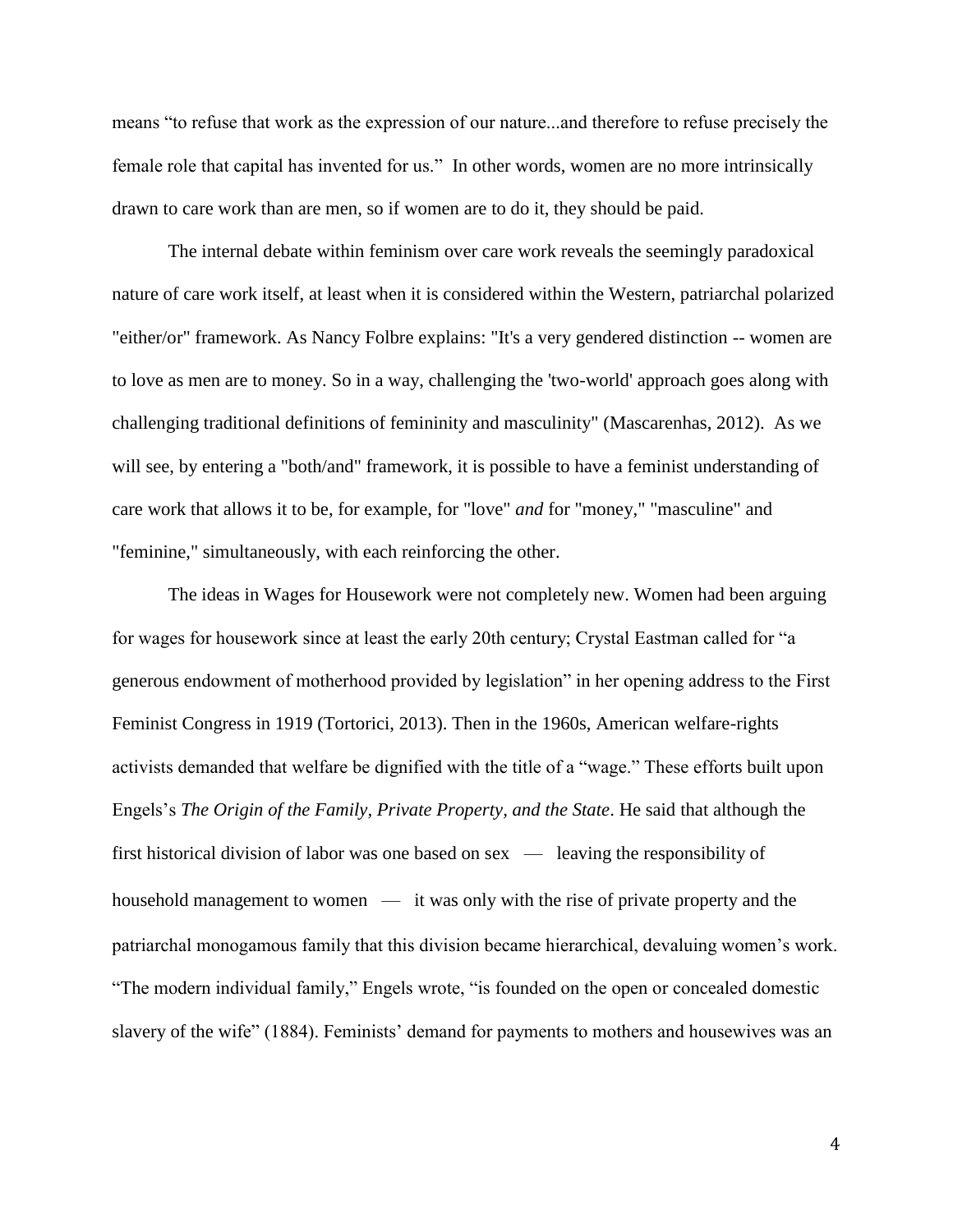means “to refuse that work as the expression of our nature...and therefore to refuse precisely the female role that capital has invented for us.” In other words, women are no more intrinsically drawn to care work than are men, so if women are to do it, they should be paid.

The internal debate within feminism over care work reveals the seemingly paradoxical nature of care work itself, at least when it is considered within the Western, patriarchal polarized "either/or" framework. As Nancy Folbre explains: "It's a very gendered distinction -- women are to love as men are to money. So in a way, challenging the 'two-world' approach goes along with challenging traditional definitions of femininity and masculinity" (Mascarenhas, 2012). As we will see, by entering a "both/and" framework, it is possible to have a feminist understanding of care work that allows it to be, for example, for "love" *and* for "money," "masculine" and "feminine," simultaneously, with each reinforcing the other.

The ideas in Wages for Housework were not completely new. Women had been arguing for wages for housework since at least the early 20th century; Crystal Eastman called for “a generous endowment of motherhood provided by legislation” in her opening address to the First Feminist Congress in 1919 (Tortorici, 2013). Then in the 1960s, American welfare-rights activists demanded that welfare be dignified with the title of a “wage.” These efforts built upon Engels’s *The Origin of the Family, Private Property, and the State*. He said that although the first historical division of labor was one based on sex — leaving the responsibility of household management to women — it was only with the rise of private property and the patriarchal monogamous family that this division became hierarchical, devaluing women’s work. “The modern individual family,” Engels wrote, “is founded on the open or concealed domestic slavery of the wife” (1884). Feminists’ demand for payments to mothers and housewives was an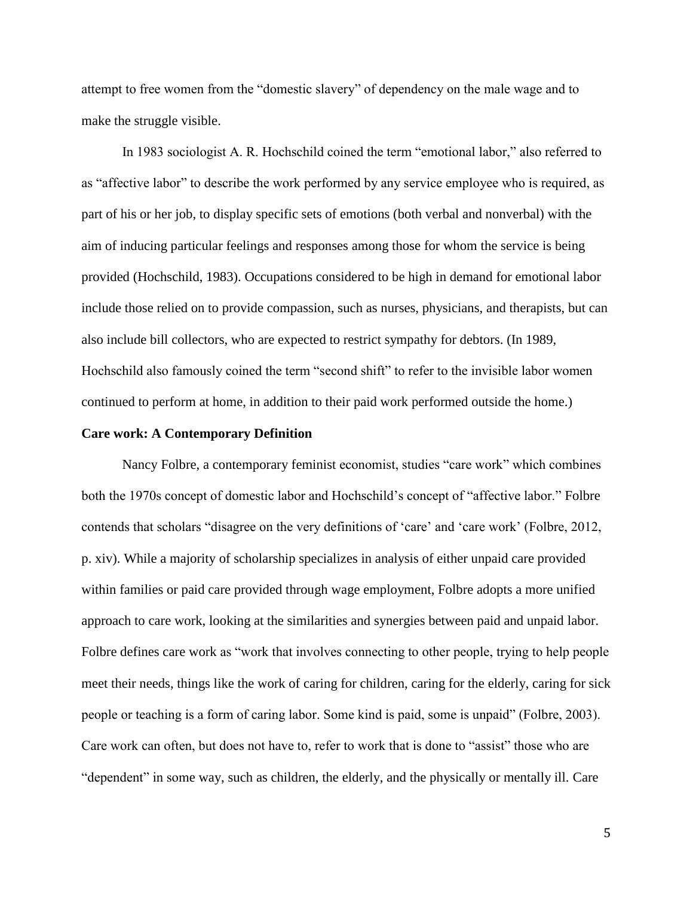attempt to free women from the "domestic slavery" of dependency on the male wage and to make the struggle visible.

In 1983 sociologist A. R. Hochschild coined the term "emotional labor," also referred to as "affective labor" to describe the work performed by any service employee who is required, as part of his or her job, to display specific sets of emotions (both verbal and nonverbal) with the aim of inducing particular feelings and responses among those for whom the service is being provided (Hochschild, 1983). Occupations considered to be high in demand for emotional labor include those relied on to provide compassion, such as nurses, physicians, and therapists, but can also include bill collectors, who are expected to restrict sympathy for debtors. (In 1989, Hochschild also famously coined the term "second shift" to refer to the invisible labor women continued to perform at home, in addition to their paid work performed outside the home.)

**Care work: A Contemporary Definition**

Nancy Folbre, a contemporary feminist economist, studies "care work" which combines both the 1970s concept of domestic labor and Hochschild's concept of "affective labor." Folbre contends that scholars "disagree on the very definitions of 'care' and 'care work' (Folbre, 2012, p. xiv). While a majority of scholarship specializes in analysis of either unpaid care provided within families or paid care provided through wage employment, Folbre adopts a more unified approach to care work, looking at the similarities and synergies between paid and unpaid labor. Folbre defines care work as "work that involves connecting to other people, trying to help people meet their needs, things like the work of caring for children, caring for the elderly, caring for sick people or teaching is a form of caring labor. Some kind is paid, some is unpaid" (Folbre, 2003). Care work can often, but does not have to, refer to work that is done to "assist" those who are "dependent" in some way, such as children, the elderly, and the physically or mentally ill. Care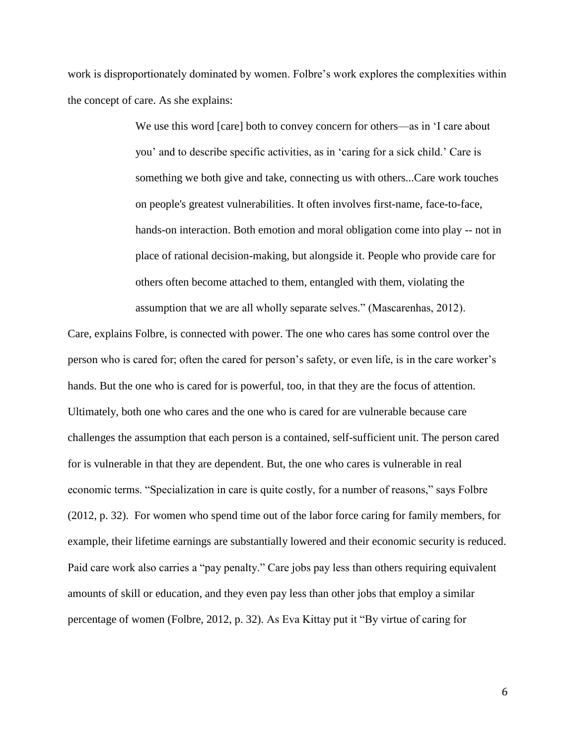work is disproportionately dominated by women. Folbre's work explores the complexities within the concept of care. As she explains:

> We use this word [care] both to convey concern for others—as in 'I care about you' and to describe specific activities, as in 'caring for a sick child.' Care is something we both give and take, connecting us with others...Care work touches on people's greatest vulnerabilities. It often involves first-name, face-to-face, hands-on interaction. Both emotion and moral obligation come into play -- not in place of rational decision-making, but alongside it. People who provide care for others often become attached to them, entangled with them, violating the assumption that we are all wholly separate selves." (Mascarenhas, 2012).

Care, explains Folbre, is connected with power. The one who cares has some control over the person who is cared for; often the cared for person's safety, or even life, is in the care worker's hands. But the one who is cared for is powerful, too, in that they are the focus of attention. Ultimately, both one who cares and the one who is cared for are vulnerable because care challenges the assumption that each person is a contained, self-sufficient unit. The person cared for is vulnerable in that they are dependent. But, the one who cares is vulnerable in real economic terms. "Specialization in care is quite costly, for a number of reasons," says Folbre (2012, p. 32). For women who spend time out of the labor force caring for family members, for example, their lifetime earnings are substantially lowered and their economic security is reduced. Paid care work also carries a "pay penalty." Care jobs pay less than others requiring equivalent amounts of skill or education, and they even pay less than other jobs that employ a similar percentage of women (Folbre, 2012, p. 32). As Eva Kittay put it "By virtue of caring for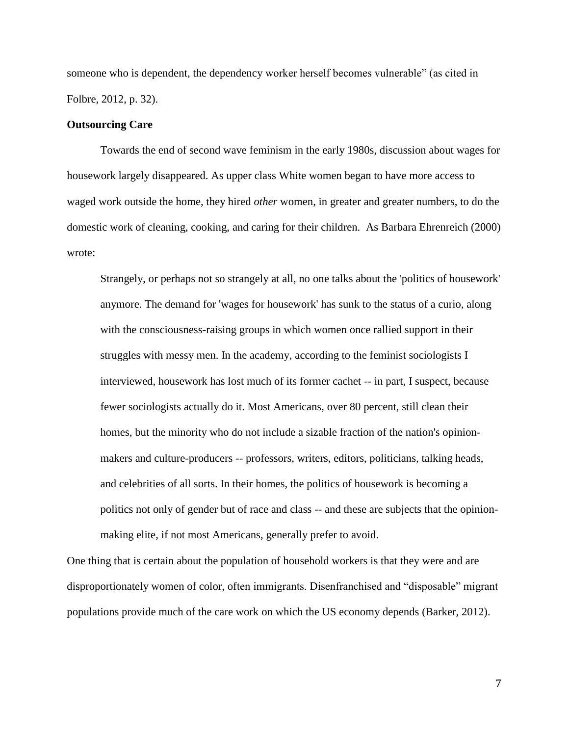someone who is dependent, the dependency worker herself becomes vulnerable" (as cited in Folbre, 2012, p. 32).

**Outsourcing Care**

Towards the end of second wave feminism in the early 1980s, discussion about wages for housework largely disappeared. As upper class White women began to have more access to waged work outside the home, they hired *other* women, in greater and greater numbers, to do the domestic work of cleaning, cooking, and caring for their children. As Barbara Ehrenreich (2000) wrote:

> Strangely, or perhaps not so strangely at all, no one talks about the 'politics of housework' anymore. The demand for 'wages for housework' has sunk to the status of a curio, along with the consciousness-raising groups in which women once rallied support in their struggles with messy men. In the academy, according to the feminist sociologists I interviewed, housework has lost much of its former cachet -- in part, I suspect, because fewer sociologists actually do it. Most Americans, over 80 percent, still clean their homes, but the minority who do not include a sizable fraction of the nation's opinion-makers and culture-producers -- professors, writers, editors, politicians, talking heads, and celebrities of all sorts. In their homes, the politics of housework is becoming a politics not only of gender but of race and class -- and these are subjects that the opinion-making elite, if not most Americans, generally prefer to avoid.

One thing that is certain about the population of household workers is that they were and are disproportionately women of color, often immigrants. Disenfranchised and "disposable" migrant populations provide much of the care work on which the US economy depends (Barker, 2012).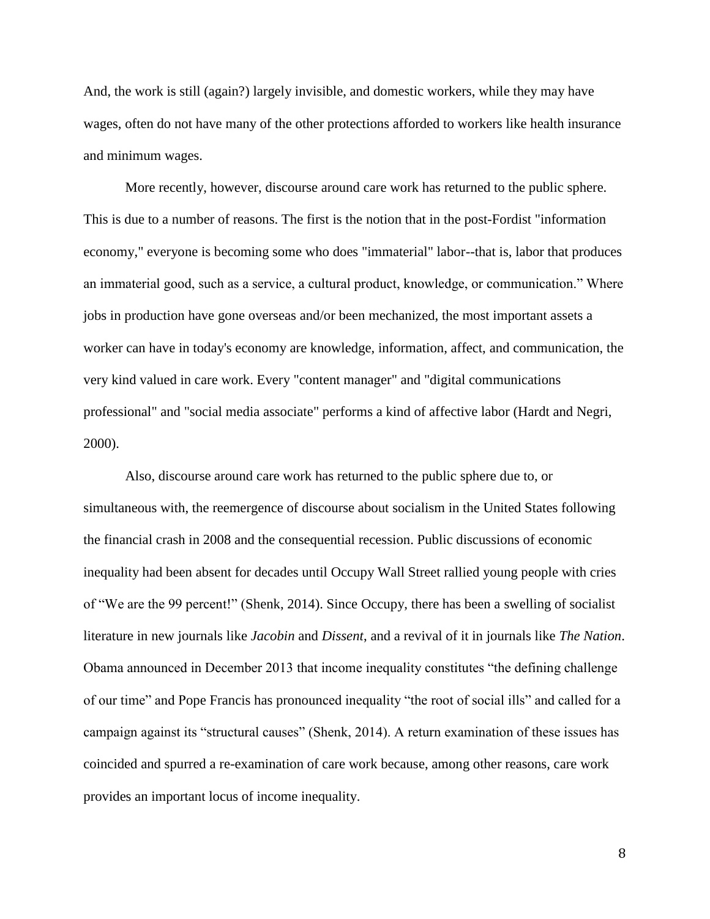And, the work is still (again?) largely invisible, and domestic workers, while they may have wages, often do not have many of the other protections afforded to workers like health insurance and minimum wages.

More recently, however, discourse around care work has returned to the public sphere. This is due to a number of reasons. The first is the notion that in the post-Fordist "information economy," everyone is becoming some who does "immaterial" labor--that is, labor that produces an immaterial good, such as a service, a cultural product, knowledge, or communication." Where jobs in production have gone overseas and/or been mechanized, the most important assets a worker can have in today's economy are knowledge, information, affect, and communication, the very kind valued in care work. Every "content manager" and "digital communications professional" and "social media associate" performs a kind of affective labor (Hardt and Negri, 2000).

Also, discourse around care work has returned to the public sphere due to, or simultaneous with, the reemergence of discourse about socialism in the United States following the financial crash in 2008 and the consequential recession. Public discussions of economic inequality had been absent for decades until Occupy Wall Street rallied young people with cries of "We are the 99 percent!" (Shenk, 2014). Since Occupy, there has been a swelling of socialist literature in new journals like *Jacobin* and *Dissent*, and a revival of it in journals like *The Nation*. Obama announced in December 2013 that income inequality constitutes "the defining challenge of our time" and Pope Francis has pronounced inequality "the root of social ills" and called for a campaign against its "structural causes" (Shenk, 2014). A return examination of these issues has coincided and spurred a re-examination of care work because, among other reasons, care work provides an important locus of income inequality.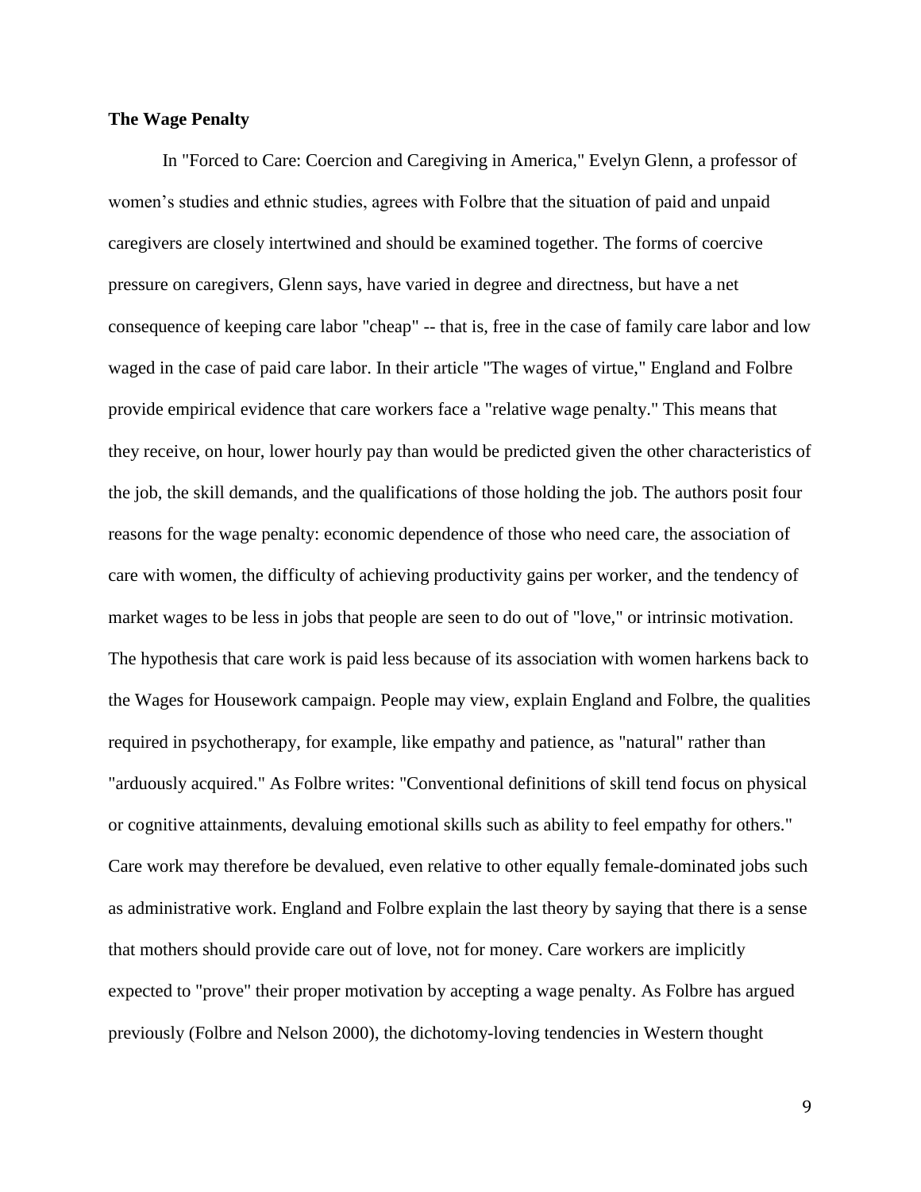**The Wage Penalty**

In "Forced to Care: Coercion and Caregiving in America," Evelyn Glenn, a professor of women's studies and ethnic studies, agrees with Folbre that the situation of paid and unpaid caregivers are closely intertwined and should be examined together. The forms of coercive pressure on caregivers, Glenn says, have varied in degree and directness, but have a net consequence of keeping care labor "cheap" -- that is, free in the case of family care labor and low waged in the case of paid care labor. In their article "The wages of virtue," England and Folbre provide empirical evidence that care workers face a "relative wage penalty." This means that they receive, on hour, lower hourly pay than would be predicted given the other characteristics of the job, the skill demands, and the qualifications of those holding the job. The authors posit four reasons for the wage penalty: economic dependence of those who need care, the association of care with women, the difficulty of achieving productivity gains per worker, and the tendency of market wages to be less in jobs that people are seen to do out of "love," or intrinsic motivation. The hypothesis that care work is paid less because of its association with women harkens back to the Wages for Housework campaign. People may view, explain England and Folbre, the qualities required in psychotherapy, for example, like empathy and patience, as "natural" rather than "arduously acquired." As Folbre writes: "Conventional definitions of skill tend focus on physical or cognitive attainments, devaluing emotional skills such as ability to feel empathy for others." Care work may therefore be devalued, even relative to other equally female-dominated jobs such as administrative work. England and Folbre explain the last theory by saying that there is a sense that mothers should provide care out of love, not for money. Care workers are implicitly expected to "prove" their proper motivation by accepting a wage penalty. As Folbre has argued previously (Folbre and Nelson 2000), the dichotomy-loving tendencies in Western thought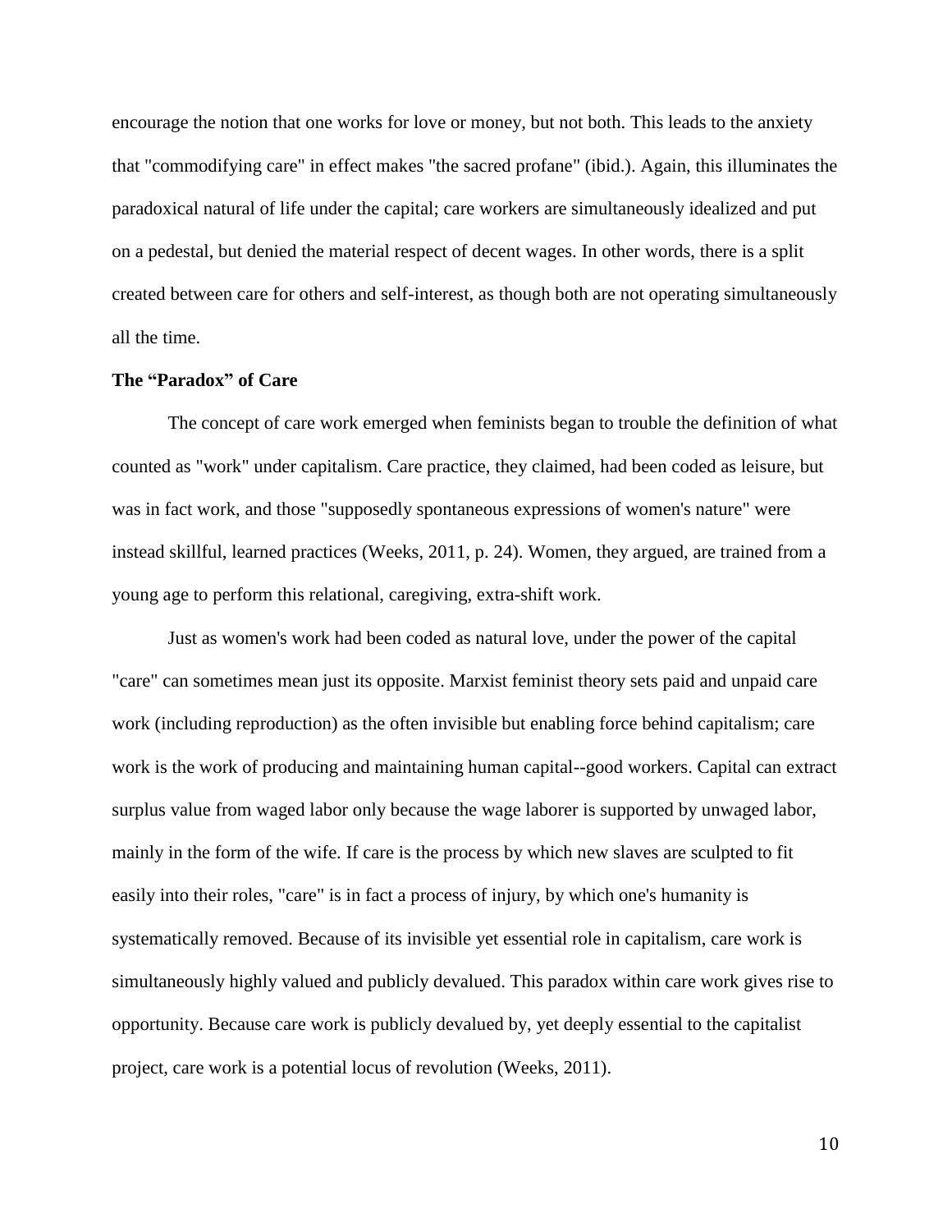encourage the notion that one works for love or money, but not both. This leads to the anxiety that "commodifying care" in effect makes "the sacred profane" (ibid.). Again, this illuminates the paradoxical natural of life under the capital; care workers are simultaneously idealized and put on a pedestal, but denied the material respect of decent wages. In other words, there is a split created between care for others and self-interest, as though both are not operating simultaneously all the time.

**The "Paradox" of Care**

The concept of care work emerged when feminists began to trouble the definition of what counted as "work" under capitalism. Care practice, they claimed, had been coded as leisure, but was in fact work, and those "supposedly spontaneous expressions of women's nature" were instead skillful, learned practices (Weeks, 2011, p. 24). Women, they argued, are trained from a young age to perform this relational, caregiving, extra-shift work.

Just as women's work had been coded as natural love, under the power of the capital "care" can sometimes mean just its opposite. Marxist feminist theory sets paid and unpaid care work (including reproduction) as the often invisible but enabling force behind capitalism; care work is the work of producing and maintaining human capital--good workers. Capital can extract surplus value from waged labor only because the wage laborer is supported by unwaged labor, mainly in the form of the wife. If care is the process by which new slaves are sculpted to fit easily into their roles, "care" is in fact a process of injury, by which one's humanity is systematically removed. Because of its invisible yet essential role in capitalism, care work is simultaneously highly valued and publicly devalued. This paradox within care work gives rise to opportunity. Because care work is publicly devalued by, yet deeply essential to the capitalist project, care work is a potential locus of revolution (Weeks, 2011).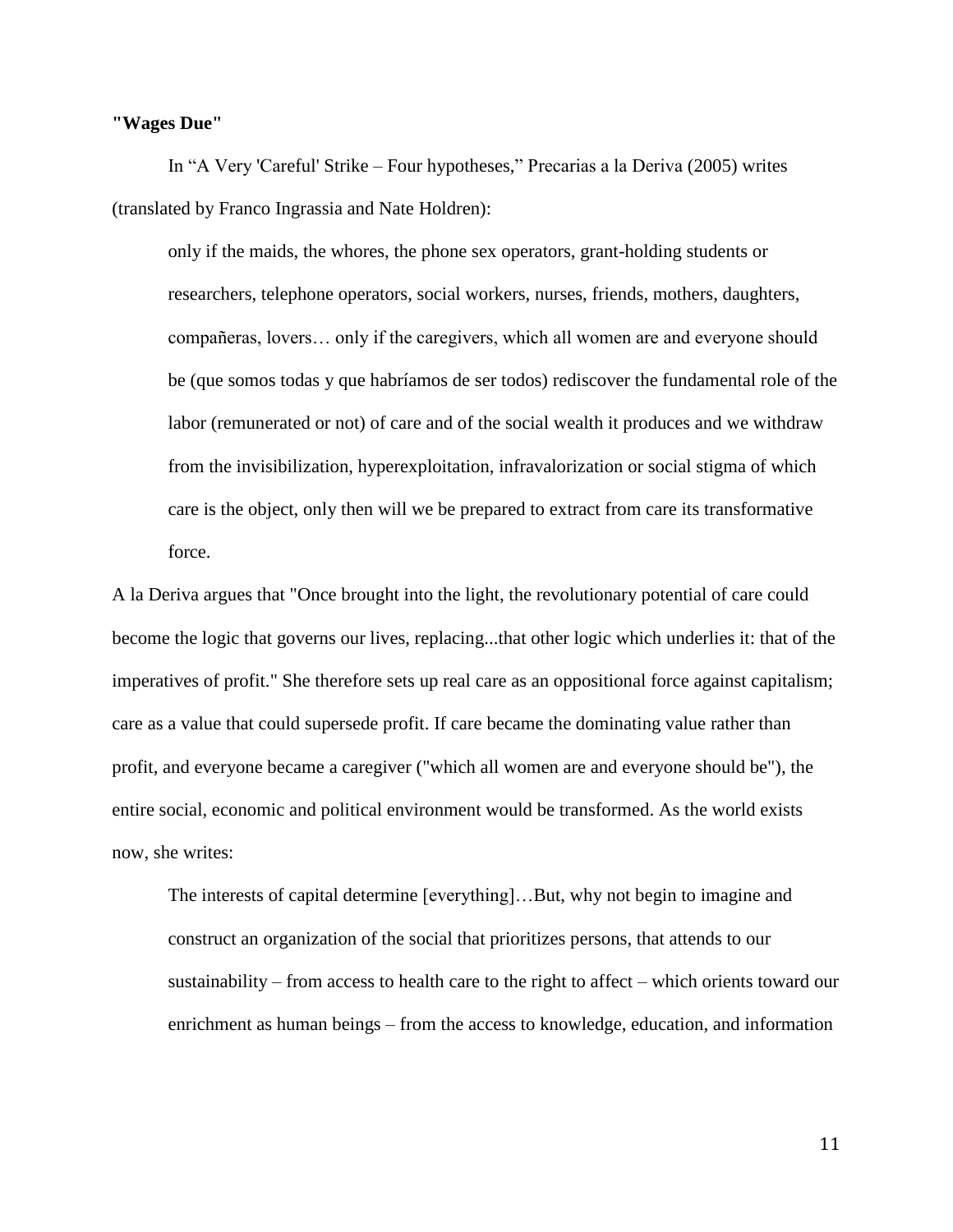**"Wages Due"**

In "A Very 'Careful' Strike – Four hypotheses," Precarias a la Deriva (2005) writes (translated by Franco Ingrassia and Nate Holdren):

> only if the maids, the whores, the phone sex operators, grant-holding students or researchers, telephone operators, social workers, nurses, friends, mothers, daughters, compañeras, lovers… only if the caregivers, which all women are and everyone should be (que somos todas y que habríamos de ser todos) rediscover the fundamental role of the labor (remunerated or not) of care and of the social wealth it produces and we withdraw from the invisibilization, hyperexploitation, infravalorization or social stigma of which care is the object, only then will we be prepared to extract from care its transformative force.

A la Deriva argues that "Once brought into the light, the revolutionary potential of care could become the logic that governs our lives, replacing...that other logic which underlies it: that of the imperatives of profit." She therefore sets up real care as an oppositional force against capitalism; care as a value that could supersede profit. If care became the dominating value rather than profit, and everyone became a caregiver ("which all women are and everyone should be"), the entire social, economic and political environment would be transformed. As the world exists now, she writes:

> The interests of capital determine [everything]…But, why not begin to imagine and construct an organization of the social that prioritizes persons, that attends to our sustainability – from access to health care to the right to affect – which orients toward our enrichment as human beings – from the access to knowledge, education, and information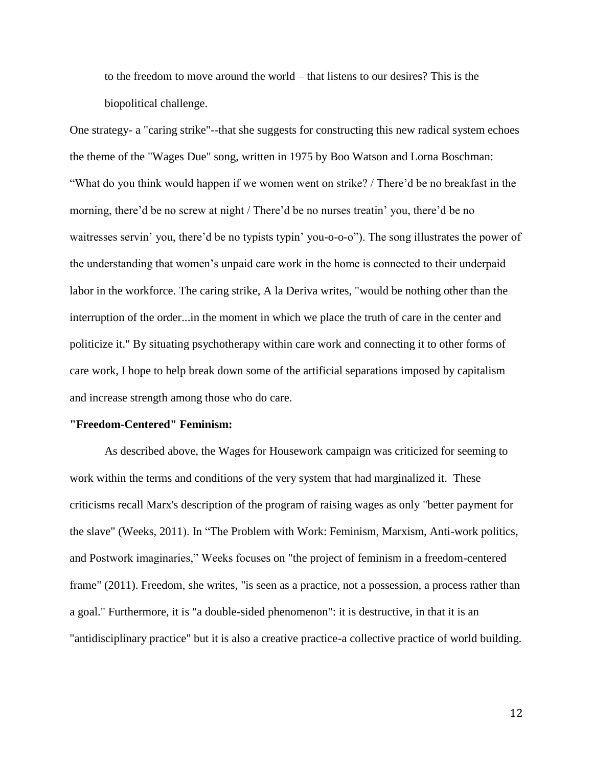> to the freedom to move around the world – that listens to our desires? This is the biopolitical challenge.

One strategy- a "caring strike"--that she suggests for constructing this new radical system echoes the theme of the "Wages Due" song, written in 1975 by Boo Watson and Lorna Boschman: "What do you think would happen if we women went on strike? / There'd be no breakfast in the morning, there'd be no screw at night / There'd be no nurses treatin' you, there'd be no waitresses servin' you, there'd be no typists typin' you-o-o-o"). The song illustrates the power of the understanding that women's unpaid care work in the home is connected to their underpaid labor in the workforce. The caring strike, A la Deriva writes, "would be nothing other than the interruption of the order...in the moment in which we place the truth of care in the center and politicize it." By situating psychotherapy within care work and connecting it to other forms of care work, I hope to help break down some of the artificial separations imposed by capitalism and increase strength among those who do care.

**"Freedom-Centered" Feminism:**

As described above, the Wages for Housework campaign was criticized for seeming to work within the terms and conditions of the very system that had marginalized it. These criticisms recall Marx's description of the program of raising wages as only "better payment for the slave" (Weeks, 2011). In "The Problem with Work: Feminism, Marxism, Anti-work politics, and Postwork imaginaries," Weeks focuses on "the project of feminism in a freedom-centered frame" (2011). Freedom, she writes, "is seen as a practice, not a possession, a process rather than a goal." Furthermore, it is "a double-sided phenomenon": it is destructive, in that it is an "antidisciplinary practice" but it is also a creative practice-a collective practice of world building.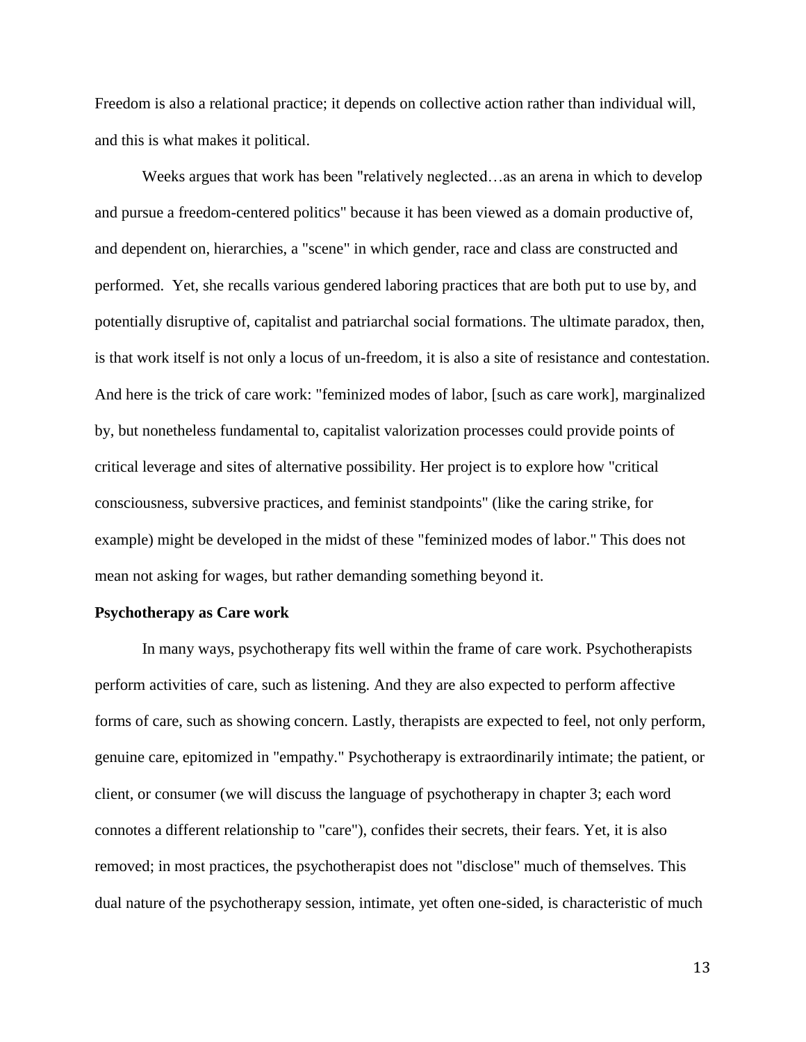Freedom is also a relational practice; it depends on collective action rather than individual will, and this is what makes it political.

Weeks argues that work has been "relatively neglected…as an arena in which to develop and pursue a freedom-centered politics" because it has been viewed as a domain productive of, and dependent on, hierarchies, a "scene" in which gender, race and class are constructed and performed. Yet, she recalls various gendered laboring practices that are both put to use by, and potentially disruptive of, capitalist and patriarchal social formations. The ultimate paradox, then, is that work itself is not only a locus of un-freedom, it is also a site of resistance and contestation. And here is the trick of care work: "feminized modes of labor, [such as care work], marginalized by, but nonetheless fundamental to, capitalist valorization processes could provide points of critical leverage and sites of alternative possibility. Her project is to explore how "critical consciousness, subversive practices, and feminist standpoints" (like the caring strike, for example) might be developed in the midst of these "feminized modes of labor." This does not mean not asking for wages, but rather demanding something beyond it.

**Psychotherapy as Care work**

In many ways, psychotherapy fits well within the frame of care work. Psychotherapists perform activities of care, such as listening. And they are also expected to perform affective forms of care, such as showing concern. Lastly, therapists are expected to feel, not only perform, genuine care, epitomized in "empathy." Psychotherapy is extraordinarily intimate; the patient, or client, or consumer (we will discuss the language of psychotherapy in chapter 3; each word connotes a different relationship to "care"), confides their secrets, their fears. Yet, it is also removed; in most practices, the psychotherapist does not "disclose" much of themselves. This dual nature of the psychotherapy session, intimate, yet often one-sided, is characteristic of much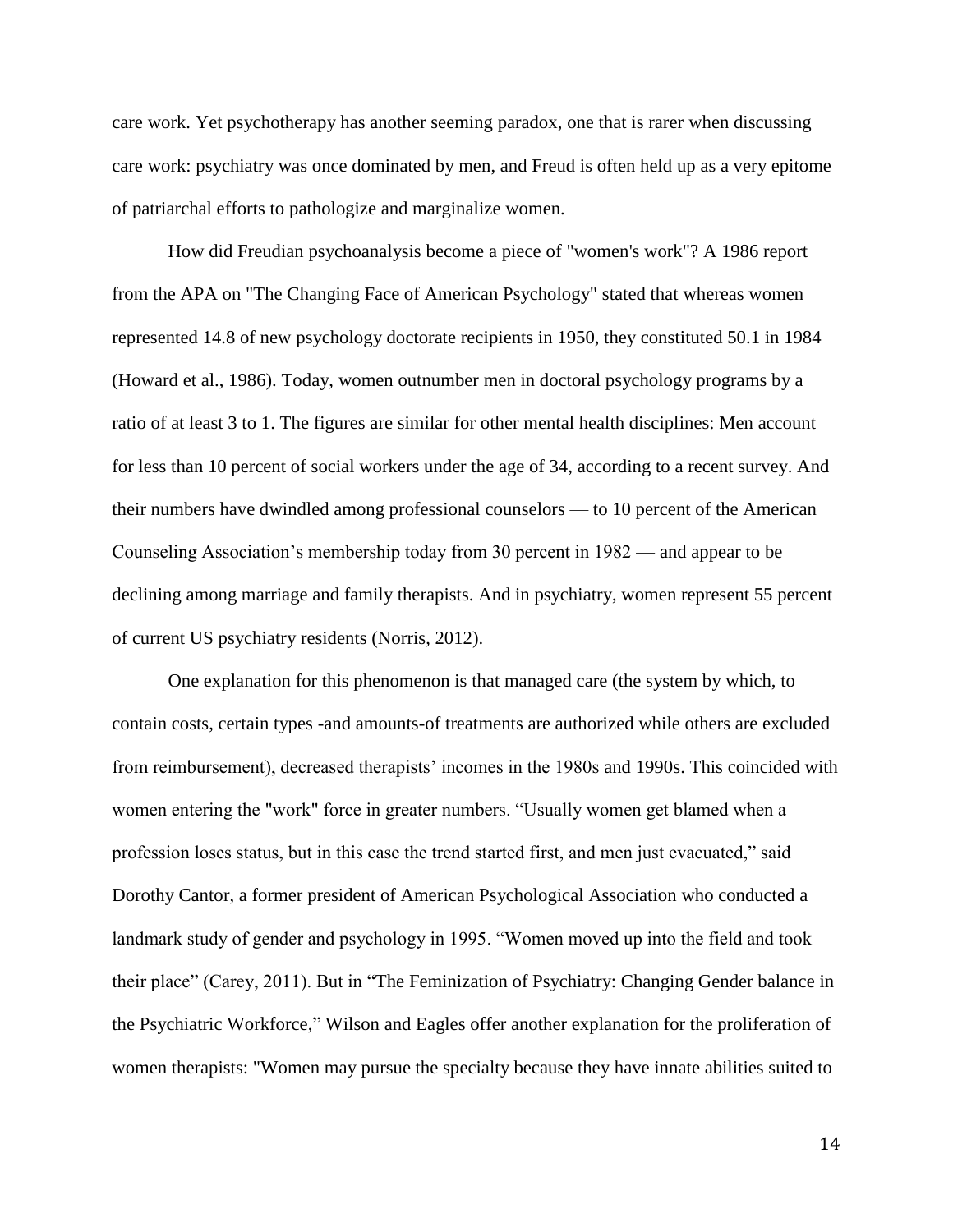care work. Yet psychotherapy has another seeming paradox, one that is rarer when discussing care work: psychiatry was once dominated by men, and Freud is often held up as a very epitome of patriarchal efforts to pathologize and marginalize women.

How did Freudian psychoanalysis become a piece of "women's work"? A 1986 report from the APA on "The Changing Face of American Psychology" stated that whereas women represented 14.8 of new psychology doctorate recipients in 1950, they constituted 50.1 in 1984 (Howard et al., 1986). Today, women outnumber men in doctoral psychology programs by a ratio of at least 3 to 1. The figures are similar for other mental health disciplines: Men account for less than 10 percent of social workers under the age of 34, according to a recent survey. And their numbers have dwindled among professional counselors — to 10 percent of the American Counseling Association's membership today from 30 percent in 1982 — and appear to be declining among marriage and family therapists. And in psychiatry, women represent 55 percent of current US psychiatry residents (Norris, 2012).

One explanation for this phenomenon is that managed care (the system by which, to contain costs, certain types -and amounts-of treatments are authorized while others are excluded from reimbursement), decreased therapists' incomes in the 1980s and 1990s. This coincided with women entering the "work" force in greater numbers. "Usually women get blamed when a profession loses status, but in this case the trend started first, and men just evacuated," said Dorothy Cantor, a former president of American Psychological Association who conducted a landmark study of gender and psychology in 1995. "Women moved up into the field and took their place" (Carey, 2011). But in "The Feminization of Psychiatry: Changing Gender balance in the Psychiatric Workforce," Wilson and Eagles offer another explanation for the proliferation of women therapists: "Women may pursue the specialty because they have innate abilities suited to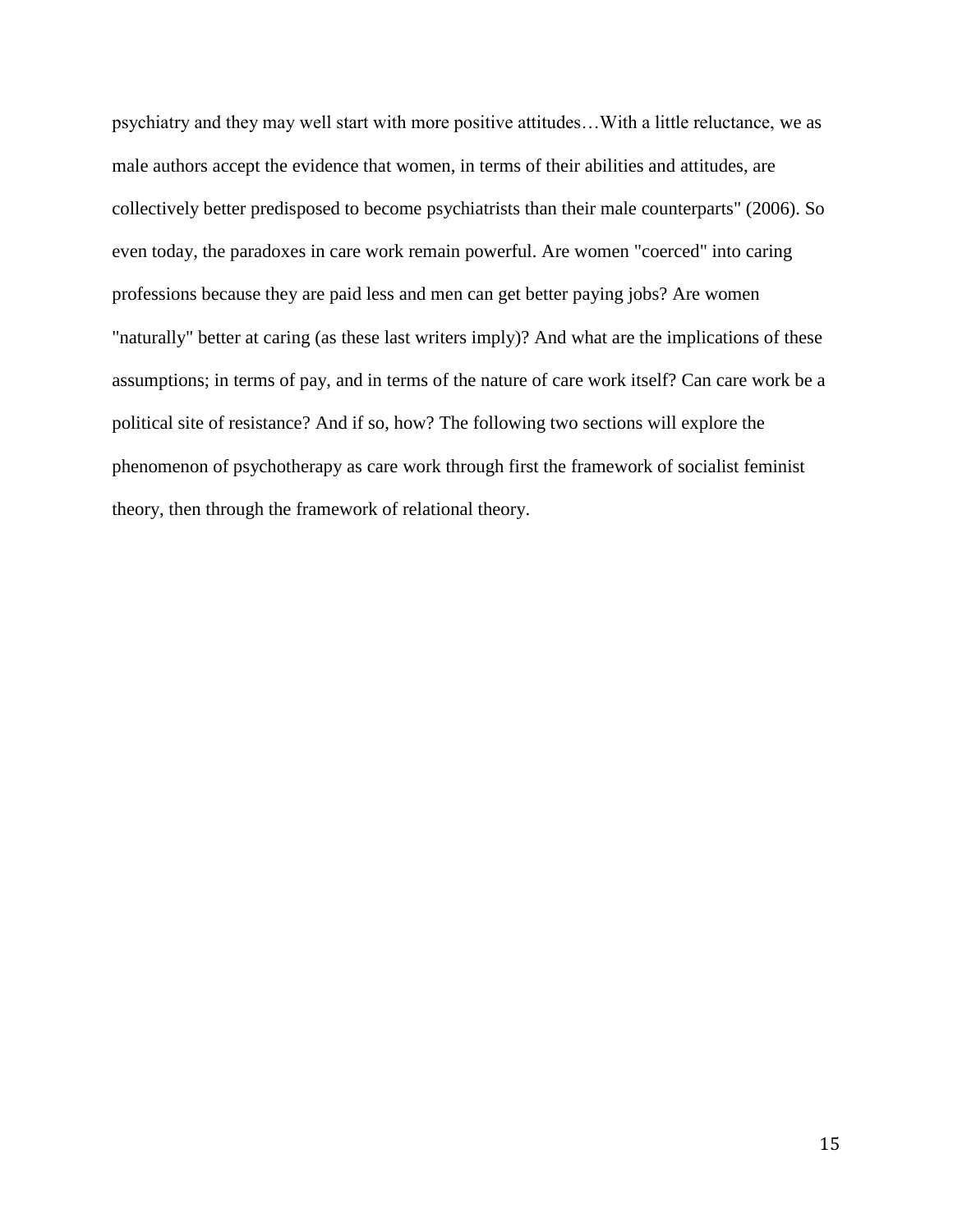psychiatry and they may well start with more positive attitudes…With a little reluctance, we as male authors accept the evidence that women, in terms of their abilities and attitudes, are collectively better predisposed to become psychiatrists than their male counterparts" (2006). So even today, the paradoxes in care work remain powerful. Are women "coerced" into caring professions because they are paid less and men can get better paying jobs? Are women "naturally" better at caring (as these last writers imply)? And what are the implications of these assumptions; in terms of pay, and in terms of the nature of care work itself? Can care work be a political site of resistance? And if so, how? The following two sections will explore the phenomenon of psychotherapy as care work through first the framework of socialist feminist theory, then through the framework of relational theory.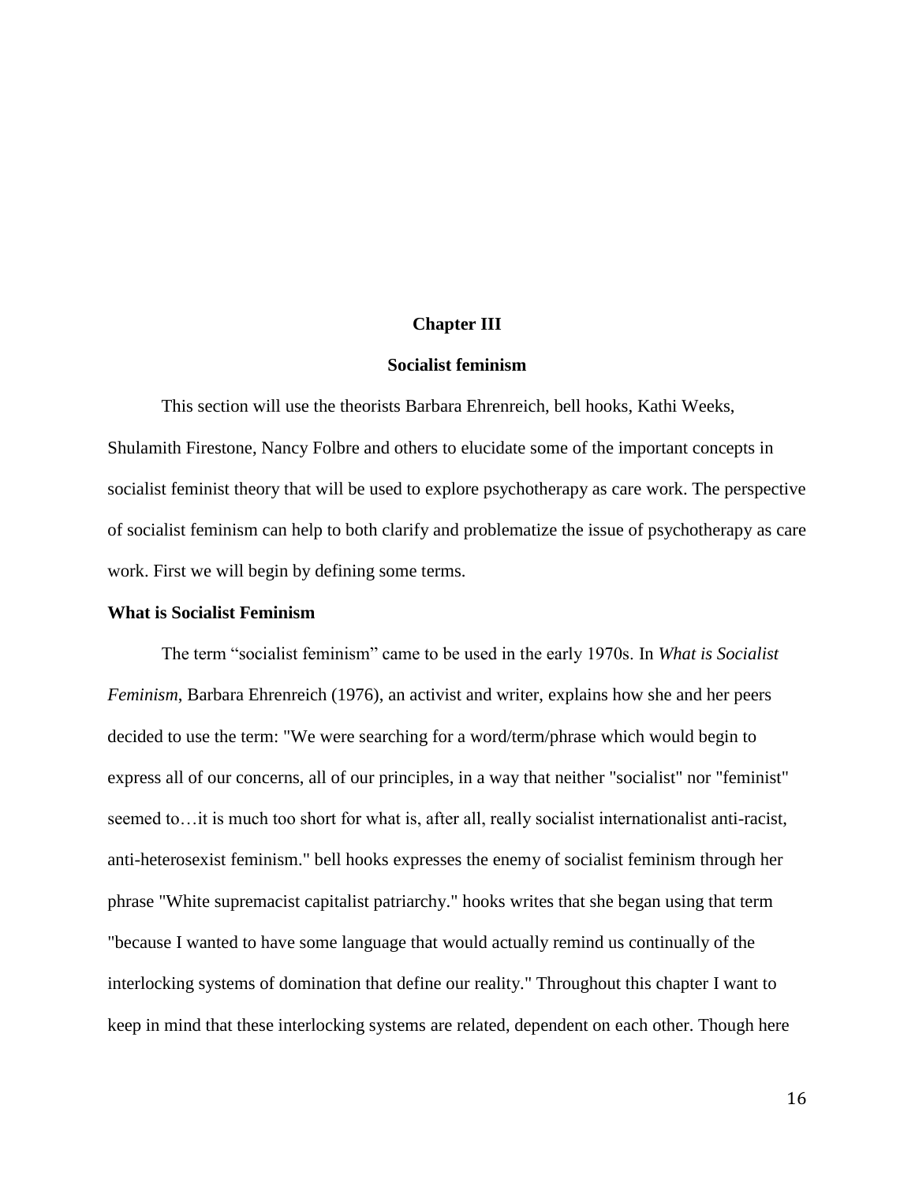# Chapter III

## Socialist feminism

This section will use the theorists Barbara Ehrenreich, bell hooks, Kathi Weeks, Shulamith Firestone, Nancy Folbre and others to elucidate some of the important concepts in socialist feminist theory that will be used to explore psychotherapy as care work. The perspective of socialist feminism can help to both clarify and problematize the issue of psychotherapy as care work. First we will begin by defining some terms.

### What is Socialist Feminism

The term “socialist feminism” came to be used in the early 1970s. In *What is Socialist Feminism*, Barbara Ehrenreich (1976), an activist and writer, explains how she and her peers decided to use the term: "We were searching for a word/term/phrase which would begin to express all of our concerns, all of our principles, in a way that neither "socialist" nor "feminist" seemed to…it is much too short for what is, after all, really socialist internationalist anti-racist, anti-heterosexist feminism." bell hooks expresses the enemy of socialist feminism through her phrase "White supremacist capitalist patriarchy." hooks writes that she began using that term "because I wanted to have some language that would actually remind us continually of the interlocking systems of domination that define our reality." Throughout this chapter I want to keep in mind that these interlocking systems are related, dependent on each other. Though here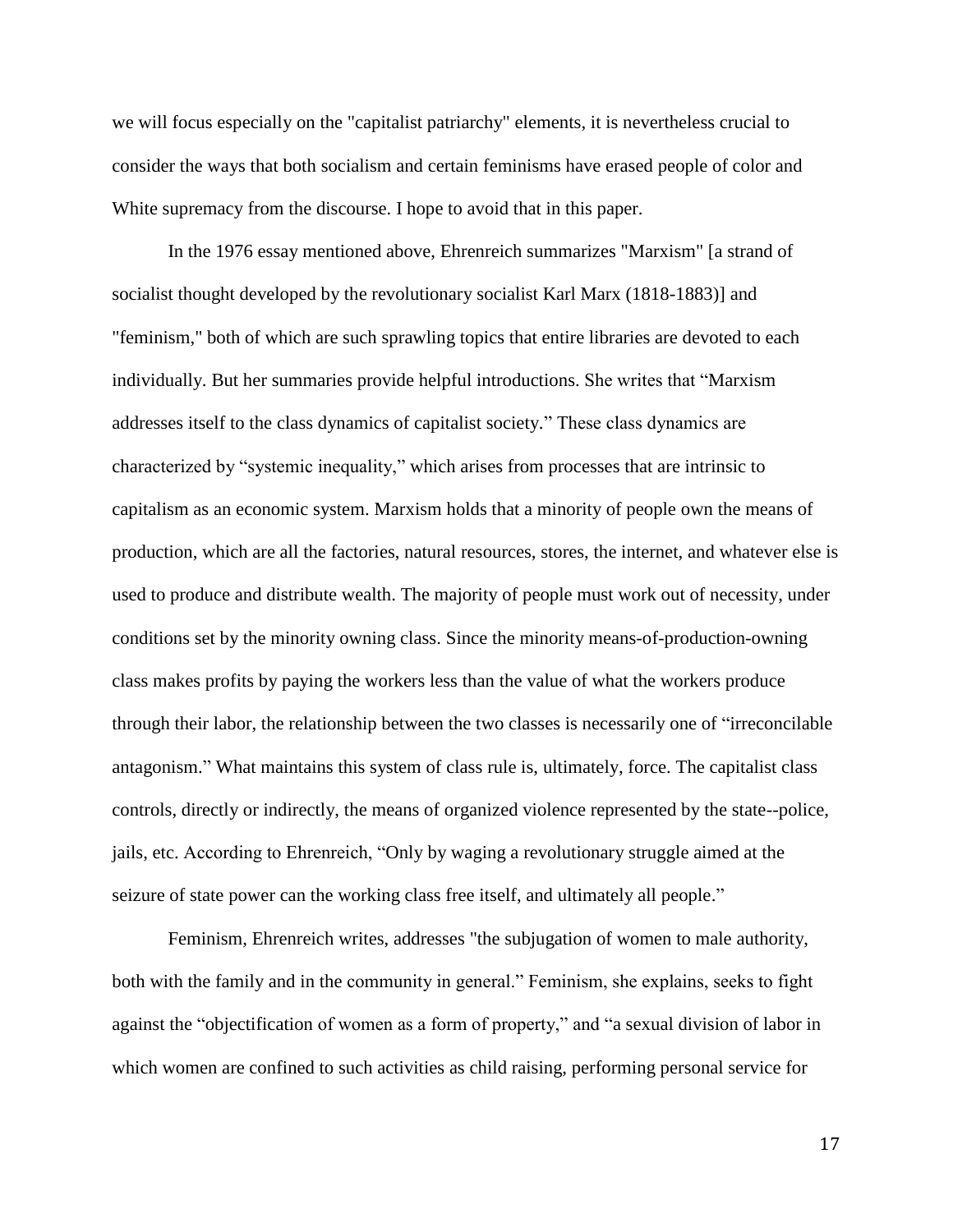we will focus especially on the "capitalist patriarchy" elements, it is nevertheless crucial to consider the ways that both socialism and certain feminisms have erased people of color and White supremacy from the discourse. I hope to avoid that in this paper.

In the 1976 essay mentioned above, Ehrenreich summarizes "Marxism" [a strand of socialist thought developed by the revolutionary socialist Karl Marx (1818-1883)] and "feminism," both of which are such sprawling topics that entire libraries are devoted to each individually. But her summaries provide helpful introductions. She writes that "Marxism addresses itself to the class dynamics of capitalist society." These class dynamics are characterized by "systemic inequality," which arises from processes that are intrinsic to capitalism as an economic system. Marxism holds that a minority of people own the means of production, which are all the factories, natural resources, stores, the internet, and whatever else is used to produce and distribute wealth. The majority of people must work out of necessity, under conditions set by the minority owning class. Since the minority means-of-production-owning class makes profits by paying the workers less than the value of what the workers produce through their labor, the relationship between the two classes is necessarily one of "irreconcilable antagonism." What maintains this system of class rule is, ultimately, force. The capitalist class controls, directly or indirectly, the means of organized violence represented by the state--police, jails, etc. According to Ehrenreich, "Only by waging a revolutionary struggle aimed at the seizure of state power can the working class free itself, and ultimately all people."

Feminism, Ehrenreich writes, addresses "the subjugation of women to male authority, both with the family and in the community in general." Feminism, she explains, seeks to fight against the "objectification of women as a form of property," and "a sexual division of labor in which women are confined to such activities as child raising, performing personal service for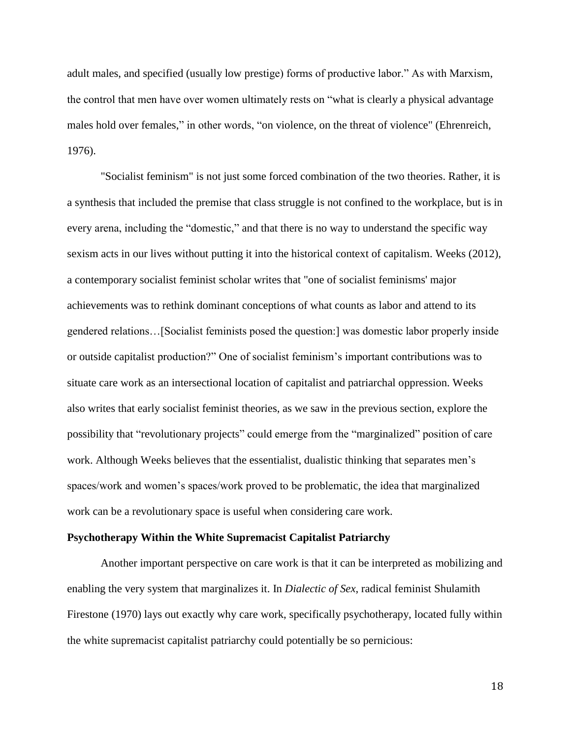adult males, and specified (usually low prestige) forms of productive labor." As with Marxism, the control that men have over women ultimately rests on "what is clearly a physical advantage males hold over females," in other words, "on violence, on the threat of violence" (Ehrenreich, 1976).

"Socialist feminism" is not just some forced combination of the two theories. Rather, it is a synthesis that included the premise that class struggle is not confined to the workplace, but is in every arena, including the "domestic," and that there is no way to understand the specific way sexism acts in our lives without putting it into the historical context of capitalism. Weeks (2012), a contemporary socialist feminist scholar writes that "one of socialist feminisms' major achievements was to rethink dominant conceptions of what counts as labor and attend to its gendered relations…[Socialist feminists posed the question:] was domestic labor properly inside or outside capitalist production?" One of socialist feminism's important contributions was to situate care work as an intersectional location of capitalist and patriarchal oppression. Weeks also writes that early socialist feminist theories, as we saw in the previous section, explore the possibility that "revolutionary projects" could emerge from the "marginalized" position of care work. Although Weeks believes that the essentialist, dualistic thinking that separates men's spaces/work and women's spaces/work proved to be problematic, the idea that marginalized work can be a revolutionary space is useful when considering care work.

**Psychotherapy Within the White Supremacist Capitalist Patriarchy**

Another important perspective on care work is that it can be interpreted as mobilizing and enabling the very system that marginalizes it. In *Dialectic of Sex*, radical feminist Shulamith Firestone (1970) lays out exactly why care work, specifically psychotherapy, located fully within the white supremacist capitalist patriarchy could potentially be so pernicious: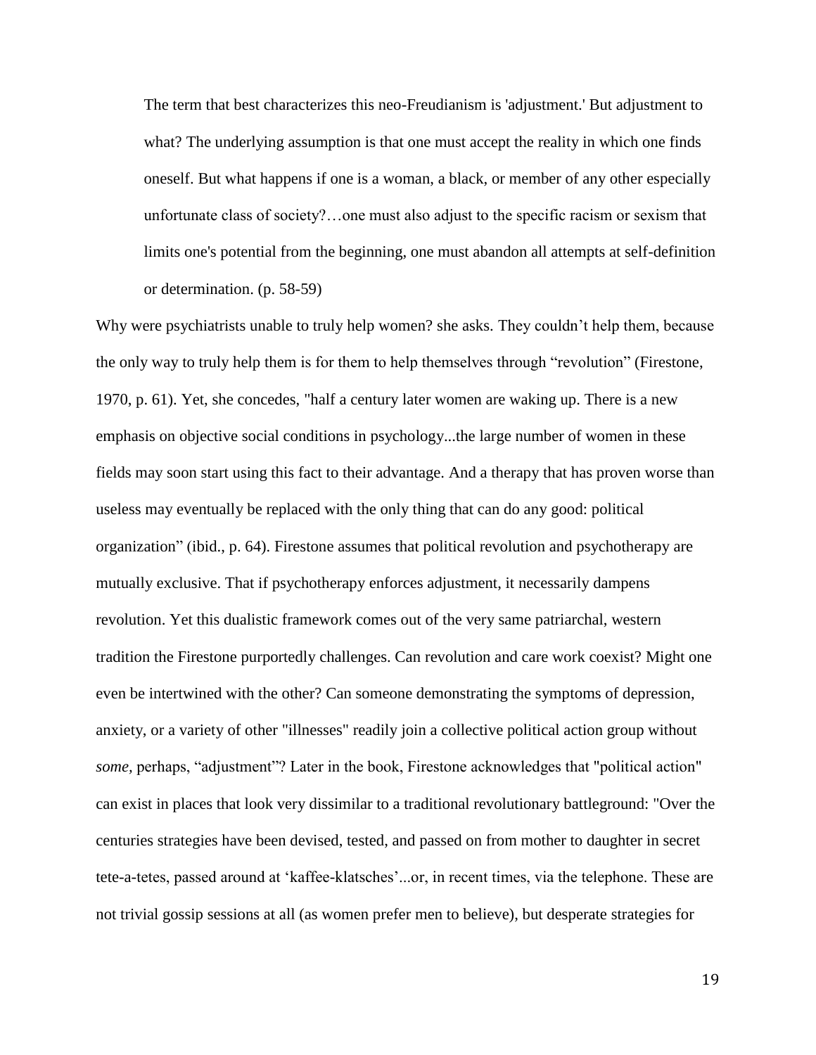> The term that best characterizes this neo-Freudianism is 'adjustment.' But adjustment to what? The underlying assumption is that one must accept the reality in which one finds oneself. But what happens if one is a woman, a black, or member of any other especially unfortunate class of society?…one must also adjust to the specific racism or sexism that limits one's potential from the beginning, one must abandon all attempts at self-definition or determination. (p. 58-59)

Why were psychiatrists unable to truly help women? she asks. They couldn't help them, because the only way to truly help them is for them to help themselves through "revolution" (Firestone, 1970, p. 61). Yet, she concedes, "half a century later women are waking up. There is a new emphasis on objective social conditions in psychology...the large number of women in these fields may soon start using this fact to their advantage. And a therapy that has proven worse than useless may eventually be replaced with the only thing that can do any good: political organization" (ibid., p. 64). Firestone assumes that political revolution and psychotherapy are mutually exclusive. That if psychotherapy enforces adjustment, it necessarily dampens revolution. Yet this dualistic framework comes out of the very same patriarchal, western tradition the Firestone purportedly challenges. Can revolution and care work coexist? Might one even be intertwined with the other? Can someone demonstrating the symptoms of depression, anxiety, or a variety of other "illnesses" readily join a collective political action group without *some,* perhaps, "adjustment"? Later in the book, Firestone acknowledges that "political action" can exist in places that look very dissimilar to a traditional revolutionary battleground: "Over the centuries strategies have been devised, tested, and passed on from mother to daughter in secret tete-a-tetes, passed around at 'kaffee-klatsches'...or, in recent times, via the telephone. These are not trivial gossip sessions at all (as women prefer men to believe), but desperate strategies for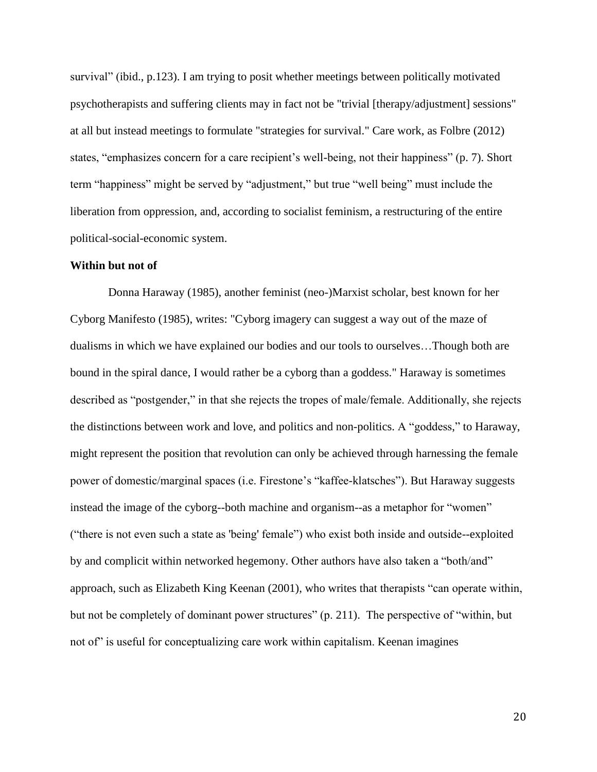survival" (ibid., p.123). I am trying to posit whether meetings between politically motivated psychotherapists and suffering clients may in fact not be "trivial [therapy/adjustment] sessions" at all but instead meetings to formulate "strategies for survival." Care work, as Folbre (2012) states, "emphasizes concern for a care recipient's well-being, not their happiness" (p. 7). Short term "happiness" might be served by "adjustment," but true "well being" must include the liberation from oppression, and, according to socialist feminism, a restructuring of the entire political-social-economic system.

**Within but not of**

Donna Haraway (1985), another feminist (neo-)Marxist scholar, best known for her Cyborg Manifesto (1985), writes: "Cyborg imagery can suggest a way out of the maze of dualisms in which we have explained our bodies and our tools to ourselves…Though both are bound in the spiral dance, I would rather be a cyborg than a goddess." Haraway is sometimes described as "postgender," in that she rejects the tropes of male/female. Additionally, she rejects the distinctions between work and love, and politics and non-politics. A "goddess," to Haraway, might represent the position that revolution can only be achieved through harnessing the female power of domestic/marginal spaces (i.e. Firestone's "kaffee-klatsches"). But Haraway suggests instead the image of the cyborg--both machine and organism--as a metaphor for "women" ("there is not even such a state as 'being' female") who exist both inside and outside--exploited by and complicit within networked hegemony. Other authors have also taken a "both/and" approach, such as Elizabeth King Keenan (2001), who writes that therapists "can operate within, but not be completely of dominant power structures" (p. 211). The perspective of "within, but not of" is useful for conceptualizing care work within capitalism. Keenan imagines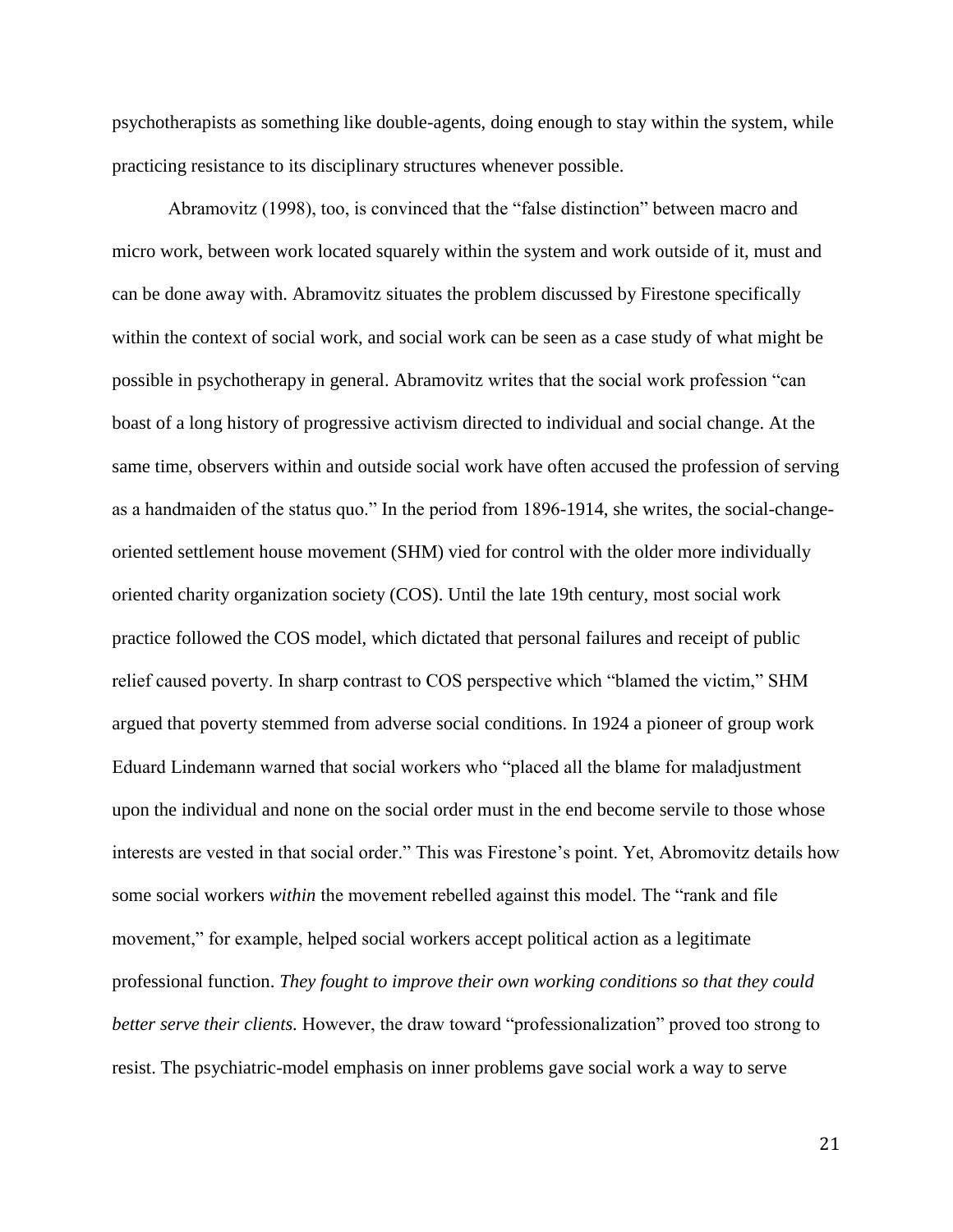psychotherapists as something like double-agents, doing enough to stay within the system, while practicing resistance to its disciplinary structures whenever possible.

Abramovitz (1998), too, is convinced that the "false distinction" between macro and micro work, between work located squarely within the system and work outside of it, must and can be done away with. Abramovitz situates the problem discussed by Firestone specifically within the context of social work, and social work can be seen as a case study of what might be possible in psychotherapy in general. Abramovitz writes that the social work profession "can boast of a long history of progressive activism directed to individual and social change. At the same time, observers within and outside social work have often accused the profession of serving as a handmaiden of the status quo." In the period from 1896-1914, she writes, the social-change-oriented settlement house movement (SHM) vied for control with the older more individually oriented charity organization society (COS). Until the late 19th century, most social work practice followed the COS model, which dictated that personal failures and receipt of public relief caused poverty. In sharp contrast to COS perspective which "blamed the victim," SHM argued that poverty stemmed from adverse social conditions. In 1924 a pioneer of group work Eduard Lindemann warned that social workers who "placed all the blame for maladjustment upon the individual and none on the social order must in the end become servile to those whose interests are vested in that social order." This was Firestone's point. Yet, Abromovitz details how some social workers *within* the movement rebelled against this model. The "rank and file movement," for example, helped social workers accept political action as a legitimate professional function. *They fought to improve their own working conditions so that they could better serve their clients.* However, the draw toward "professionalization" proved too strong to resist. The psychiatric-model emphasis on inner problems gave social work a way to serve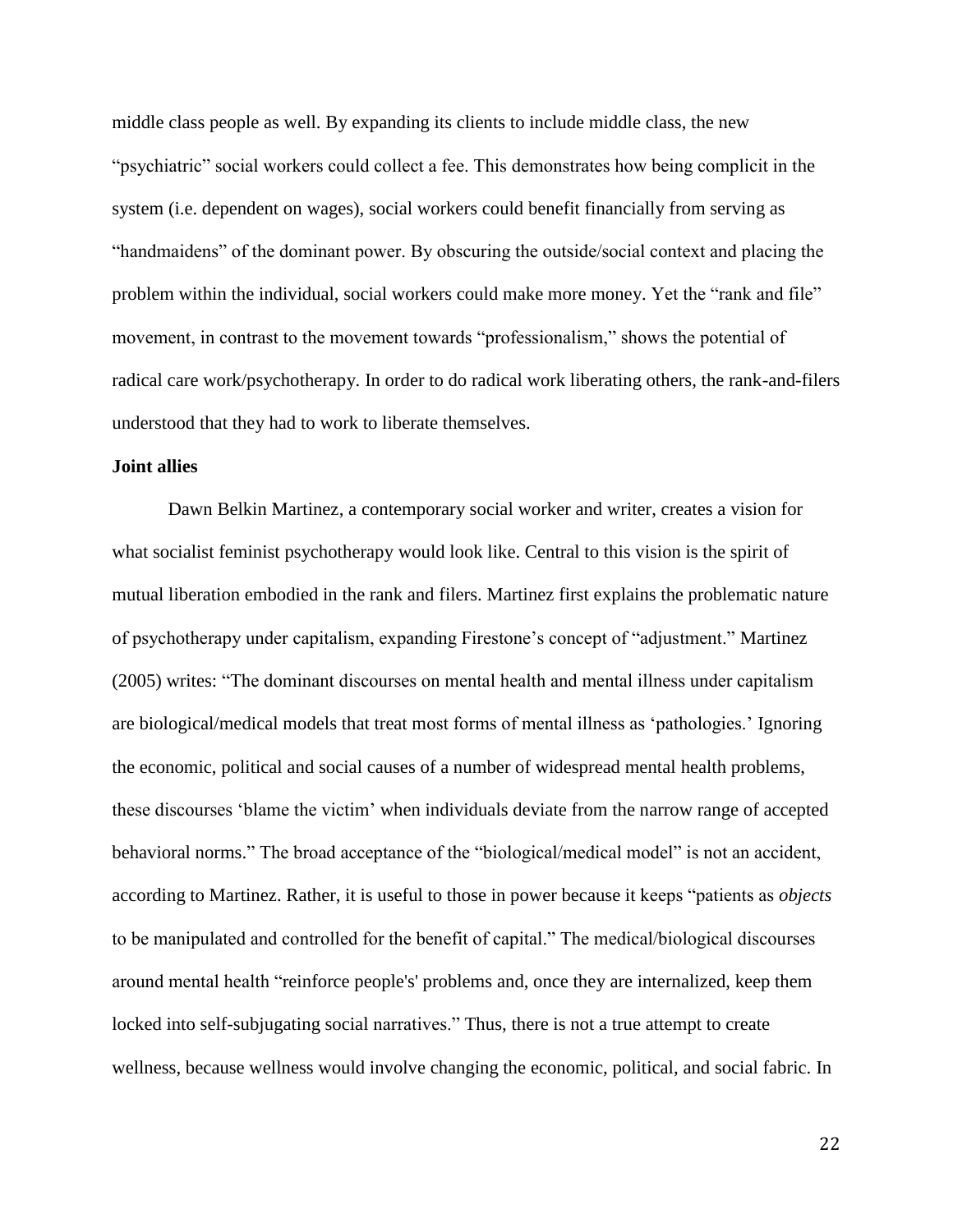middle class people as well. By expanding its clients to include middle class, the new "psychiatric" social workers could collect a fee. This demonstrates how being complicit in the system (i.e. dependent on wages), social workers could benefit financially from serving as "handmaidens" of the dominant power. By obscuring the outside/social context and placing the problem within the individual, social workers could make more money. Yet the "rank and file" movement, in contrast to the movement towards "professionalism," shows the potential of radical care work/psychotherapy. In order to do radical work liberating others, the rank-and-filers understood that they had to work to liberate themselves.

**Joint allies**

Dawn Belkin Martinez, a contemporary social worker and writer, creates a vision for what socialist feminist psychotherapy would look like. Central to this vision is the spirit of mutual liberation embodied in the rank and filers. Martinez first explains the problematic nature of psychotherapy under capitalism, expanding Firestone's concept of "adjustment." Martinez (2005) writes: "The dominant discourses on mental health and mental illness under capitalism are biological/medical models that treat most forms of mental illness as 'pathologies.' Ignoring the economic, political and social causes of a number of widespread mental health problems, these discourses 'blame the victim' when individuals deviate from the narrow range of accepted behavioral norms." The broad acceptance of the "biological/medical model" is not an accident, according to Martinez. Rather, it is useful to those in power because it keeps "patients as *objects* to be manipulated and controlled for the benefit of capital." The medical/biological discourses around mental health "reinforce people's' problems and, once they are internalized, keep them locked into self-subjugating social narratives." Thus, there is not a true attempt to create wellness, because wellness would involve changing the economic, political, and social fabric. In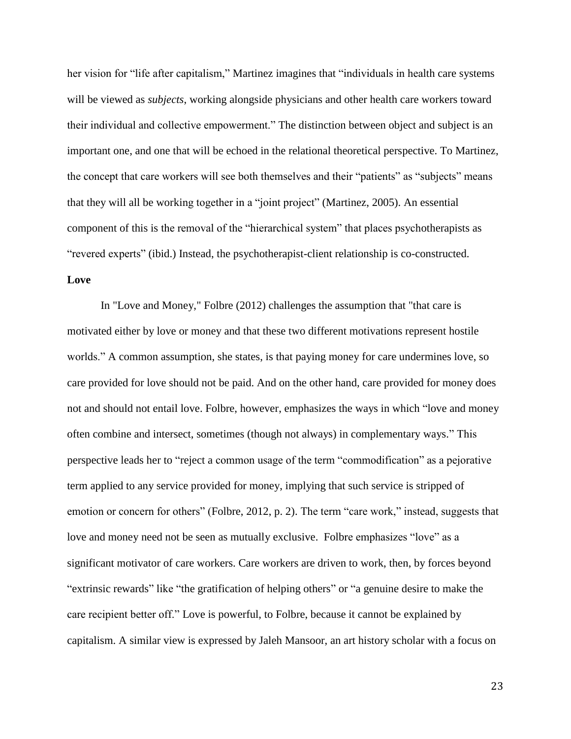her vision for "life after capitalism," Martinez imagines that "individuals in health care systems will be viewed as *subjects*, working alongside physicians and other health care workers toward their individual and collective empowerment." The distinction between object and subject is an important one, and one that will be echoed in the relational theoretical perspective. To Martinez, the concept that care workers will see both themselves and their "patients" as "subjects" means that they will all be working together in a "joint project" (Martinez, 2005). An essential component of this is the removal of the "hierarchical system" that places psychotherapists as "revered experts" (ibid.) Instead, the psychotherapist-client relationship is co-constructed.

**Love**

In "Love and Money," Folbre (2012) challenges the assumption that "that care is motivated either by love or money and that these two different motivations represent hostile worlds." A common assumption, she states, is that paying money for care undermines love, so care provided for love should not be paid. And on the other hand, care provided for money does not and should not entail love. Folbre, however, emphasizes the ways in which "love and money often combine and intersect, sometimes (though not always) in complementary ways." This perspective leads her to "reject a common usage of the term "commodification" as a pejorative term applied to any service provided for money, implying that such service is stripped of emotion or concern for others" (Folbre, 2012, p. 2). The term "care work," instead, suggests that love and money need not be seen as mutually exclusive. Folbre emphasizes "love" as a significant motivator of care workers. Care workers are driven to work, then, by forces beyond "extrinsic rewards" like "the gratification of helping others" or "a genuine desire to make the care recipient better off." Love is powerful, to Folbre, because it cannot be explained by capitalism. A similar view is expressed by Jaleh Mansoor, an art history scholar with a focus on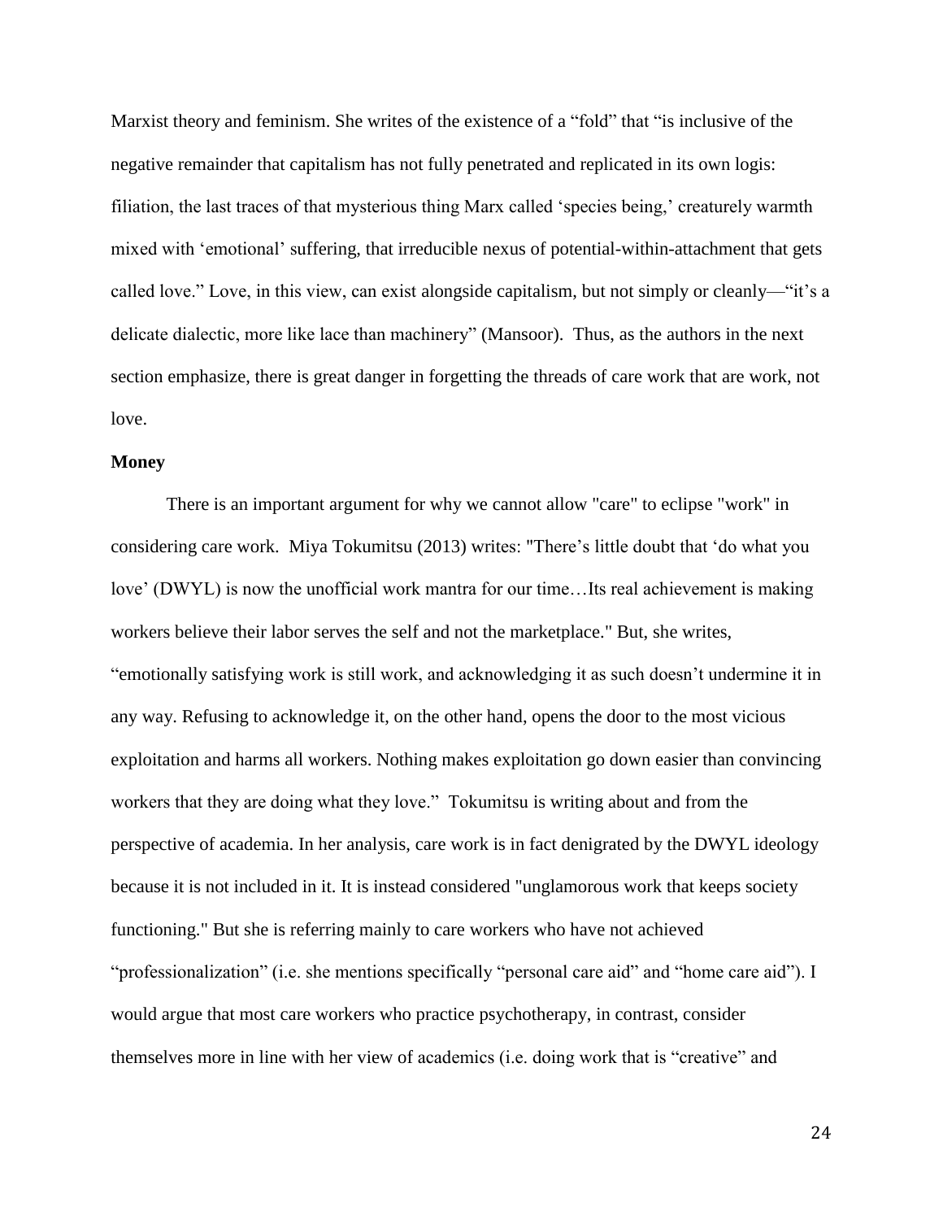Marxist theory and feminism. She writes of the existence of a "fold" that "is inclusive of the negative remainder that capitalism has not fully penetrated and replicated in its own logis: filiation, the last traces of that mysterious thing Marx called 'species being,' creaturely warmth mixed with 'emotional' suffering, that irreducible nexus of potential-within-attachment that gets called love." Love, in this view, can exist alongside capitalism, but not simply or cleanly—"it's a delicate dialectic, more like lace than machinery" (Mansoor). Thus, as the authors in the next section emphasize, there is great danger in forgetting the threads of care work that are work, not love.

**Money**

There is an important argument for why we cannot allow "care" to eclipse "work" in considering care work. Miya Tokumitsu (2013) writes: "There's little doubt that 'do what you love' (DWYL) is now the unofficial work mantra for our time…Its real achievement is making workers believe their labor serves the self and not the marketplace." But, she writes, "emotionally satisfying work is still work, and acknowledging it as such doesn't undermine it in any way. Refusing to acknowledge it, on the other hand, opens the door to the most vicious exploitation and harms all workers. Nothing makes exploitation go down easier than convincing workers that they are doing what they love." Tokumitsu is writing about and from the perspective of academia. In her analysis, care work is in fact denigrated by the DWYL ideology because it is not included in it. It is instead considered "unglamorous work that keeps society functioning." But she is referring mainly to care workers who have not achieved "professionalization" (i.e. she mentions specifically "personal care aid" and "home care aid"). I would argue that most care workers who practice psychotherapy, in contrast, consider themselves more in line with her view of academics (i.e. doing work that is "creative" and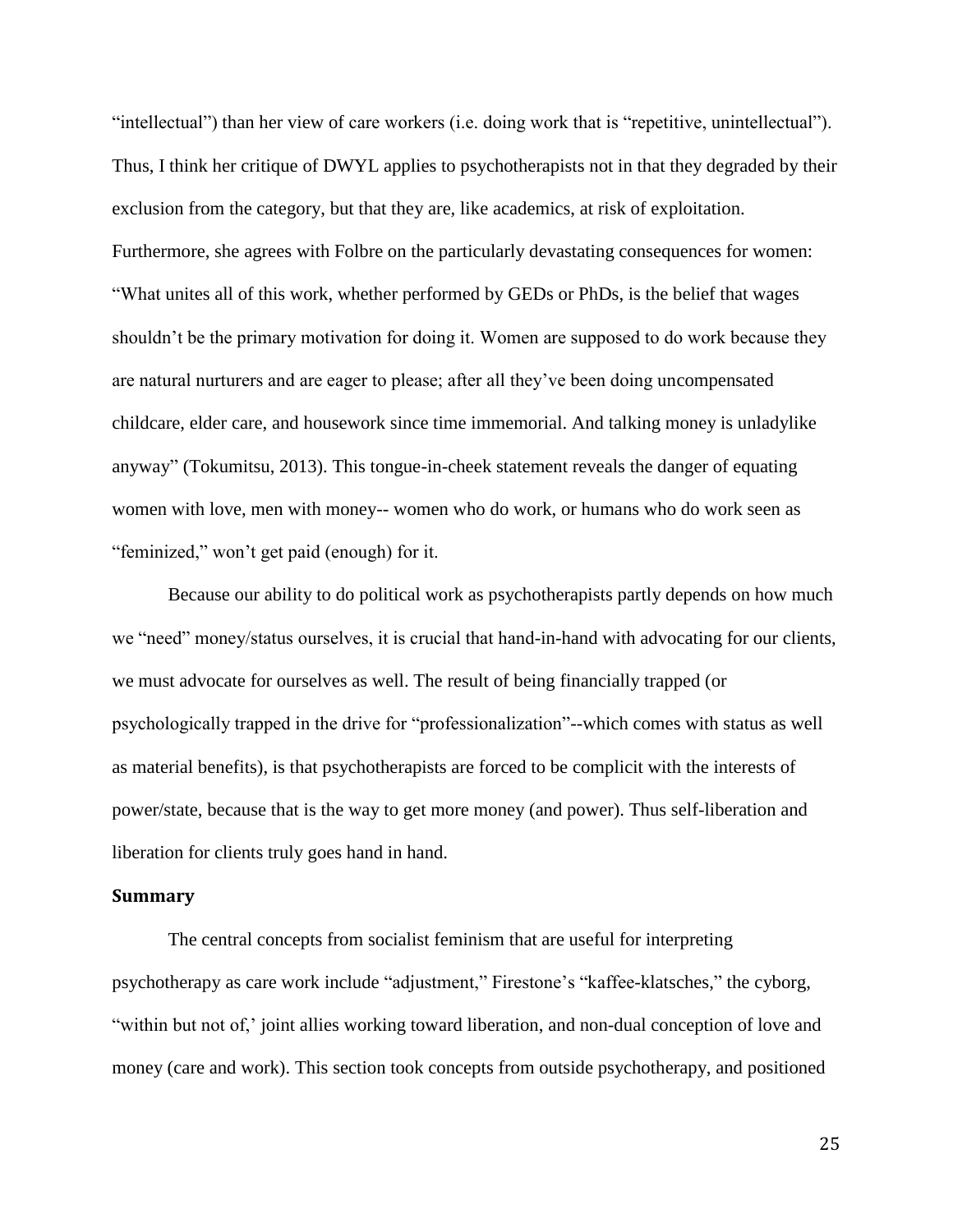“intellectual”) than her view of care workers (i.e. doing work that is “repetitive, unintellectual”). Thus, I think her critique of DWYL applies to psychotherapists not in that they degraded by their exclusion from the category, but that they are, like academics, at risk of exploitation. Furthermore, she agrees with Folbre on the particularly devastating consequences for women: “What unites all of this work, whether performed by GEDs or PhDs, is the belief that wages shouldn’t be the primary motivation for doing it. Women are supposed to do work because they are natural nurturers and are eager to please; after all they’ve been doing uncompensated childcare, elder care, and housework since time immemorial. And talking money is unladylike anyway” (Tokumitsu, 2013). This tongue-in-cheek statement reveals the danger of equating women with love, men with money-- women who do work, or humans who do work seen as “feminized,” won’t get paid (enough) for it.

Because our ability to do political work as psychotherapists partly depends on how much we “need” money/status ourselves, it is crucial that hand-in-hand with advocating for our clients, we must advocate for ourselves as well. The result of being financially trapped (or psychologically trapped in the drive for “professionalization”--which comes with status as well as material benefits), is that psychotherapists are forced to be complicit with the interests of power/state, because that is the way to get more money (and power). Thus self-liberation and liberation for clients truly goes hand in hand.

### Summary

The central concepts from socialist feminism that are useful for interpreting psychotherapy as care work include “adjustment,” Firestone’s “kaffee-klatsches,” the cyborg, “within but not of,’ joint allies working toward liberation, and non-dual conception of love and money (care and work). This section took concepts from outside psychotherapy, and positioned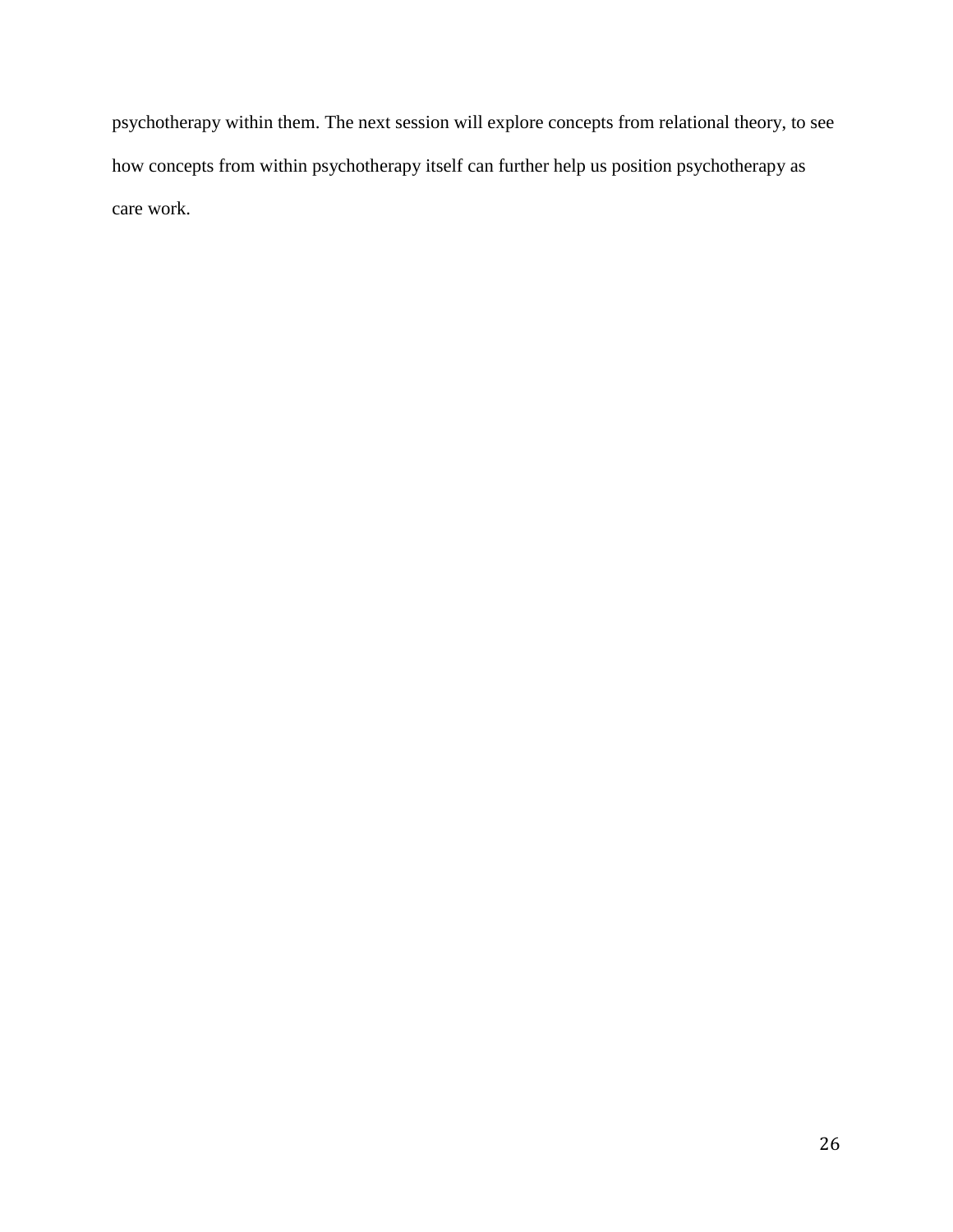psychotherapy within them. The next session will explore concepts from relational theory, to see how concepts from within psychotherapy itself can further help us position psychotherapy as care work.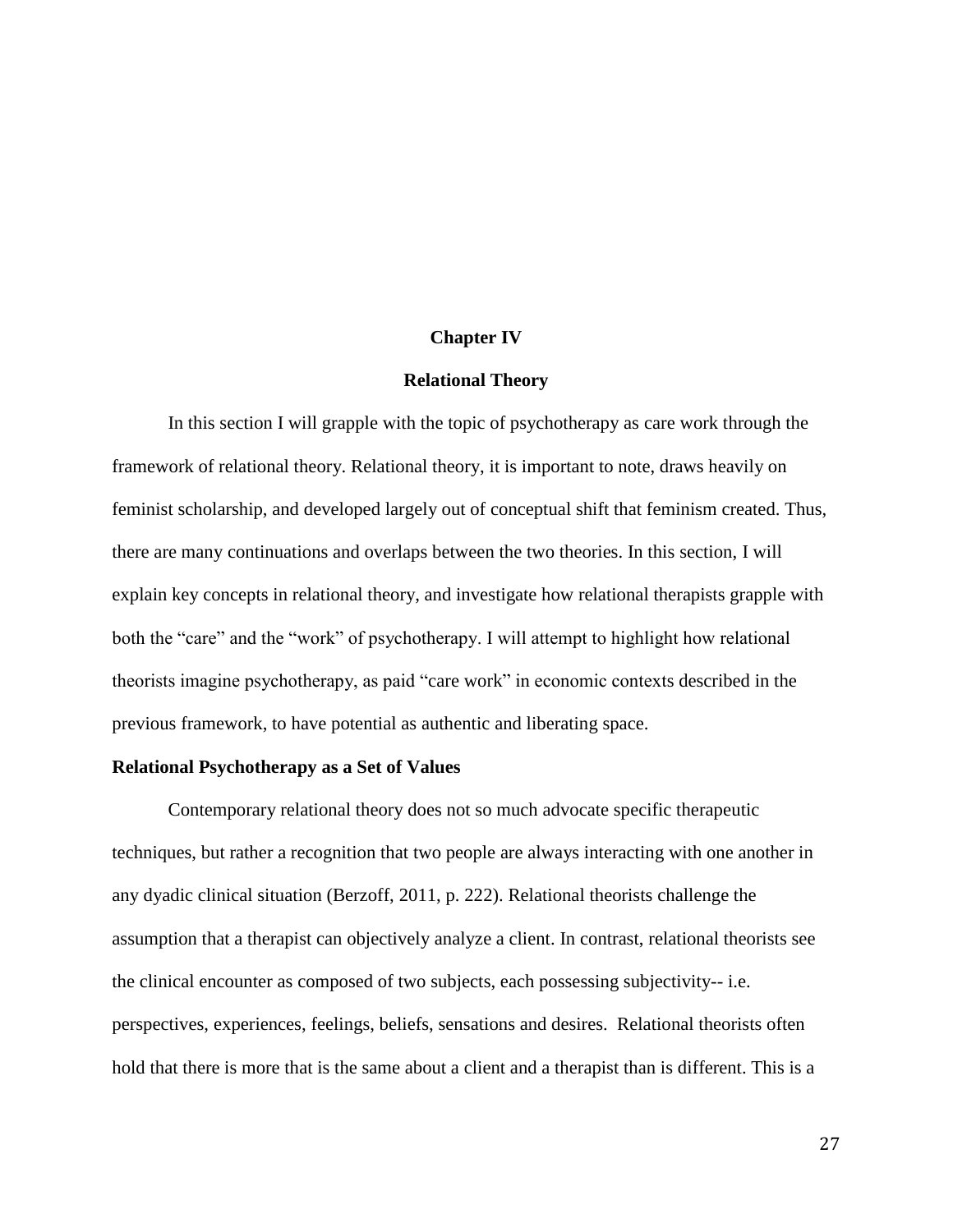# Chapter IV

## Relational Theory

In this section I will grapple with the topic of psychotherapy as care work through the framework of relational theory. Relational theory, it is important to note, draws heavily on feminist scholarship, and developed largely out of conceptual shift that feminism created. Thus, there are many continuations and overlaps between the two theories. In this section, I will explain key concepts in relational theory, and investigate how relational therapists grapple with both the "care" and the "work" of psychotherapy. I will attempt to highlight how relational theorists imagine psychotherapy, as paid "care work" in economic contexts described in the previous framework, to have potential as authentic and liberating space.

### Relational Psychotherapy as a Set of Values

Contemporary relational theory does not so much advocate specific therapeutic techniques, but rather a recognition that two people are always interacting with one another in any dyadic clinical situation (Berzoff, 2011, p. 222). Relational theorists challenge the assumption that a therapist can objectively analyze a client. In contrast, relational theorists see the clinical encounter as composed of two subjects, each possessing subjectivity-- i.e. perspectives, experiences, feelings, beliefs, sensations and desires. Relational theorists often hold that there is more that is the same about a client and a therapist than is different. This is a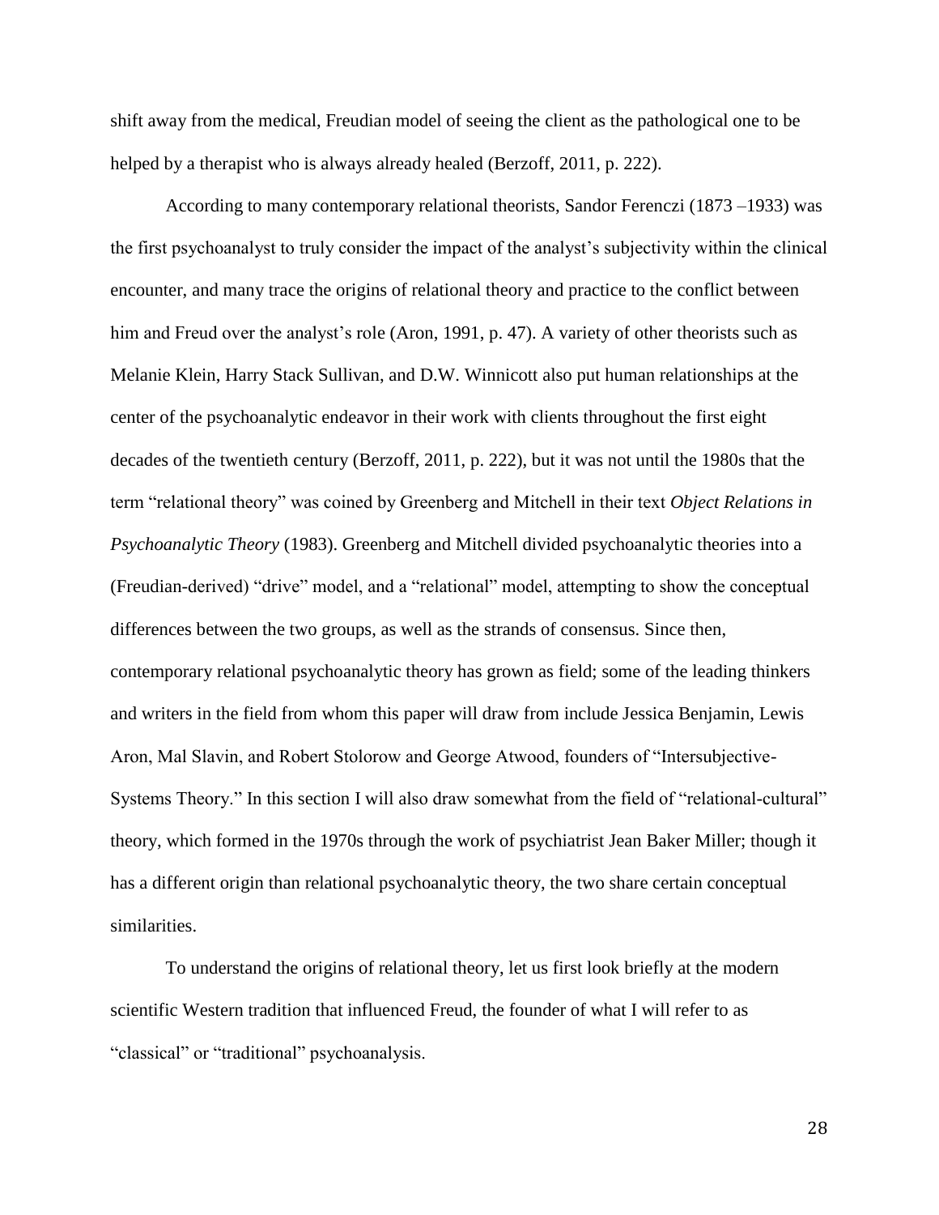shift away from the medical, Freudian model of seeing the client as the pathological one to be helped by a therapist who is always already healed (Berzoff, 2011, p. 222).

According to many contemporary relational theorists, Sandor Ferenczi (1873 –1933) was the first psychoanalyst to truly consider the impact of the analyst's subjectivity within the clinical encounter, and many trace the origins of relational theory and practice to the conflict between him and Freud over the analyst's role (Aron, 1991, p. 47). A variety of other theorists such as Melanie Klein, Harry Stack Sullivan, and D.W. Winnicott also put human relationships at the center of the psychoanalytic endeavor in their work with clients throughout the first eight decades of the twentieth century (Berzoff, 2011, p. 222), but it was not until the 1980s that the term "relational theory" was coined by Greenberg and Mitchell in their text *Object Relations in Psychoanalytic Theory* (1983). Greenberg and Mitchell divided psychoanalytic theories into a (Freudian-derived) "drive" model, and a "relational" model, attempting to show the conceptual differences between the two groups, as well as the strands of consensus. Since then, contemporary relational psychoanalytic theory has grown as field; some of the leading thinkers and writers in the field from whom this paper will draw from include Jessica Benjamin, Lewis Aron, Mal Slavin, and Robert Stolorow and George Atwood, founders of "Intersubjective-Systems Theory." In this section I will also draw somewhat from the field of "relational-cultural" theory, which formed in the 1970s through the work of psychiatrist Jean Baker Miller; though it has a different origin than relational psychoanalytic theory, the two share certain conceptual similarities.

To understand the origins of relational theory, let us first look briefly at the modern scientific Western tradition that influenced Freud, the founder of what I will refer to as "classical" or "traditional" psychoanalysis.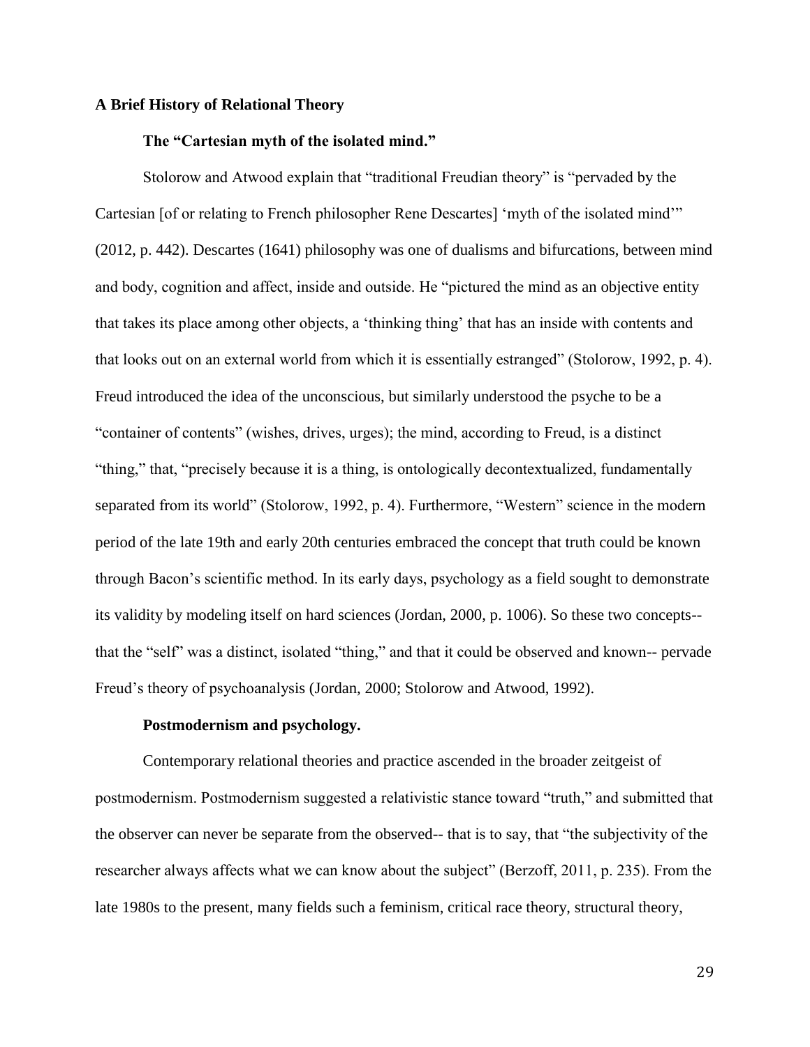## A Brief History of Relational Theory

### The "Cartesian myth of the isolated mind."

Stolorow and Atwood explain that "traditional Freudian theory" is "pervaded by the Cartesian [of or relating to French philosopher Rene Descartes] 'myth of the isolated mind'" (2012, p. 442). Descartes (1641) philosophy was one of dualisms and bifurcations, between mind and body, cognition and affect, inside and outside. He "pictured the mind as an objective entity that takes its place among other objects, a 'thinking thing' that has an inside with contents and that looks out on an external world from which it is essentially estranged" (Stolorow, 1992, p. 4). Freud introduced the idea of the unconscious, but similarly understood the psyche to be a "container of contents" (wishes, drives, urges); the mind, according to Freud, is a distinct "thing," that, "precisely because it is a thing, is ontologically decontextualized, fundamentally separated from its world" (Stolorow, 1992, p. 4). Furthermore, "Western" science in the modern period of the late 19th and early 20th centuries embraced the concept that truth could be known through Bacon's scientific method. In its early days, psychology as a field sought to demonstrate its validity by modeling itself on hard sciences (Jordan, 2000, p. 1006). So these two concepts-- that the "self" was a distinct, isolated "thing," and that it could be observed and known-- pervade Freud's theory of psychoanalysis (Jordan, 2000; Stolorow and Atwood, 1992).

### Postmodernism and psychology.

Contemporary relational theories and practice ascended in the broader zeitgeist of postmodernism. Postmodernism suggested a relativistic stance toward "truth," and submitted that the observer can never be separate from the observed-- that is to say, that "the subjectivity of the researcher always affects what we can know about the subject" (Berzoff, 2011, p. 235). From the late 1980s to the present, many fields such a feminism, critical race theory, structural theory,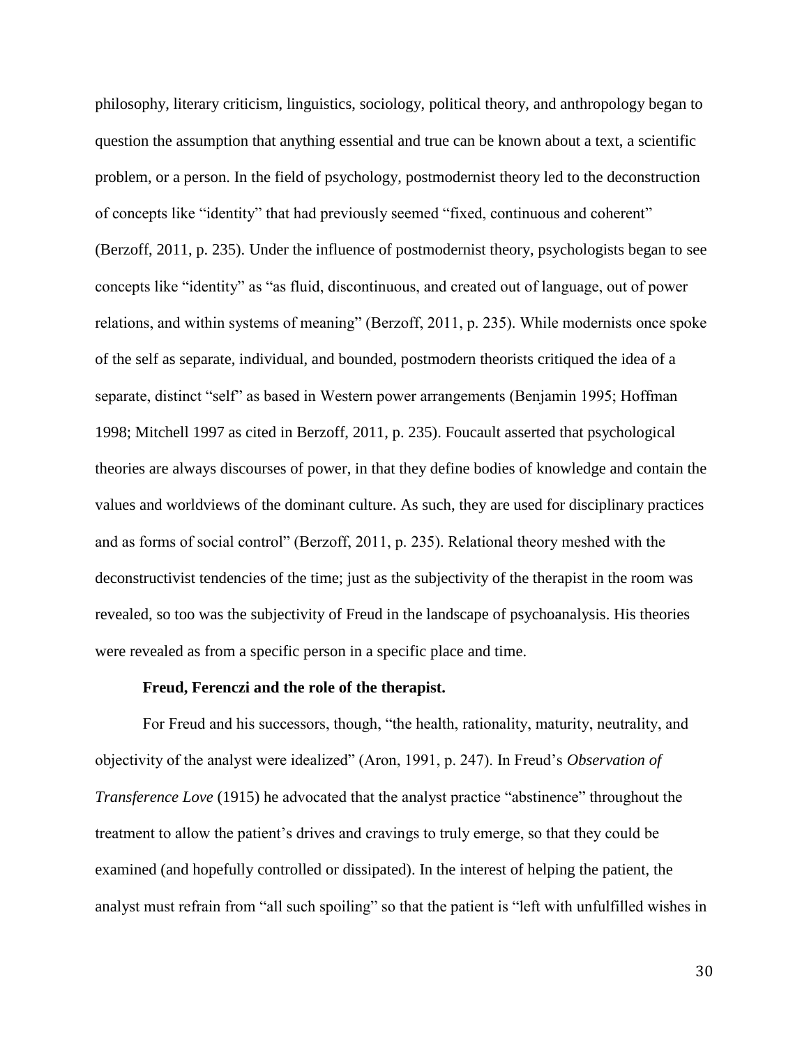philosophy, literary criticism, linguistics, sociology, political theory, and anthropology began to question the assumption that anything essential and true can be known about a text, a scientific problem, or a person. In the field of psychology, postmodernist theory led to the deconstruction of concepts like "identity" that had previously seemed "fixed, continuous and coherent" (Berzoff, 2011, p. 235). Under the influence of postmodernist theory, psychologists began to see concepts like "identity" as "as fluid, discontinuous, and created out of language, out of power relations, and within systems of meaning" (Berzoff, 2011, p. 235). While modernists once spoke of the self as separate, individual, and bounded, postmodern theorists critiqued the idea of a separate, distinct "self" as based in Western power arrangements (Benjamin 1995; Hoffman 1998; Mitchell 1997 as cited in Berzoff, 2011, p. 235). Foucault asserted that psychological theories are always discourses of power, in that they define bodies of knowledge and contain the values and worldviews of the dominant culture. As such, they are used for disciplinary practices and as forms of social control" (Berzoff, 2011, p. 235). Relational theory meshed with the deconstructivist tendencies of the time; just as the subjectivity of the therapist in the room was revealed, so too was the subjectivity of Freud in the landscape of psychoanalysis. His theories were revealed as from a specific person in a specific place and time.

**Freud, Ferenczi and the role of the therapist.**

For Freud and his successors, though, "the health, rationality, maturity, neutrality, and objectivity of the analyst were idealized" (Aron, 1991, p. 247). In Freud's *Observation of Transference Love* (1915) he advocated that the analyst practice "abstinence" throughout the treatment to allow the patient's drives and cravings to truly emerge, so that they could be examined (and hopefully controlled or dissipated). In the interest of helping the patient, the analyst must refrain from "all such spoiling" so that the patient is "left with unfulfilled wishes in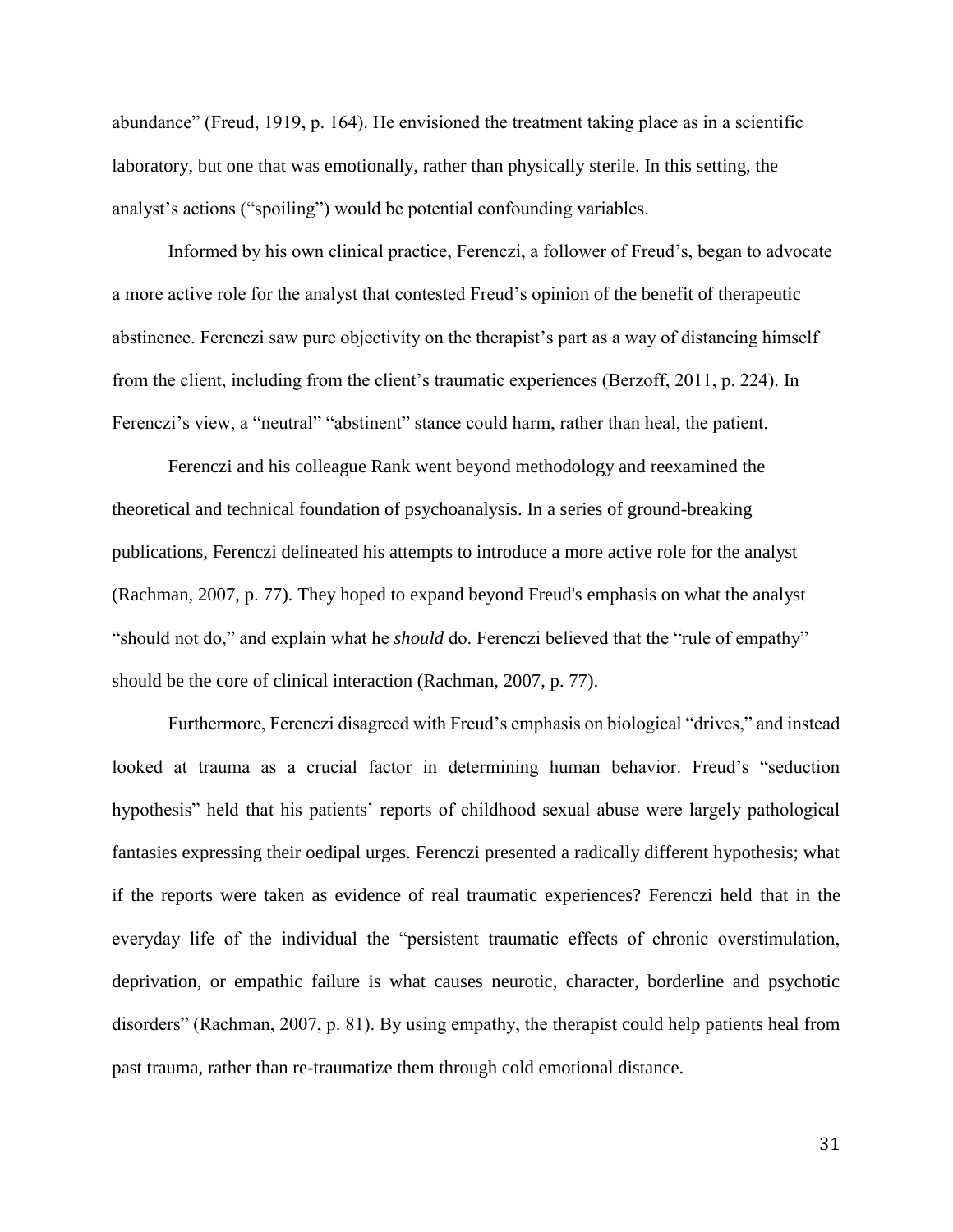abundance” (Freud, 1919, p. 164). He envisioned the treatment taking place as in a scientific laboratory, but one that was emotionally, rather than physically sterile. In this setting, the analyst’s actions (“spoiling”) would be potential confounding variables.

Informed by his own clinical practice, Ferenczi, a follower of Freud’s, began to advocate a more active role for the analyst that contested Freud’s opinion of the benefit of therapeutic abstinence. Ferenczi saw pure objectivity on the therapist’s part as a way of distancing himself from the client, including from the client’s traumatic experiences (Berzoff, 2011, p. 224). In Ferenczi’s view, a “neutral” “abstinent” stance could harm, rather than heal, the patient.

Ferenczi and his colleague Rank went beyond methodology and reexamined the theoretical and technical foundation of psychoanalysis. In a series of ground-breaking publications, Ferenczi delineated his attempts to introduce a more active role for the analyst (Rachman, 2007, p. 77). They hoped to expand beyond Freud's emphasis on what the analyst “should not do,” and explain what he *should* do. Ferenczi believed that the “rule of empathy” should be the core of clinical interaction (Rachman, 2007, p. 77).

Furthermore, Ferenczi disagreed with Freud’s emphasis on biological “drives,” and instead looked at trauma as a crucial factor in determining human behavior. Freud’s “seduction hypothesis” held that his patients’ reports of childhood sexual abuse were largely pathological fantasies expressing their oedipal urges. Ferenczi presented a radically different hypothesis; what if the reports were taken as evidence of real traumatic experiences? Ferenczi held that in the everyday life of the individual the “persistent traumatic effects of chronic overstimulation, deprivation, or empathic failure is what causes neurotic, character, borderline and psychotic disorders” (Rachman, 2007, p. 81). By using empathy, the therapist could help patients heal from past trauma, rather than re-traumatize them through cold emotional distance.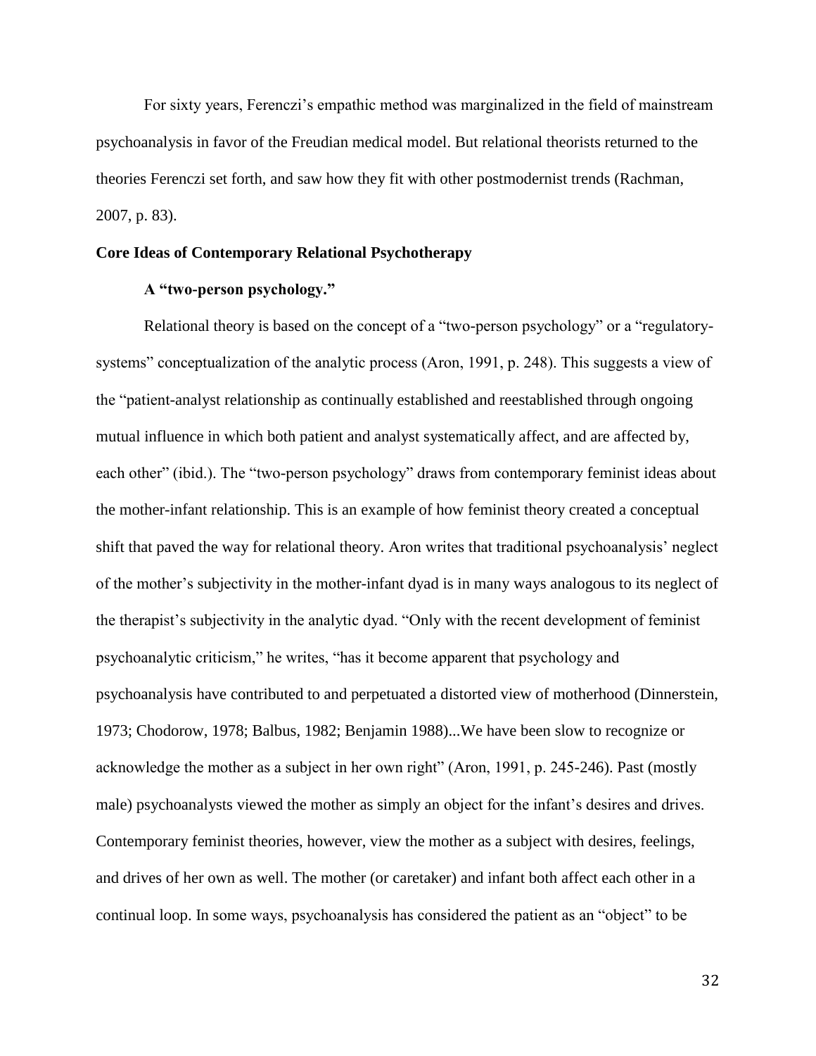For sixty years, Ferenczi's empathic method was marginalized in the field of mainstream psychoanalysis in favor of the Freudian medical model. But relational theorists returned to the theories Ferenczi set forth, and saw how they fit with other postmodernist trends (Rachman, 2007, p. 83).

## Core Ideas of Contemporary Relational Psychotherapy

### A "two-person psychology."

Relational theory is based on the concept of a "two-person psychology" or a "regulatory-systems" conceptualization of the analytic process (Aron, 1991, p. 248). This suggests a view of the "patient-analyst relationship as continually established and reestablished through ongoing mutual influence in which both patient and analyst systematically affect, and are affected by, each other" (ibid.). The "two-person psychology" draws from contemporary feminist ideas about the mother-infant relationship. This is an example of how feminist theory created a conceptual shift that paved the way for relational theory. Aron writes that traditional psychoanalysis' neglect of the mother's subjectivity in the mother-infant dyad is in many ways analogous to its neglect of the therapist's subjectivity in the analytic dyad. "Only with the recent development of feminist psychoanalytic criticism," he writes, "has it become apparent that psychology and psychoanalysis have contributed to and perpetuated a distorted view of motherhood (Dinnerstein, 1973; Chodorow, 1978; Balbus, 1982; Benjamin 1988)...We have been slow to recognize or acknowledge the mother as a subject in her own right" (Aron, 1991, p. 245-246). Past (mostly male) psychoanalysts viewed the mother as simply an object for the infant's desires and drives. Contemporary feminist theories, however, view the mother as a subject with desires, feelings, and drives of her own as well. The mother (or caretaker) and infant both affect each other in a continual loop. In some ways, psychoanalysis has considered the patient as an "object" to be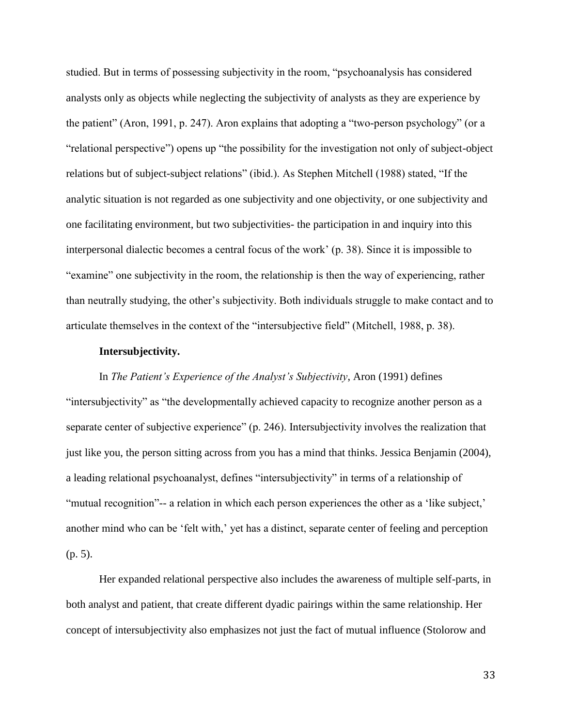studied. But in terms of possessing subjectivity in the room, "psychoanalysis has considered analysts only as objects while neglecting the subjectivity of analysts as they are experience by the patient" (Aron, 1991, p. 247). Aron explains that adopting a "two-person psychology" (or a "relational perspective") opens up "the possibility for the investigation not only of subject-object relations but of subject-subject relations" (ibid.). As Stephen Mitchell (1988) stated, "If the analytic situation is not regarded as one subjectivity and one objectivity, or one subjectivity and one facilitating environment, but two subjectivities- the participation in and inquiry into this interpersonal dialectic becomes a central focus of the work' (p. 38). Since it is impossible to "examine" one subjectivity in the room, the relationship is then the way of experiencing, rather than neutrally studying, the other's subjectivity. Both individuals struggle to make contact and to articulate themselves in the context of the "intersubjective field" (Mitchell, 1988, p. 38).

**Intersubjectivity.**

In *The Patient's Experience of the Analyst's Subjectivity*, Aron (1991) defines "intersubjectivity" as "the developmentally achieved capacity to recognize another person as a separate center of subjective experience" (p. 246). Intersubjectivity involves the realization that just like you, the person sitting across from you has a mind that thinks. Jessica Benjamin (2004), a leading relational psychoanalyst, defines "intersubjectivity" in terms of a relationship of "mutual recognition"-- a relation in which each person experiences the other as a 'like subject,' another mind who can be 'felt with,' yet has a distinct, separate center of feeling and perception (p. 5).

Her expanded relational perspective also includes the awareness of multiple self-parts, in both analyst and patient, that create different dyadic pairings within the same relationship. Her concept of intersubjectivity also emphasizes not just the fact of mutual influence (Stolorow and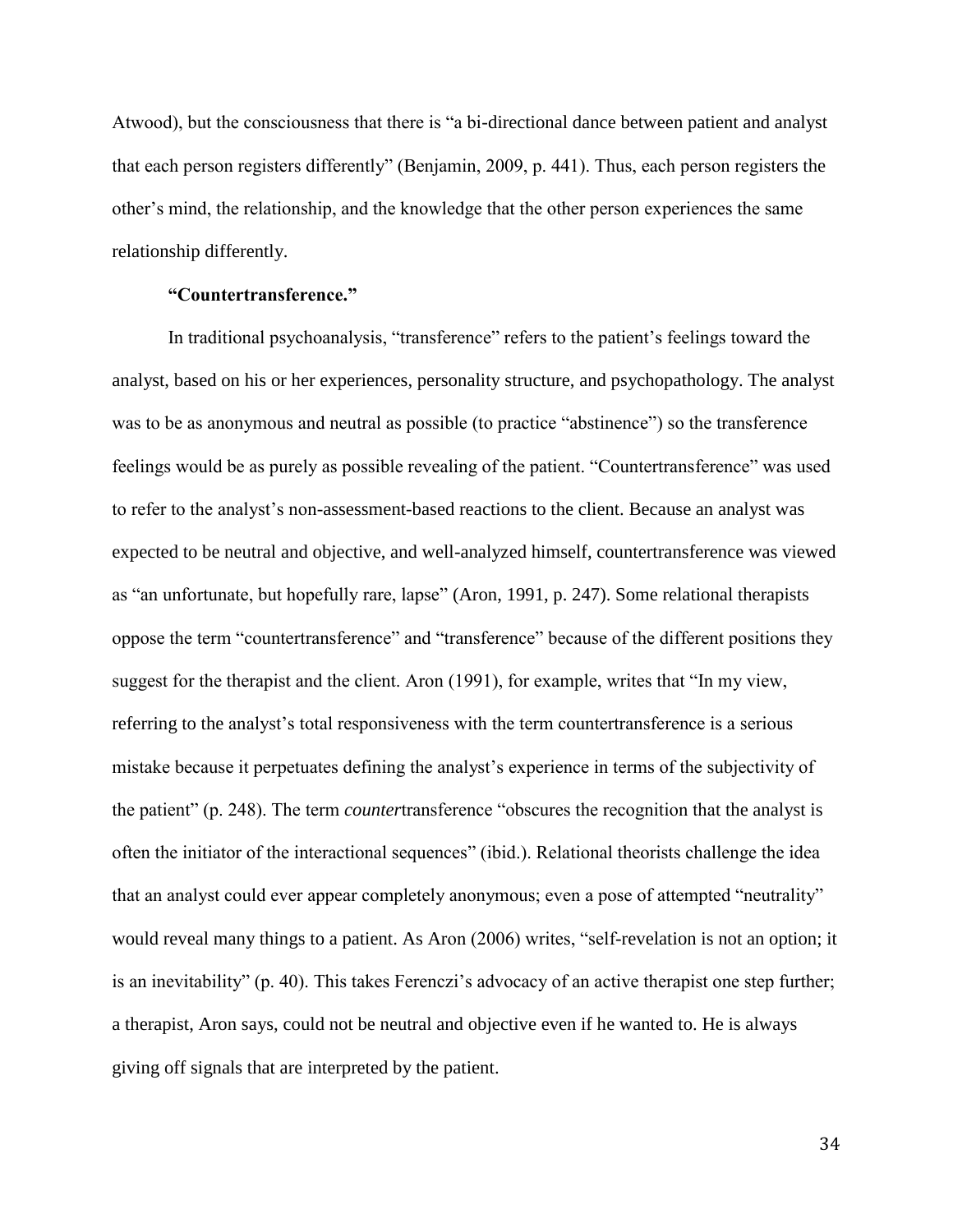Atwood), but the consciousness that there is “a bi-directional dance between patient and analyst that each person registers differently” (Benjamin, 2009, p. 441). Thus, each person registers the other’s mind, the relationship, and the knowledge that the other person experiences the same relationship differently.

**“Countertransference.”**

In traditional psychoanalysis, “transference” refers to the patient’s feelings toward the analyst, based on his or her experiences, personality structure, and psychopathology. The analyst was to be as anonymous and neutral as possible (to practice “abstinence”) so the transference feelings would be as purely as possible revealing of the patient. “Countertransference” was used to refer to the analyst’s non-assessment-based reactions to the client. Because an analyst was expected to be neutral and objective, and well-analyzed himself, countertransference was viewed as “an unfortunate, but hopefully rare, lapse” (Aron, 1991, p. 247). Some relational therapists oppose the term “countertransference” and “transference” because of the different positions they suggest for the therapist and the client. Aron (1991), for example, writes that “In my view, referring to the analyst’s total responsiveness with the term countertransference is a serious mistake because it perpetuates defining the analyst’s experience in terms of the subjectivity of the patient” (p. 248). The term *counter*transference “obscures the recognition that the analyst is often the initiator of the interactional sequences” (ibid.). Relational theorists challenge the idea that an analyst could ever appear completely anonymous; even a pose of attempted “neutrality” would reveal many things to a patient. As Aron (2006) writes, “self-revelation is not an option; it is an inevitability” (p. 40). This takes Ferenczi’s advocacy of an active therapist one step further; a therapist, Aron says, could not be neutral and objective even if he wanted to. He is always giving off signals that are interpreted by the patient.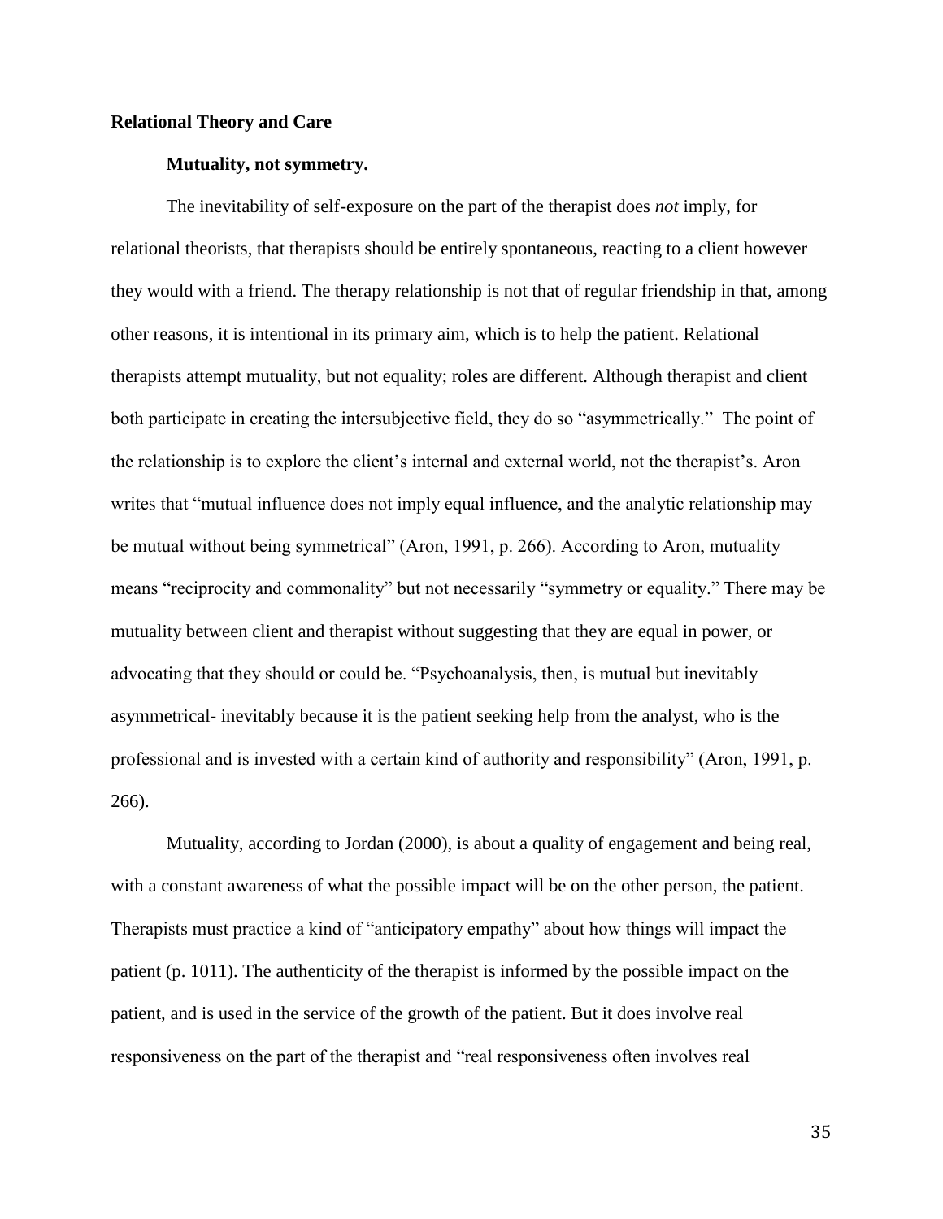## Relational Theory and Care

### Mutuality, not symmetry.

The inevitability of self-exposure on the part of the therapist does *not* imply, for relational theorists, that therapists should be entirely spontaneous, reacting to a client however they would with a friend. The therapy relationship is not that of regular friendship in that, among other reasons, it is intentional in its primary aim, which is to help the patient. Relational therapists attempt mutuality, but not equality; roles are different. Although therapist and client both participate in creating the intersubjective field, they do so "asymmetrically." The point of the relationship is to explore the client's internal and external world, not the therapist's. Aron writes that "mutual influence does not imply equal influence, and the analytic relationship may be mutual without being symmetrical" (Aron, 1991, p. 266). According to Aron, mutuality means "reciprocity and commonality" but not necessarily "symmetry or equality." There may be mutuality between client and therapist without suggesting that they are equal in power, or advocating that they should or could be. "Psychoanalysis, then, is mutual but inevitably asymmetrical- inevitably because it is the patient seeking help from the analyst, who is the professional and is invested with a certain kind of authority and responsibility" (Aron, 1991, p. 266).

Mutuality, according to Jordan (2000), is about a quality of engagement and being real, with a constant awareness of what the possible impact will be on the other person, the patient. Therapists must practice a kind of "anticipatory empathy" about how things will impact the patient (p. 1011). The authenticity of the therapist is informed by the possible impact on the patient, and is used in the service of the growth of the patient. But it does involve real responsiveness on the part of the therapist and "real responsiveness often involves real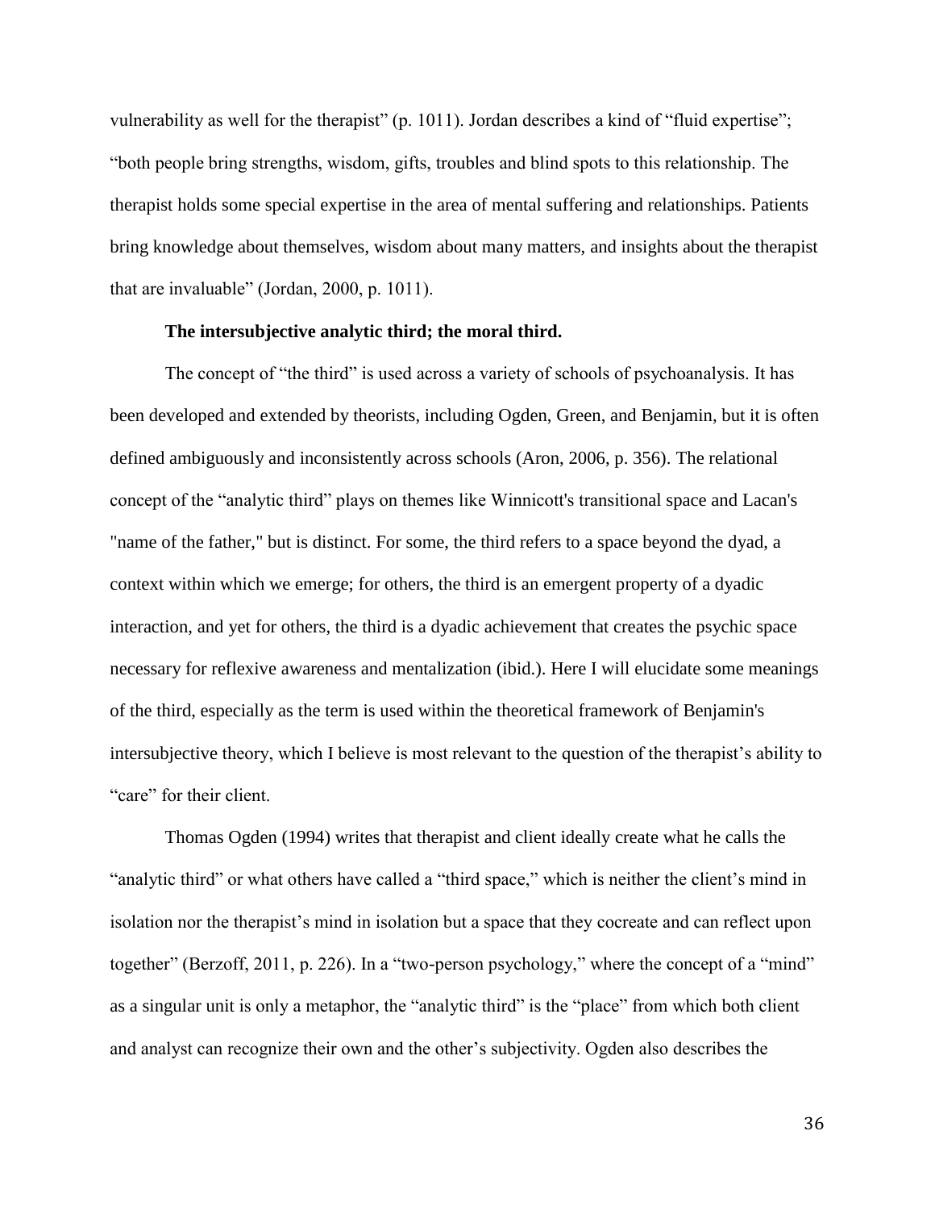vulnerability as well for the therapist" (p. 1011). Jordan describes a kind of "fluid expertise"; "both people bring strengths, wisdom, gifts, troubles and blind spots to this relationship. The therapist holds some special expertise in the area of mental suffering and relationships. Patients bring knowledge about themselves, wisdom about many matters, and insights about the therapist that are invaluable" (Jordan, 2000, p. 1011).

**The intersubjective analytic third; the moral third.**

The concept of "the third" is used across a variety of schools of psychoanalysis. It has been developed and extended by theorists, including Ogden, Green, and Benjamin, but it is often defined ambiguously and inconsistently across schools (Aron, 2006, p. 356). The relational concept of the "analytic third" plays on themes like Winnicott's transitional space and Lacan's "name of the father," but is distinct. For some, the third refers to a space beyond the dyad, a context within which we emerge; for others, the third is an emergent property of a dyadic interaction, and yet for others, the third is a dyadic achievement that creates the psychic space necessary for reflexive awareness and mentalization (ibid.). Here I will elucidate some meanings of the third, especially as the term is used within the theoretical framework of Benjamin's intersubjective theory, which I believe is most relevant to the question of the therapist's ability to "care" for their client.

Thomas Ogden (1994) writes that therapist and client ideally create what he calls the "analytic third" or what others have called a "third space," which is neither the client's mind in isolation nor the therapist's mind in isolation but a space that they cocreate and can reflect upon together" (Berzoff, 2011, p. 226). In a "two-person psychology," where the concept of a "mind" as a singular unit is only a metaphor, the "analytic third" is the "place" from which both client and analyst can recognize their own and the other's subjectivity. Ogden also describes the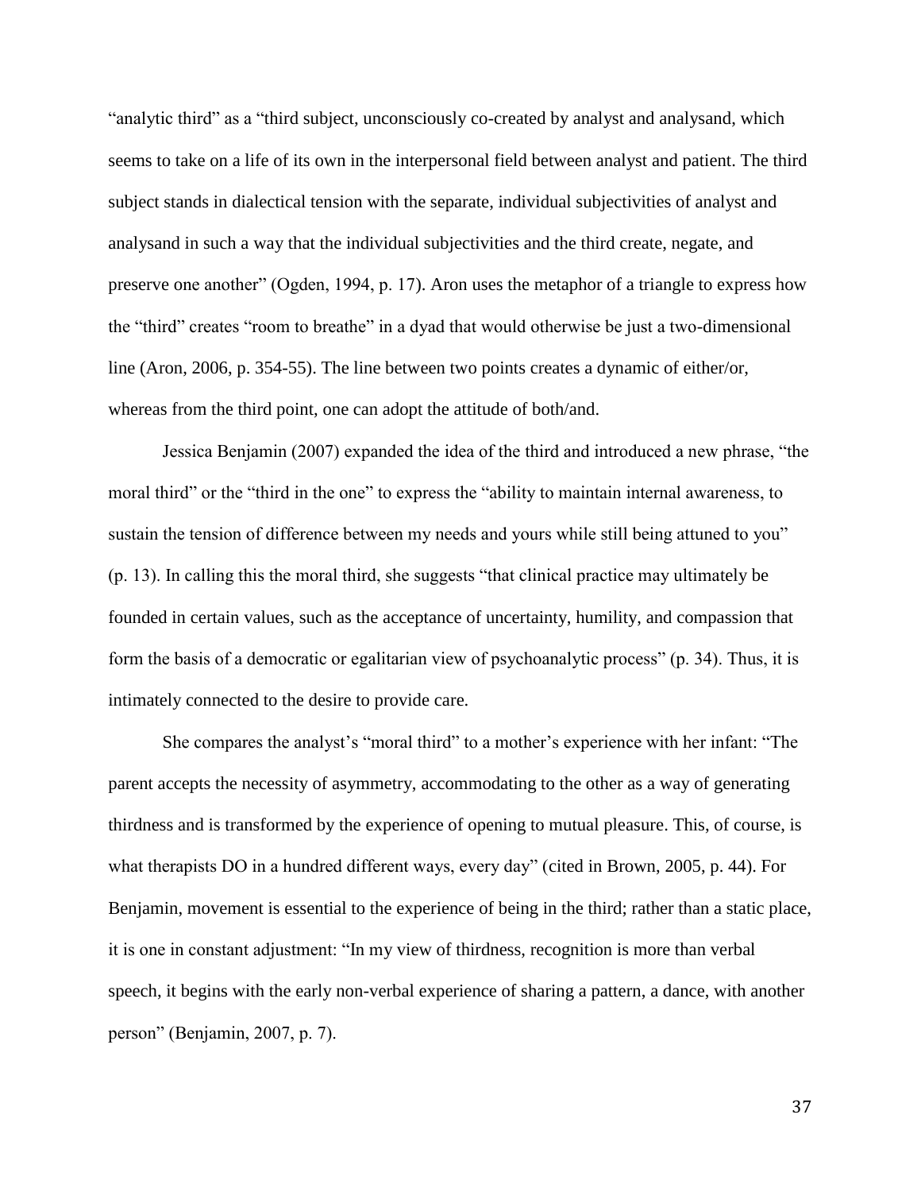"analytic third" as a "third subject, unconsciously co-created by analyst and analysand, which seems to take on a life of its own in the interpersonal field between analyst and patient. The third subject stands in dialectical tension with the separate, individual subjectivities of analyst and analysand in such a way that the individual subjectivities and the third create, negate, and preserve one another" (Ogden, 1994, p. 17). Aron uses the metaphor of a triangle to express how the "third" creates "room to breathe" in a dyad that would otherwise be just a two-dimensional line (Aron, 2006, p. 354-55). The line between two points creates a dynamic of either/or, whereas from the third point, one can adopt the attitude of both/and.

Jessica Benjamin (2007) expanded the idea of the third and introduced a new phrase, "the moral third" or the "third in the one" to express the "ability to maintain internal awareness, to sustain the tension of difference between my needs and yours while still being attuned to you" (p. 13). In calling this the moral third, she suggests "that clinical practice may ultimately be founded in certain values, such as the acceptance of uncertainty, humility, and compassion that form the basis of a democratic or egalitarian view of psychoanalytic process" (p. 34). Thus, it is intimately connected to the desire to provide care.

She compares the analyst's "moral third" to a mother's experience with her infant: "The parent accepts the necessity of asymmetry, accommodating to the other as a way of generating thirdness and is transformed by the experience of opening to mutual pleasure. This, of course, is what therapists DO in a hundred different ways, every day" (cited in Brown, 2005, p. 44). For Benjamin, movement is essential to the experience of being in the third; rather than a static place, it is one in constant adjustment: "In my view of thirdness, recognition is more than verbal speech, it begins with the early non-verbal experience of sharing a pattern, a dance, with another person" (Benjamin, 2007, p. 7).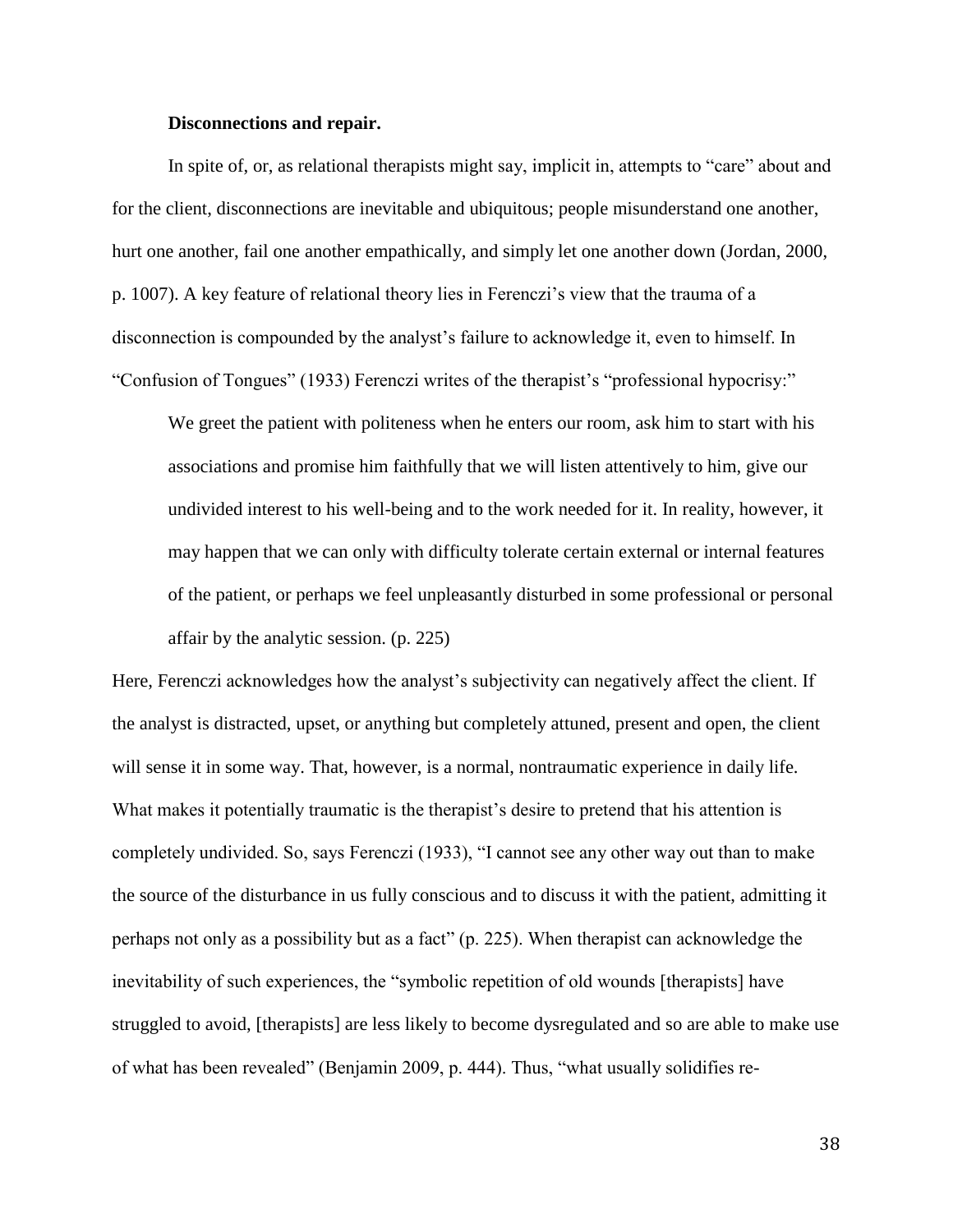**Disconnections and repair.**

In spite of, or, as relational therapists might say, implicit in, attempts to "care" about and for the client, disconnections are inevitable and ubiquitous; people misunderstand one another, hurt one another, fail one another empathically, and simply let one another down (Jordan, 2000, p. 1007). A key feature of relational theory lies in Ferenczi's view that the trauma of a disconnection is compounded by the analyst's failure to acknowledge it, even to himself. In "Confusion of Tongues" (1933) Ferenczi writes of the therapist's "professional hypocrisy:"

> We greet the patient with politeness when he enters our room, ask him to start with his associations and promise him faithfully that we will listen attentively to him, give our undivided interest to his well-being and to the work needed for it. In reality, however, it may happen that we can only with difficulty tolerate certain external or internal features of the patient, or perhaps we feel unpleasantly disturbed in some professional or personal affair by the analytic session. (p. 225)

Here, Ferenczi acknowledges how the analyst's subjectivity can negatively affect the client. If the analyst is distracted, upset, or anything but completely attuned, present and open, the client will sense it in some way. That, however, is a normal, nontraumatic experience in daily life. What makes it potentially traumatic is the therapist's desire to pretend that his attention is completely undivided. So, says Ferenczi (1933), "I cannot see any other way out than to make the source of the disturbance in us fully conscious and to discuss it with the patient, admitting it perhaps not only as a possibility but as a fact" (p. 225). When therapist can acknowledge the inevitability of such experiences, the "symbolic repetition of old wounds [therapists] have struggled to avoid, [therapists] are less likely to become dysregulated and so are able to make use of what has been revealed" (Benjamin 2009, p. 444). Thus, "what usually solidifies re-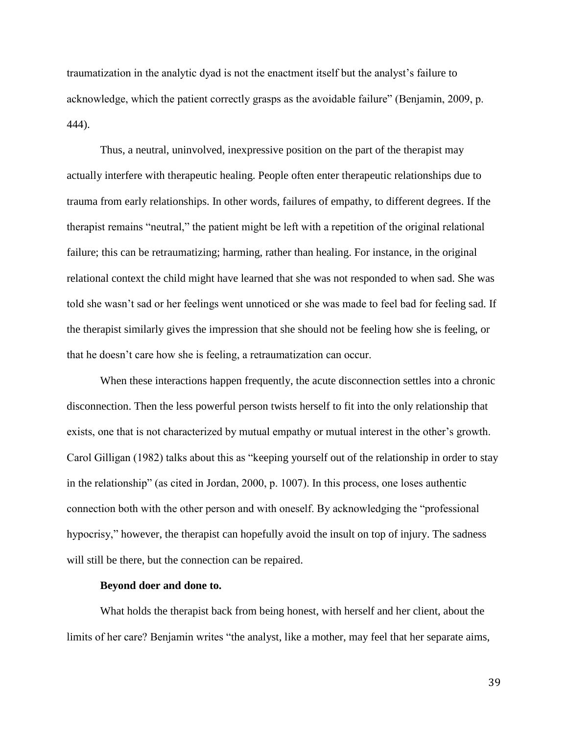traumatization in the analytic dyad is not the enactment itself but the analyst's failure to acknowledge, which the patient correctly grasps as the avoidable failure" (Benjamin, 2009, p. 444).

Thus, a neutral, uninvolved, inexpressive position on the part of the therapist may actually interfere with therapeutic healing. People often enter therapeutic relationships due to trauma from early relationships. In other words, failures of empathy, to different degrees. If the therapist remains "neutral," the patient might be left with a repetition of the original relational failure; this can be retraumatizing; harming, rather than healing. For instance, in the original relational context the child might have learned that she was not responded to when sad. She was told she wasn't sad or her feelings went unnoticed or she was made to feel bad for feeling sad. If the therapist similarly gives the impression that she should not be feeling how she is feeling, or that he doesn't care how she is feeling, a retraumatization can occur.

When these interactions happen frequently, the acute disconnection settles into a chronic disconnection. Then the less powerful person twists herself to fit into the only relationship that exists, one that is not characterized by mutual empathy or mutual interest in the other's growth. Carol Gilligan (1982) talks about this as "keeping yourself out of the relationship in order to stay in the relationship" (as cited in Jordan, 2000, p. 1007). In this process, one loses authentic connection both with the other person and with oneself. By acknowledging the "professional hypocrisy," however, the therapist can hopefully avoid the insult on top of injury. The sadness will still be there, but the connection can be repaired.

**Beyond doer and done to.**

What holds the therapist back from being honest, with herself and her client, about the limits of her care? Benjamin writes "the analyst, like a mother, may feel that her separate aims,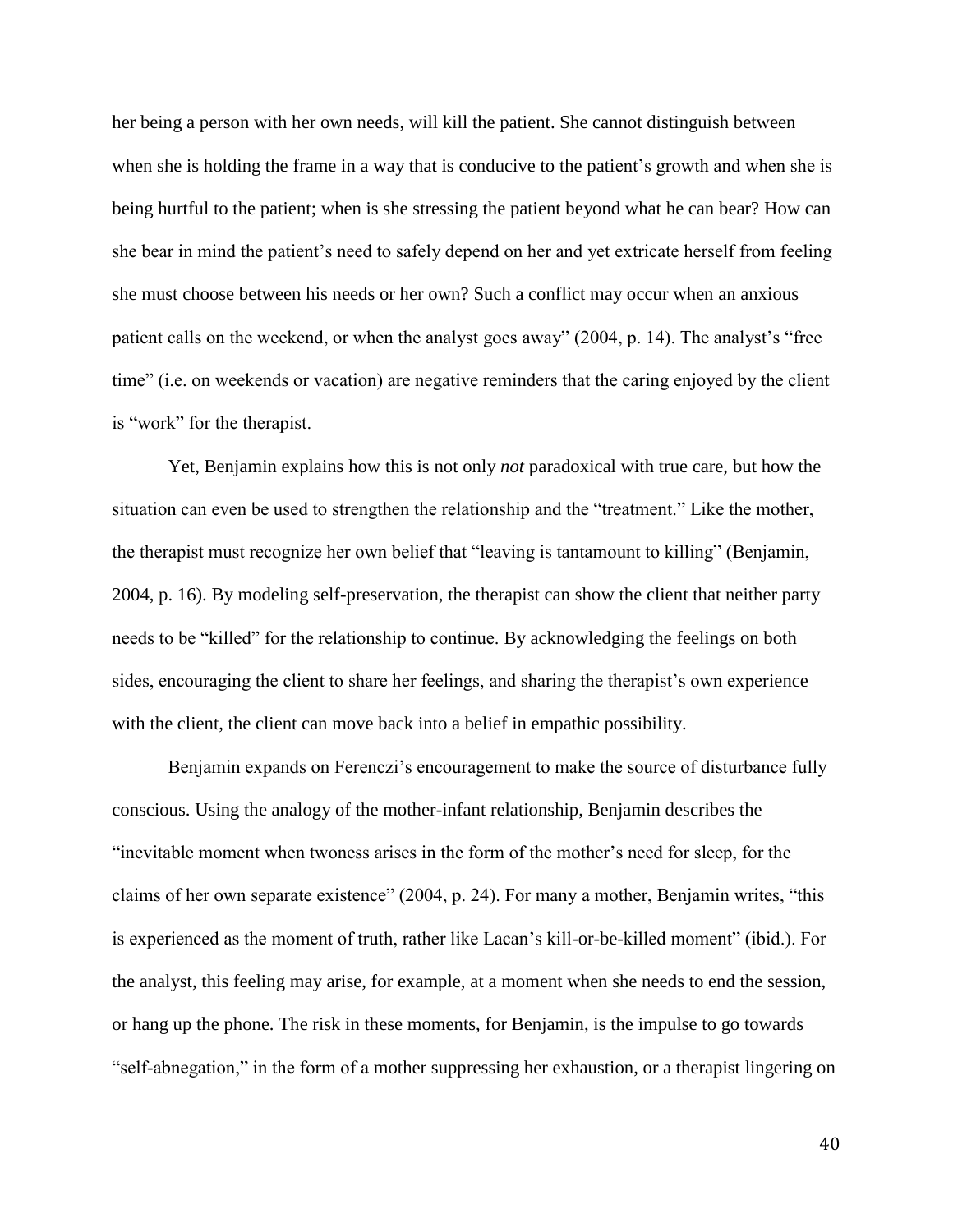her being a person with her own needs, will kill the patient. She cannot distinguish between when she is holding the frame in a way that is conducive to the patient's growth and when she is being hurtful to the patient; when is she stressing the patient beyond what he can bear? How can she bear in mind the patient's need to safely depend on her and yet extricate herself from feeling she must choose between his needs or her own? Such a conflict may occur when an anxious patient calls on the weekend, or when the analyst goes away" (2004, p. 14). The analyst's "free time" (i.e. on weekends or vacation) are negative reminders that the caring enjoyed by the client is "work" for the therapist.

Yet, Benjamin explains how this is not only *not* paradoxical with true care, but how the situation can even be used to strengthen the relationship and the "treatment." Like the mother, the therapist must recognize her own belief that "leaving is tantamount to killing" (Benjamin, 2004, p. 16). By modeling self-preservation, the therapist can show the client that neither party needs to be "killed" for the relationship to continue. By acknowledging the feelings on both sides, encouraging the client to share her feelings, and sharing the therapist's own experience with the client, the client can move back into a belief in empathic possibility.

Benjamin expands on Ferenczi's encouragement to make the source of disturbance fully conscious. Using the analogy of the mother-infant relationship, Benjamin describes the "inevitable moment when twoness arises in the form of the mother's need for sleep, for the claims of her own separate existence" (2004, p. 24). For many a mother, Benjamin writes, "this is experienced as the moment of truth, rather like Lacan's kill-or-be-killed moment" (ibid.). For the analyst, this feeling may arise, for example, at a moment when she needs to end the session, or hang up the phone. The risk in these moments, for Benjamin, is the impulse to go towards "self-abnegation," in the form of a mother suppressing her exhaustion, or a therapist lingering on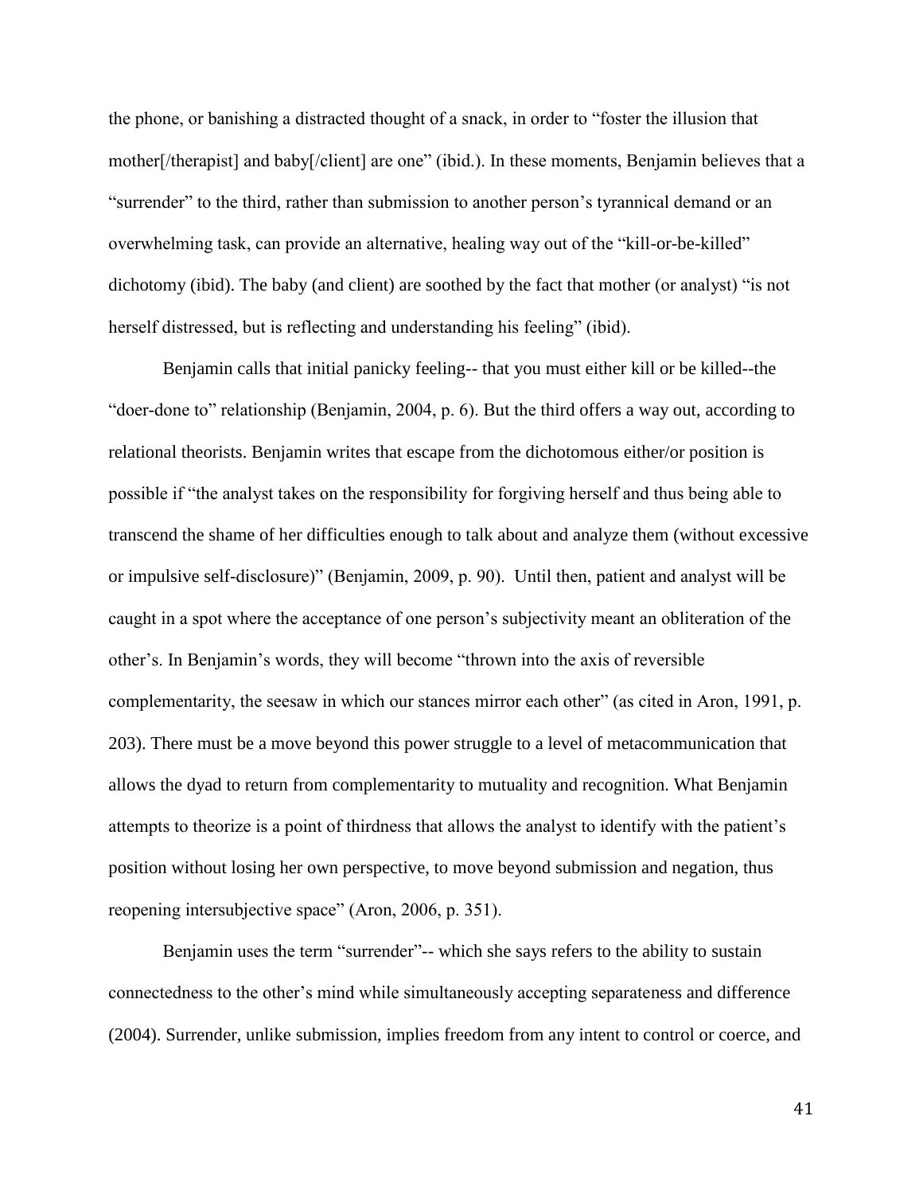the phone, or banishing a distracted thought of a snack, in order to "foster the illusion that mother[/therapist] and baby[/client] are one" (ibid.). In these moments, Benjamin believes that a "surrender" to the third, rather than submission to another person's tyrannical demand or an overwhelming task, can provide an alternative, healing way out of the "kill-or-be-killed" dichotomy (ibid). The baby (and client) are soothed by the fact that mother (or analyst) "is not herself distressed, but is reflecting and understanding his feeling" (ibid).

Benjamin calls that initial panicky feeling-- that you must either kill or be killed--the "doer-done to" relationship (Benjamin, 2004, p. 6). But the third offers a way out, according to relational theorists. Benjamin writes that escape from the dichotomous either/or position is possible if "the analyst takes on the responsibility for forgiving herself and thus being able to transcend the shame of her difficulties enough to talk about and analyze them (without excessive or impulsive self-disclosure)" (Benjamin, 2009, p. 90). Until then, patient and analyst will be caught in a spot where the acceptance of one person's subjectivity meant an obliteration of the other's. In Benjamin's words, they will become "thrown into the axis of reversible complementarity, the seesaw in which our stances mirror each other" (as cited in Aron, 1991, p. 203). There must be a move beyond this power struggle to a level of metacommunication that allows the dyad to return from complementarity to mutuality and recognition. What Benjamin attempts to theorize is a point of thirdness that allows the analyst to identify with the patient's position without losing her own perspective, to move beyond submission and negation, thus reopening intersubjective space" (Aron, 2006, p. 351).

Benjamin uses the term "surrender"-- which she says refers to the ability to sustain connectedness to the other's mind while simultaneously accepting separateness and difference (2004). Surrender, unlike submission, implies freedom from any intent to control or coerce, and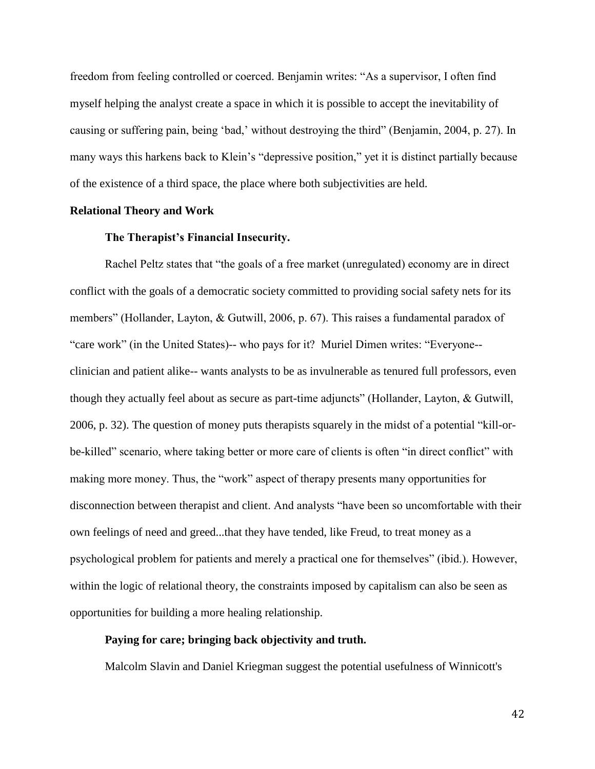freedom from feeling controlled or coerced. Benjamin writes: "As a supervisor, I often find myself helping the analyst create a space in which it is possible to accept the inevitability of causing or suffering pain, being 'bad,' without destroying the third" (Benjamin, 2004, p. 27). In many ways this harkens back to Klein's "depressive position," yet it is distinct partially because of the existence of a third space, the place where both subjectivities are held.

## Relational Theory and Work

### The Therapist's Financial Insecurity.

Rachel Peltz states that "the goals of a free market (unregulated) economy are in direct conflict with the goals of a democratic society committed to providing social safety nets for its members" (Hollander, Layton, & Gutwill, 2006, p. 67). This raises a fundamental paradox of "care work" (in the United States)-- who pays for it? Muriel Dimen writes: "Everyone-- clinician and patient alike-- wants analysts to be as invulnerable as tenured full professors, even though they actually feel about as secure as part-time adjuncts" (Hollander, Layton, & Gutwill, 2006, p. 32). The question of money puts therapists squarely in the midst of a potential "kill-or-be-killed" scenario, where taking better or more care of clients is often "in direct conflict" with making more money. Thus, the "work" aspect of therapy presents many opportunities for disconnection between therapist and client. And analysts "have been so uncomfortable with their own feelings of need and greed...that they have tended, like Freud, to treat money as a psychological problem for patients and merely a practical one for themselves" (ibid.). However, within the logic of relational theory, the constraints imposed by capitalism can also be seen as opportunities for building a more healing relationship.

### Paying for care; bringing back objectivity and truth.

Malcolm Slavin and Daniel Kriegman suggest the potential usefulness of Winnicott's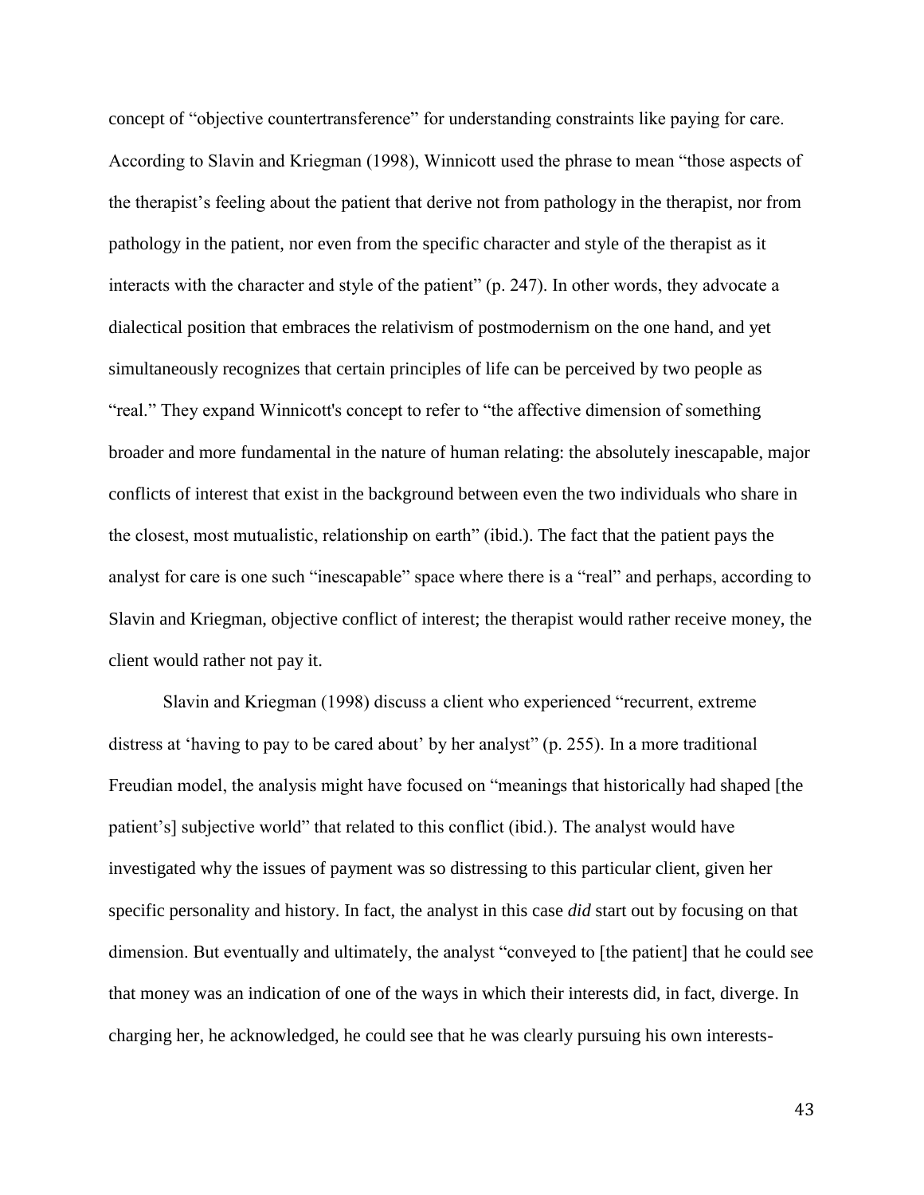concept of "objective countertransference" for understanding constraints like paying for care. According to Slavin and Kriegman (1998), Winnicott used the phrase to mean "those aspects of the therapist's feeling about the patient that derive not from pathology in the therapist, nor from pathology in the patient, nor even from the specific character and style of the therapist as it interacts with the character and style of the patient" (p. 247). In other words, they advocate a dialectical position that embraces the relativism of postmodernism on the one hand, and yet simultaneously recognizes that certain principles of life can be perceived by two people as "real." They expand Winnicott's concept to refer to "the affective dimension of something broader and more fundamental in the nature of human relating: the absolutely inescapable, major conflicts of interest that exist in the background between even the two individuals who share in the closest, most mutualistic, relationship on earth" (ibid.). The fact that the patient pays the analyst for care is one such "inescapable" space where there is a "real" and perhaps, according to Slavin and Kriegman, objective conflict of interest; the therapist would rather receive money, the client would rather not pay it.

Slavin and Kriegman (1998) discuss a client who experienced "recurrent, extreme distress at 'having to pay to be cared about' by her analyst" (p. 255). In a more traditional Freudian model, the analysis might have focused on "meanings that historically had shaped [the patient's] subjective world" that related to this conflict (ibid.). The analyst would have investigated why the issues of payment was so distressing to this particular client, given her specific personality and history. In fact, the analyst in this case *did* start out by focusing on that dimension. But eventually and ultimately, the analyst "conveyed to [the patient] that he could see that money was an indication of one of the ways in which their interests did, in fact, diverge. In charging her, he acknowledged, he could see that he was clearly pursuing his own interests-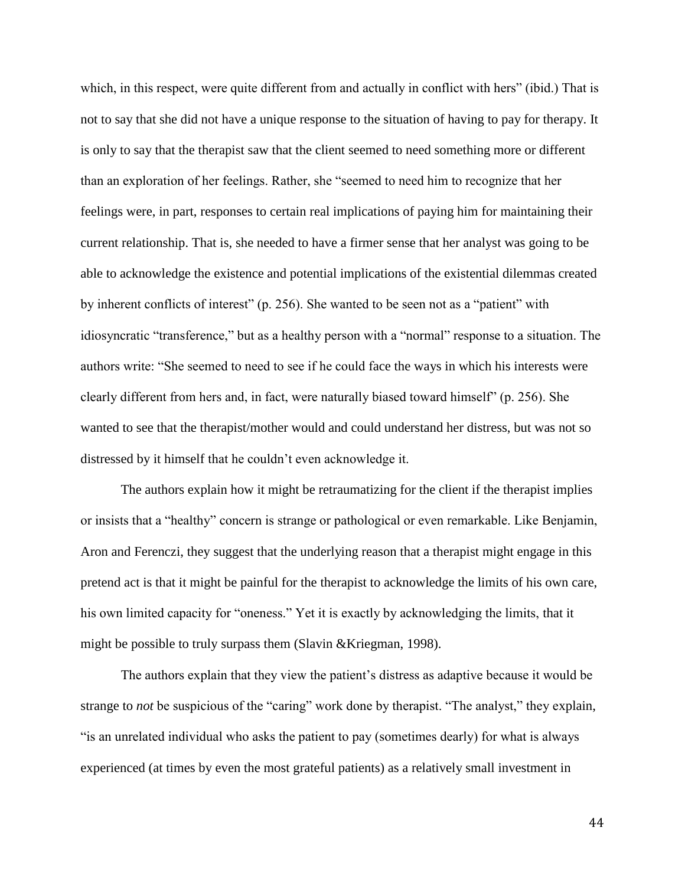which, in this respect, were quite different from and actually in conflict with hers" (ibid.) That is not to say that she did not have a unique response to the situation of having to pay for therapy. It is only to say that the therapist saw that the client seemed to need something more or different than an exploration of her feelings. Rather, she "seemed to need him to recognize that her feelings were, in part, responses to certain real implications of paying him for maintaining their current relationship. That is, she needed to have a firmer sense that her analyst was going to be able to acknowledge the existence and potential implications of the existential dilemmas created by inherent conflicts of interest" (p. 256). She wanted to be seen not as a "patient" with idiosyncratic "transference," but as a healthy person with a "normal" response to a situation. The authors write: "She seemed to need to see if he could face the ways in which his interests were clearly different from hers and, in fact, were naturally biased toward himself" (p. 256). She wanted to see that the therapist/mother would and could understand her distress, but was not so distressed by it himself that he couldn't even acknowledge it.

The authors explain how it might be retraumatizing for the client if the therapist implies or insists that a "healthy" concern is strange or pathological or even remarkable. Like Benjamin, Aron and Ferenczi, they suggest that the underlying reason that a therapist might engage in this pretend act is that it might be painful for the therapist to acknowledge the limits of his own care, his own limited capacity for "oneness." Yet it is exactly by acknowledging the limits, that it might be possible to truly surpass them (Slavin &Kriegman, 1998).

The authors explain that they view the patient's distress as adaptive because it would be strange to *not* be suspicious of the "caring" work done by therapist. "The analyst," they explain, "is an unrelated individual who asks the patient to pay (sometimes dearly) for what is always experienced (at times by even the most grateful patients) as a relatively small investment in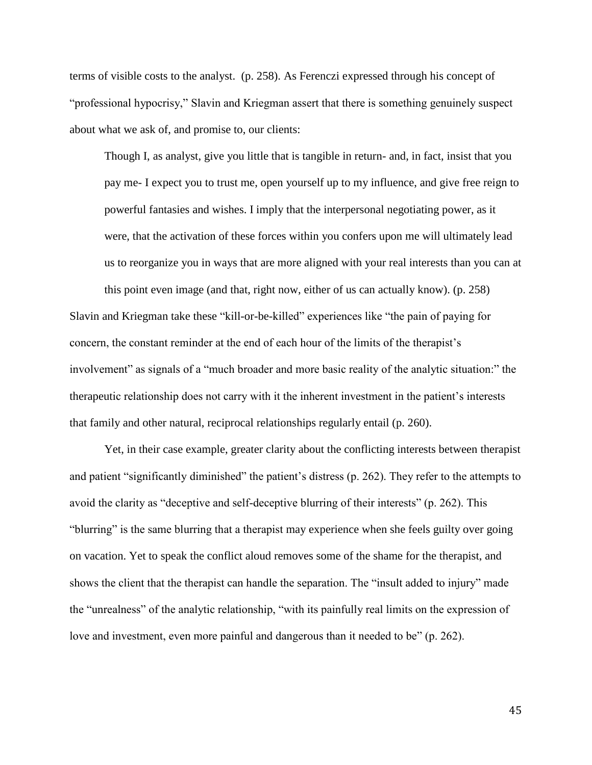terms of visible costs to the analyst. (p. 258). As Ferenczi expressed through his concept of "professional hypocrisy," Slavin and Kriegman assert that there is something genuinely suspect about what we ask of, and promise to, our clients:

> Though I, as analyst, give you little that is tangible in return- and, in fact, insist that you pay me- I expect you to trust me, open yourself up to my influence, and give free reign to powerful fantasies and wishes. I imply that the interpersonal negotiating power, as it were, that the activation of these forces within you confers upon me will ultimately lead us to reorganize you in ways that are more aligned with your real interests than you can at this point even image (and that, right now, either of us can actually know). (p. 258)

Slavin and Kriegman take these "kill-or-be-killed" experiences like "the pain of paying for concern, the constant reminder at the end of each hour of the limits of the therapist's involvement" as signals of a "much broader and more basic reality of the analytic situation:" the therapeutic relationship does not carry with it the inherent investment in the patient's interests that family and other natural, reciprocal relationships regularly entail (p. 260).

Yet, in their case example, greater clarity about the conflicting interests between therapist and patient "significantly diminished" the patient's distress (p. 262). They refer to the attempts to avoid the clarity as "deceptive and self-deceptive blurring of their interests" (p. 262). This "blurring" is the same blurring that a therapist may experience when she feels guilty over going on vacation. Yet to speak the conflict aloud removes some of the shame for the therapist, and shows the client that the therapist can handle the separation. The "insult added to injury" made the "unrealness" of the analytic relationship, "with its painfully real limits on the expression of love and investment, even more painful and dangerous than it needed to be" (p. 262).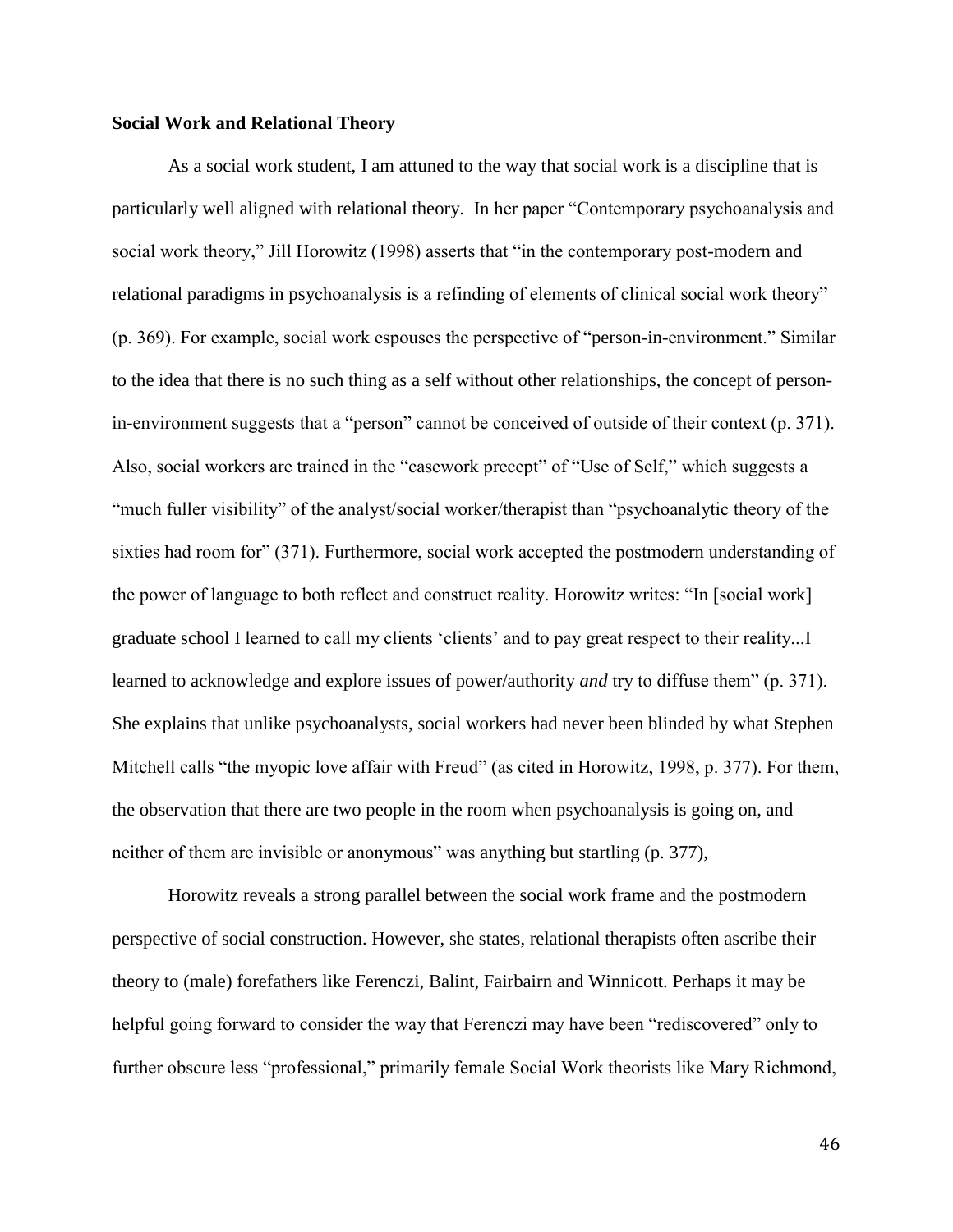**Social Work and Relational Theory**

As a social work student, I am attuned to the way that social work is a discipline that is particularly well aligned with relational theory. In her paper "Contemporary psychoanalysis and social work theory," Jill Horowitz (1998) asserts that "in the contemporary post-modern and relational paradigms in psychoanalysis is a refinding of elements of clinical social work theory" (p. 369). For example, social work espouses the perspective of "person-in-environment." Similar to the idea that there is no such thing as a self without other relationships, the concept of person-in-environment suggests that a "person" cannot be conceived of outside of their context (p. 371). Also, social workers are trained in the "casework precept" of "Use of Self," which suggests a "much fuller visibility" of the analyst/social worker/therapist than "psychoanalytic theory of the sixties had room for" (371). Furthermore, social work accepted the postmodern understanding of the power of language to both reflect and construct reality. Horowitz writes: "In [social work] graduate school I learned to call my clients 'clients' and to pay great respect to their reality...I learned to acknowledge and explore issues of power/authority *and* try to diffuse them" (p. 371). She explains that unlike psychoanalysts, social workers had never been blinded by what Stephen Mitchell calls "the myopic love affair with Freud" (as cited in Horowitz, 1998, p. 377). For them, the observation that there are two people in the room when psychoanalysis is going on, and neither of them are invisible or anonymous" was anything but startling (p. 377),

Horowitz reveals a strong parallel between the social work frame and the postmodern perspective of social construction. However, she states, relational therapists often ascribe their theory to (male) forefathers like Ferenczi, Balint, Fairbairn and Winnicott. Perhaps it may be helpful going forward to consider the way that Ferenczi may have been "rediscovered" only to further obscure less "professional," primarily female Social Work theorists like Mary Richmond,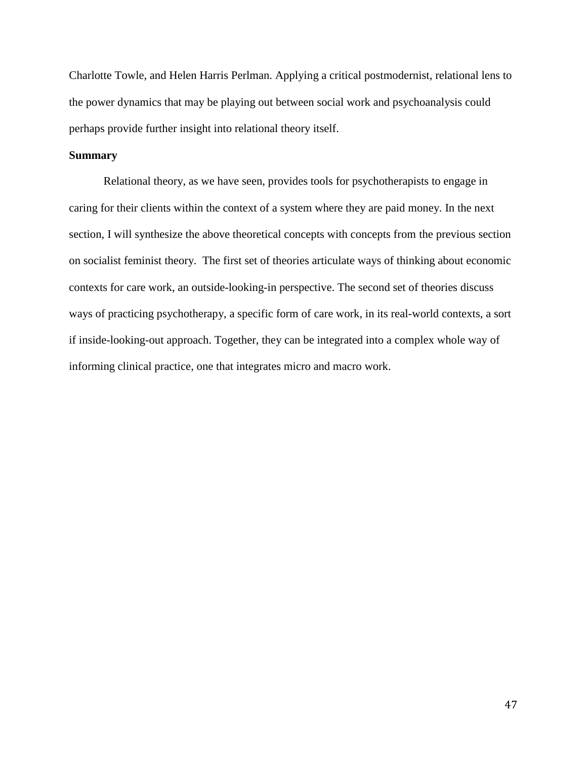Charlotte Towle, and Helen Harris Perlman. Applying a critical postmodernist, relational lens to the power dynamics that may be playing out between social work and psychoanalysis could perhaps provide further insight into relational theory itself.

**Summary**

Relational theory, as we have seen, provides tools for psychotherapists to engage in caring for their clients within the context of a system where they are paid money. In the next section, I will synthesize the above theoretical concepts with concepts from the previous section on socialist feminist theory. The first set of theories articulate ways of thinking about economic contexts for care work, an outside-looking-in perspective. The second set of theories discuss ways of practicing psychotherapy, a specific form of care work, in its real-world contexts, a sort if inside-looking-out approach. Together, they can be integrated into a complex whole way of informing clinical practice, one that integrates micro and macro work.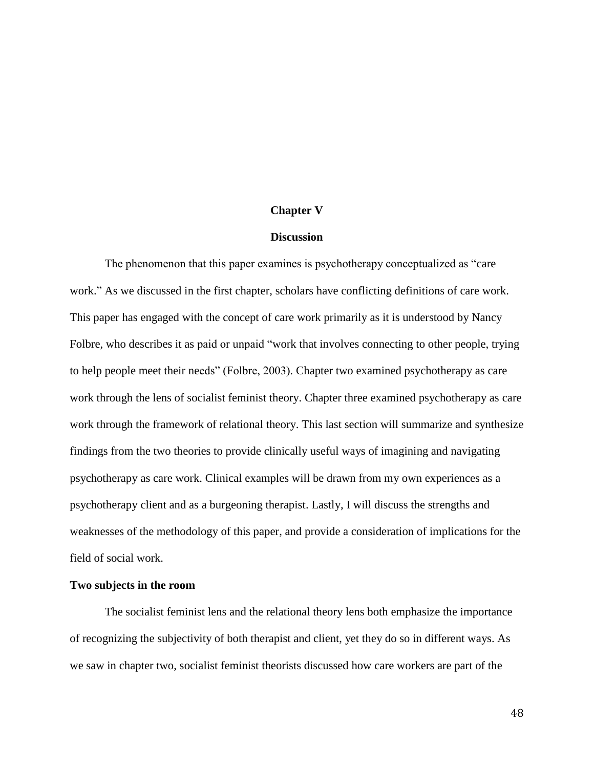# Chapter V

# Discussion

The phenomenon that this paper examines is psychotherapy conceptualized as "care work." As we discussed in the first chapter, scholars have conflicting definitions of care work. This paper has engaged with the concept of care work primarily as it is understood by Nancy Folbre, who describes it as paid or unpaid "work that involves connecting to other people, trying to help people meet their needs" (Folbre, 2003). Chapter two examined psychotherapy as care work through the lens of socialist feminist theory. Chapter three examined psychotherapy as care work through the framework of relational theory. This last section will summarize and synthesize findings from the two theories to provide clinically useful ways of imagining and navigating psychotherapy as care work. Clinical examples will be drawn from my own experiences as a psychotherapy client and as a burgeoning therapist. Lastly, I will discuss the strengths and weaknesses of the methodology of this paper, and provide a consideration of implications for the field of social work.

## Two subjects in the room

The socialist feminist lens and the relational theory lens both emphasize the importance of recognizing the subjectivity of both therapist and client, yet they do so in different ways. As we saw in chapter two, socialist feminist theorists discussed how care workers are part of the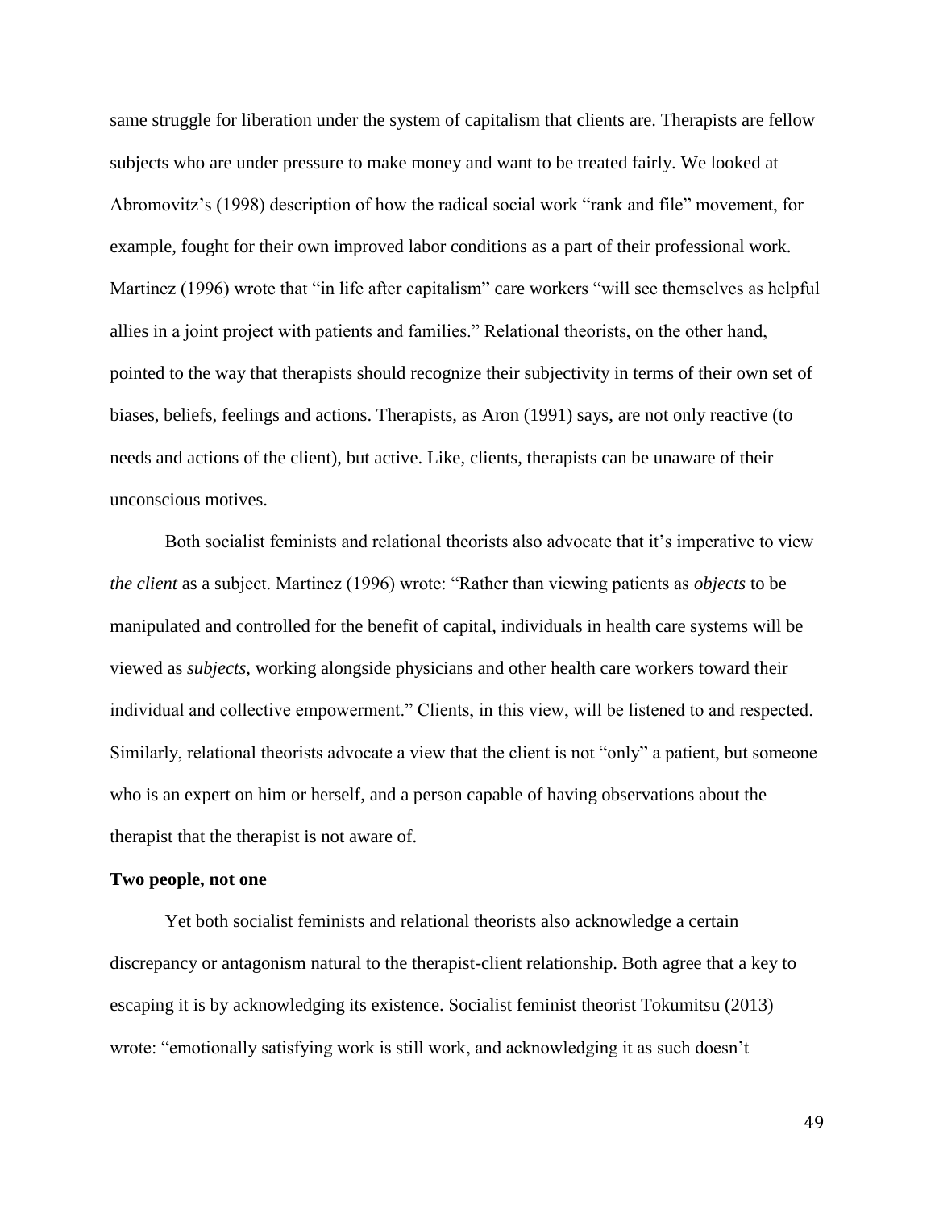same struggle for liberation under the system of capitalism that clients are. Therapists are fellow subjects who are under pressure to make money and want to be treated fairly. We looked at Abromovitz's (1998) description of how the radical social work "rank and file" movement, for example, fought for their own improved labor conditions as a part of their professional work. Martinez (1996) wrote that "in life after capitalism" care workers "will see themselves as helpful allies in a joint project with patients and families." Relational theorists, on the other hand, pointed to the way that therapists should recognize their subjectivity in terms of their own set of biases, beliefs, feelings and actions. Therapists, as Aron (1991) says, are not only reactive (to needs and actions of the client), but active. Like, clients, therapists can be unaware of their unconscious motives.

Both socialist feminists and relational theorists also advocate that it's imperative to view *the client* as a subject. Martinez (1996) wrote: "Rather than viewing patients as *objects* to be manipulated and controlled for the benefit of capital, individuals in health care systems will be viewed as *subjects*, working alongside physicians and other health care workers toward their individual and collective empowerment." Clients, in this view, will be listened to and respected. Similarly, relational theorists advocate a view that the client is not "only" a patient, but someone who is an expert on him or herself, and a person capable of having observations about the therapist that the therapist is not aware of.

**Two people, not one**

Yet both socialist feminists and relational theorists also acknowledge a certain discrepancy or antagonism natural to the therapist-client relationship. Both agree that a key to escaping it is by acknowledging its existence. Socialist feminist theorist Tokumitsu (2013) wrote: "emotionally satisfying work is still work, and acknowledging it as such doesn't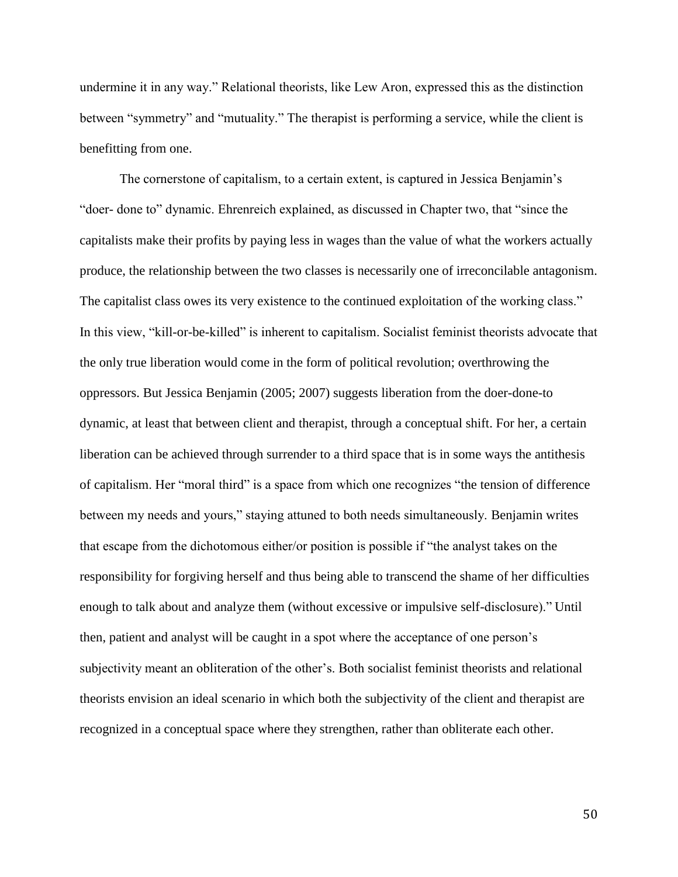undermine it in any way." Relational theorists, like Lew Aron, expressed this as the distinction between "symmetry" and "mutuality." The therapist is performing a service, while the client is benefitting from one.

The cornerstone of capitalism, to a certain extent, is captured in Jessica Benjamin's "doer- done to" dynamic. Ehrenreich explained, as discussed in Chapter two, that "since the capitalists make their profits by paying less in wages than the value of what the workers actually produce, the relationship between the two classes is necessarily one of irreconcilable antagonism. The capitalist class owes its very existence to the continued exploitation of the working class." In this view, "kill-or-be-killed" is inherent to capitalism. Socialist feminist theorists advocate that the only true liberation would come in the form of political revolution; overthrowing the oppressors. But Jessica Benjamin (2005; 2007) suggests liberation from the doer-done-to dynamic, at least that between client and therapist, through a conceptual shift. For her, a certain liberation can be achieved through surrender to a third space that is in some ways the antithesis of capitalism. Her "moral third" is a space from which one recognizes "the tension of difference between my needs and yours," staying attuned to both needs simultaneously. Benjamin writes that escape from the dichotomous either/or position is possible if "the analyst takes on the responsibility for forgiving herself and thus being able to transcend the shame of her difficulties enough to talk about and analyze them (without excessive or impulsive self-disclosure)." Until then, patient and analyst will be caught in a spot where the acceptance of one person's subjectivity meant an obliteration of the other's. Both socialist feminist theorists and relational theorists envision an ideal scenario in which both the subjectivity of the client and therapist are recognized in a conceptual space where they strengthen, rather than obliterate each other.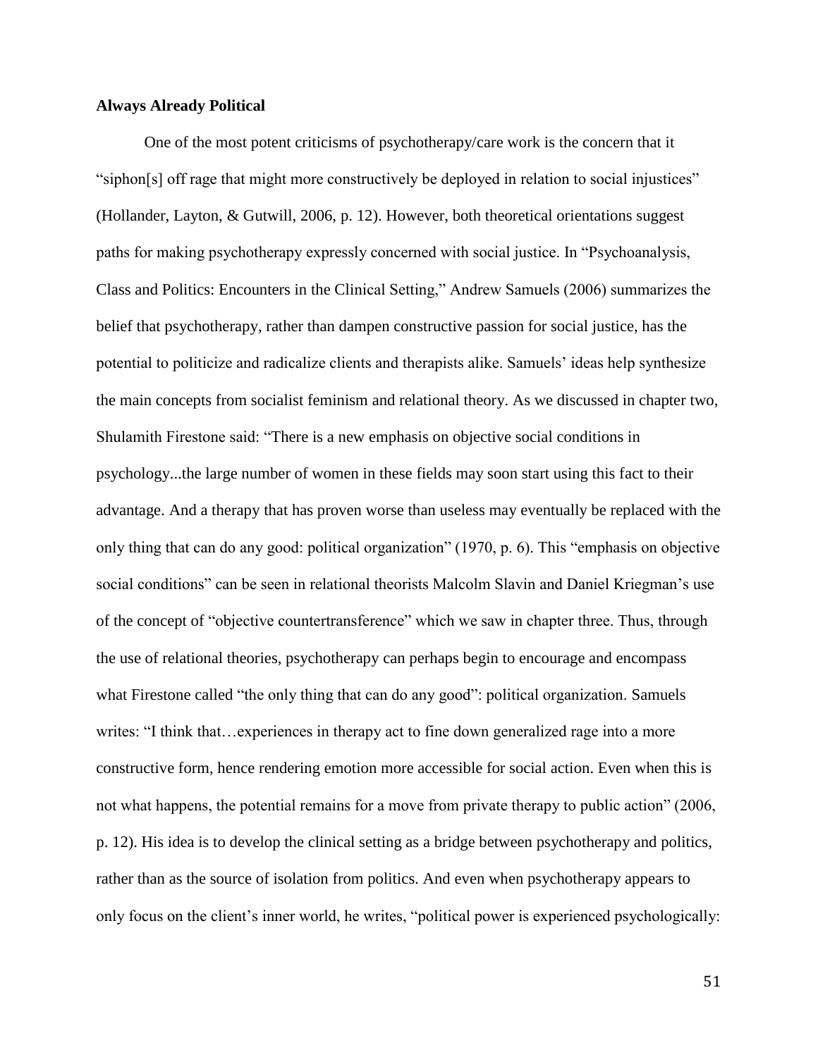**Always Already Political**

One of the most potent criticisms of psychotherapy/care work is the concern that it "siphon[s] off rage that might more constructively be deployed in relation to social injustices" (Hollander, Layton, & Gutwill, 2006, p. 12). However, both theoretical orientations suggest paths for making psychotherapy expressly concerned with social justice. In "Psychoanalysis, Class and Politics: Encounters in the Clinical Setting," Andrew Samuels (2006) summarizes the belief that psychotherapy, rather than dampen constructive passion for social justice, has the potential to politicize and radicalize clients and therapists alike. Samuels' ideas help synthesize the main concepts from socialist feminism and relational theory. As we discussed in chapter two, Shulamith Firestone said: "There is a new emphasis on objective social conditions in psychology...the large number of women in these fields may soon start using this fact to their advantage. And a therapy that has proven worse than useless may eventually be replaced with the only thing that can do any good: political organization" (1970, p. 6). This "emphasis on objective social conditions" can be seen in relational theorists Malcolm Slavin and Daniel Kriegman's use of the concept of "objective countertransference" which we saw in chapter three. Thus, through the use of relational theories, psychotherapy can perhaps begin to encourage and encompass what Firestone called "the only thing that can do any good": political organization. Samuels writes: "I think that…experiences in therapy act to fine down generalized rage into a more constructive form, hence rendering emotion more accessible for social action. Even when this is not what happens, the potential remains for a move from private therapy to public action" (2006, p. 12). His idea is to develop the clinical setting as a bridge between psychotherapy and politics, rather than as the source of isolation from politics. And even when psychotherapy appears to only focus on the client's inner world, he writes, "political power is experienced psychologically: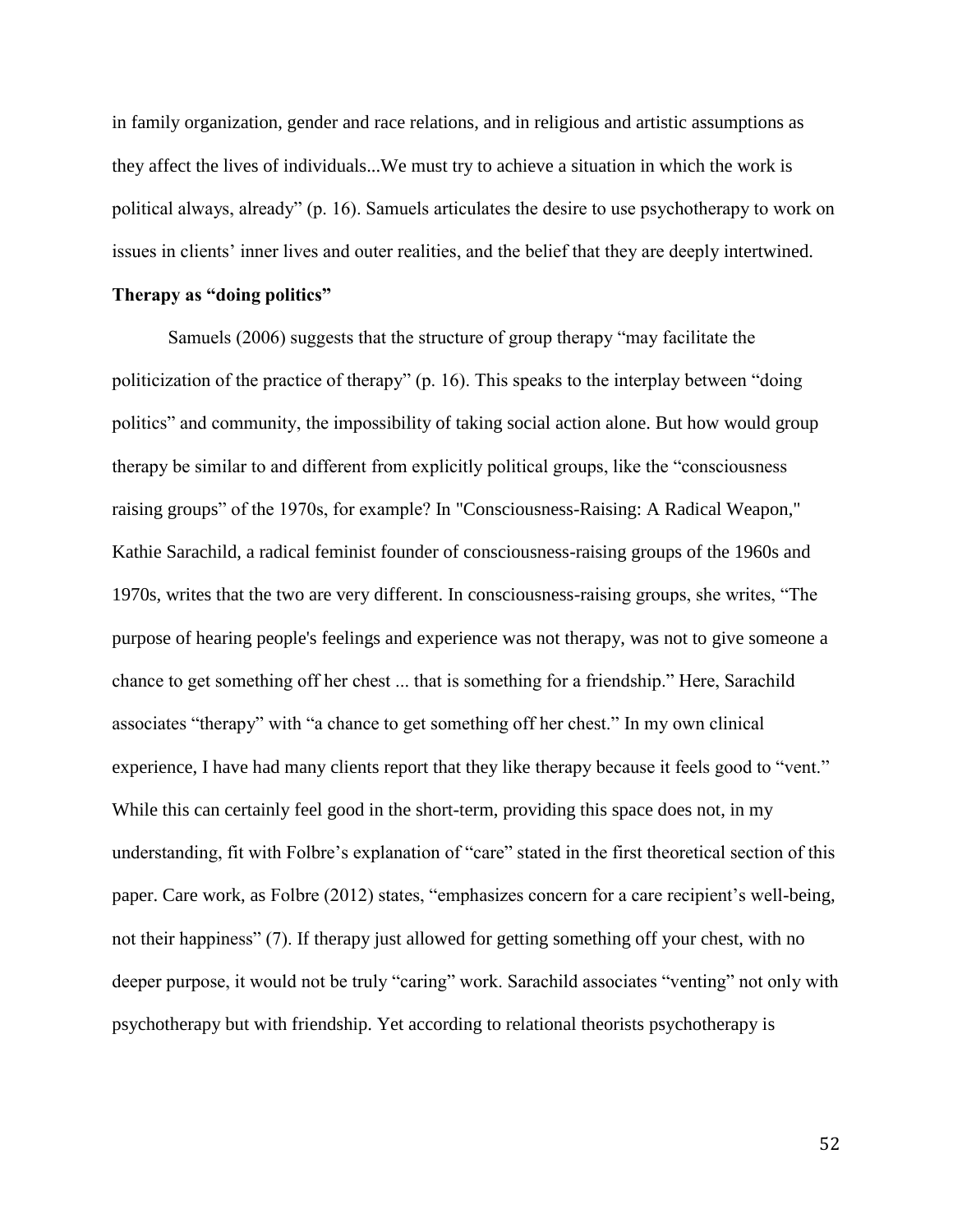in family organization, gender and race relations, and in religious and artistic assumptions as they affect the lives of individuals...We must try to achieve a situation in which the work is political always, already" (p. 16). Samuels articulates the desire to use psychotherapy to work on issues in clients' inner lives and outer realities, and the belief that they are deeply intertwined.

**Therapy as "doing politics"**

Samuels (2006) suggests that the structure of group therapy "may facilitate the politicization of the practice of therapy" (p. 16). This speaks to the interplay between "doing politics" and community, the impossibility of taking social action alone. But how would group therapy be similar to and different from explicitly political groups, like the "consciousness raising groups" of the 1970s, for example? In "Consciousness-Raising: A Radical Weapon," Kathie Sarachild, a radical feminist founder of consciousness-raising groups of the 1960s and 1970s, writes that the two are very different. In consciousness-raising groups, she writes, "The purpose of hearing people's feelings and experience was not therapy, was not to give someone a chance to get something off her chest ... that is something for a friendship." Here, Sarachild associates "therapy" with "a chance to get something off her chest." In my own clinical experience, I have had many clients report that they like therapy because it feels good to "vent." While this can certainly feel good in the short-term, providing this space does not, in my understanding, fit with Folbre's explanation of "care" stated in the first theoretical section of this paper. Care work, as Folbre (2012) states, "emphasizes concern for a care recipient's well-being, not their happiness" (7). If therapy just allowed for getting something off your chest, with no deeper purpose, it would not be truly "caring" work. Sarachild associates "venting" not only with psychotherapy but with friendship. Yet according to relational theorists psychotherapy is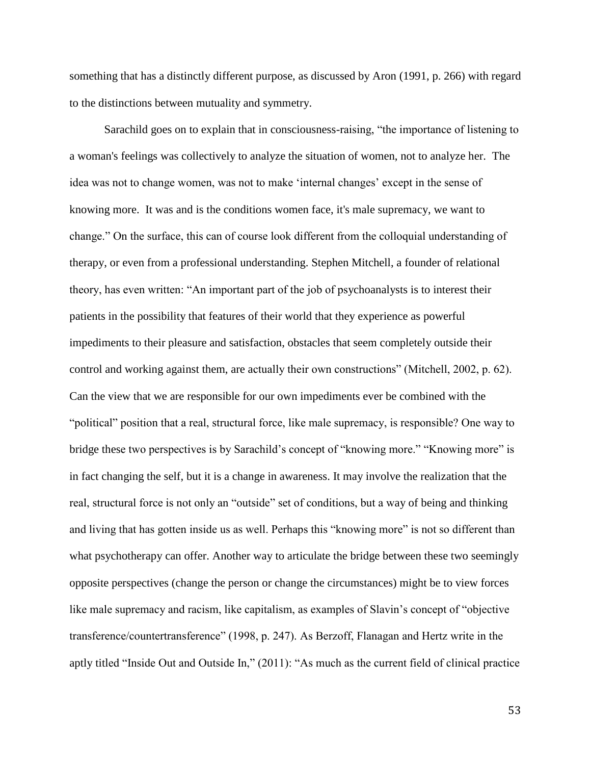something that has a distinctly different purpose, as discussed by Aron (1991, p. 266) with regard to the distinctions between mutuality and symmetry.

Sarachild goes on to explain that in consciousness-raising, "the importance of listening to a woman's feelings was collectively to analyze the situation of women, not to analyze her. The idea was not to change women, was not to make 'internal changes' except in the sense of knowing more. It was and is the conditions women face, it's male supremacy, we want to change." On the surface, this can of course look different from the colloquial understanding of therapy, or even from a professional understanding. Stephen Mitchell, a founder of relational theory, has even written: "An important part of the job of psychoanalysts is to interest their patients in the possibility that features of their world that they experience as powerful impediments to their pleasure and satisfaction, obstacles that seem completely outside their control and working against them, are actually their own constructions" (Mitchell, 2002, p. 62). Can the view that we are responsible for our own impediments ever be combined with the "political" position that a real, structural force, like male supremacy, is responsible? One way to bridge these two perspectives is by Sarachild's concept of "knowing more." "Knowing more" is in fact changing the self, but it is a change in awareness. It may involve the realization that the real, structural force is not only an "outside" set of conditions, but a way of being and thinking and living that has gotten inside us as well. Perhaps this "knowing more" is not so different than what psychotherapy can offer. Another way to articulate the bridge between these two seemingly opposite perspectives (change the person or change the circumstances) might be to view forces like male supremacy and racism, like capitalism, as examples of Slavin's concept of "objective transference/countertransference" (1998, p. 247). As Berzoff, Flanagan and Hertz write in the aptly titled "Inside Out and Outside In," (2011): "As much as the current field of clinical practice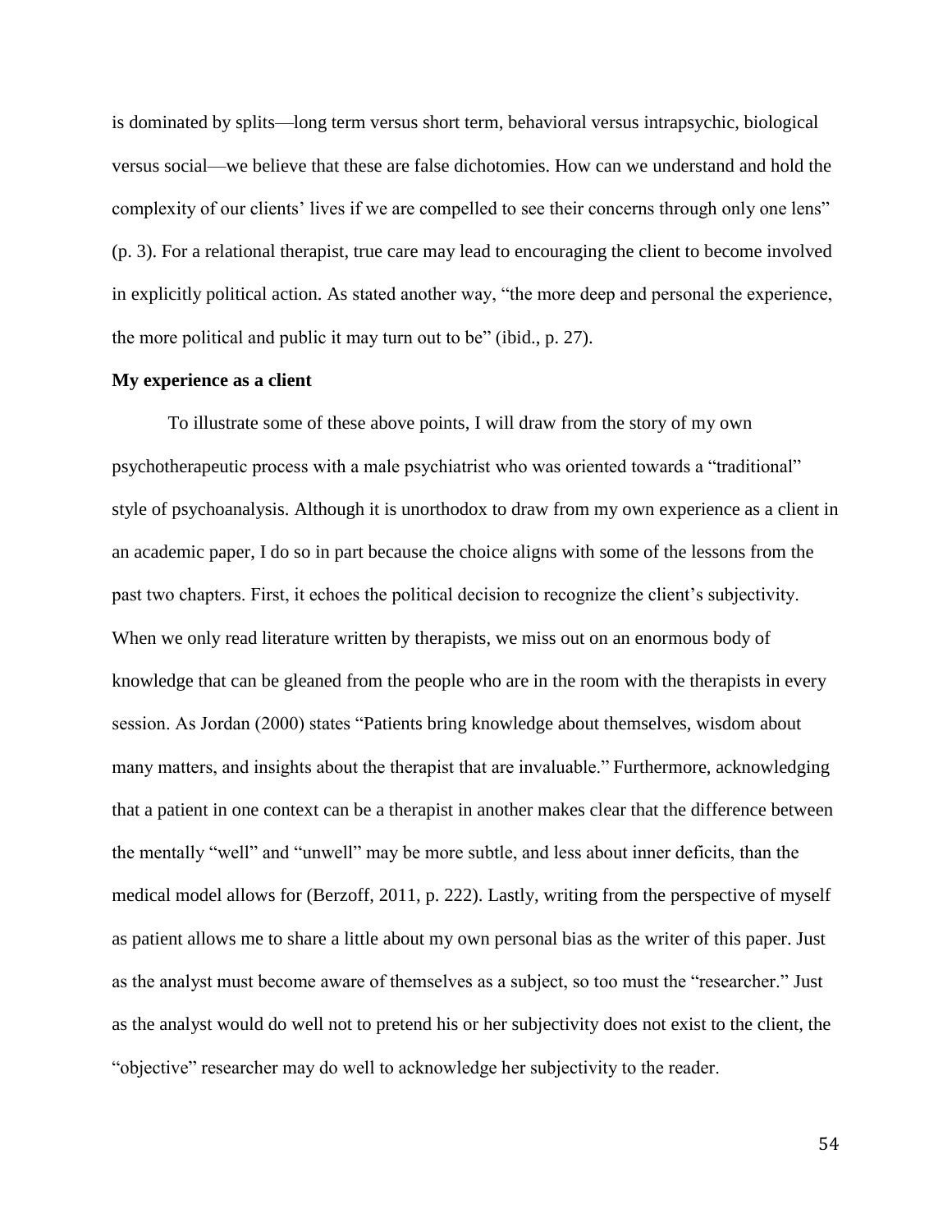is dominated by splits—long term versus short term, behavioral versus intrapsychic, biological versus social—we believe that these are false dichotomies. How can we understand and hold the complexity of our clients' lives if we are compelled to see their concerns through only one lens" (p. 3). For a relational therapist, true care may lead to encouraging the client to become involved in explicitly political action. As stated another way, "the more deep and personal the experience, the more political and public it may turn out to be" (ibid., p. 27).

**My experience as a client**

To illustrate some of these above points, I will draw from the story of my own psychotherapeutic process with a male psychiatrist who was oriented towards a "traditional" style of psychoanalysis. Although it is unorthodox to draw from my own experience as a client in an academic paper, I do so in part because the choice aligns with some of the lessons from the past two chapters. First, it echoes the political decision to recognize the client's subjectivity. When we only read literature written by therapists, we miss out on an enormous body of knowledge that can be gleaned from the people who are in the room with the therapists in every session. As Jordan (2000) states "Patients bring knowledge about themselves, wisdom about many matters, and insights about the therapist that are invaluable." Furthermore, acknowledging that a patient in one context can be a therapist in another makes clear that the difference between the mentally "well" and "unwell" may be more subtle, and less about inner deficits, than the medical model allows for (Berzoff, 2011, p. 222). Lastly, writing from the perspective of myself as patient allows me to share a little about my own personal bias as the writer of this paper. Just as the analyst must become aware of themselves as a subject, so too must the "researcher." Just as the analyst would do well not to pretend his or her subjectivity does not exist to the client, the "objective" researcher may do well to acknowledge her subjectivity to the reader.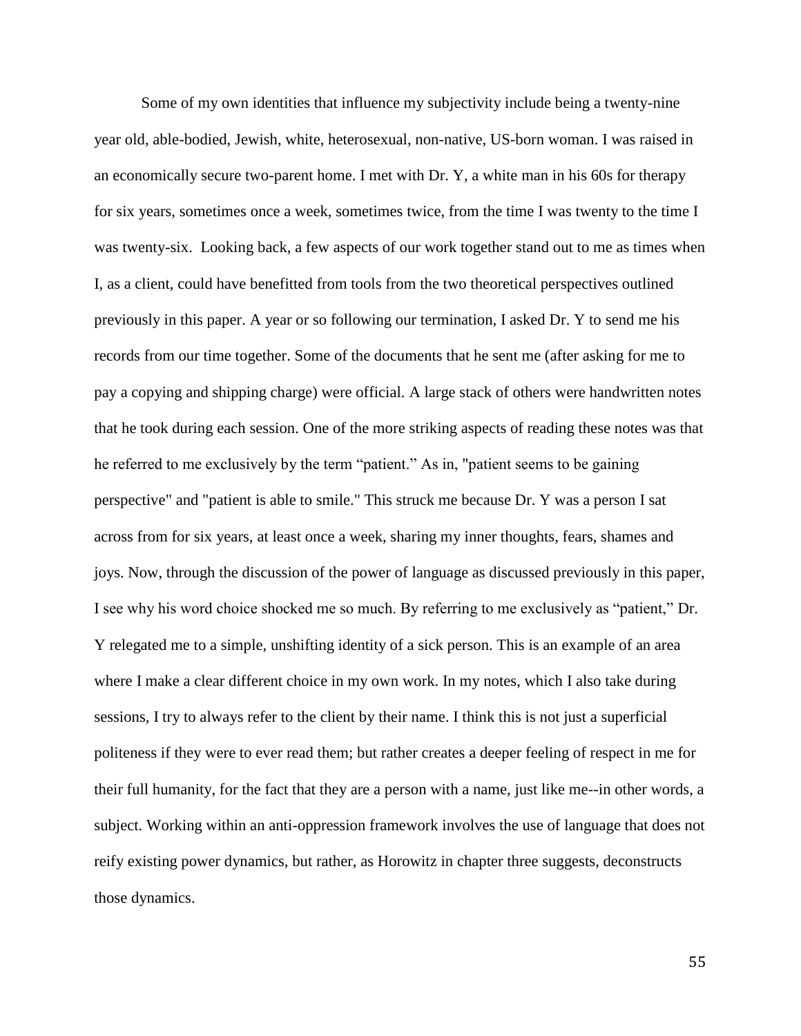Some of my own identities that influence my subjectivity include being a twenty-nine year old, able-bodied, Jewish, white, heterosexual, non-native, US-born woman. I was raised in an economically secure two-parent home. I met with Dr. Y, a white man in his 60s for therapy for six years, sometimes once a week, sometimes twice, from the time I was twenty to the time I was twenty-six. Looking back, a few aspects of our work together stand out to me as times when I, as a client, could have benefitted from tools from the two theoretical perspectives outlined previously in this paper. A year or so following our termination, I asked Dr. Y to send me his records from our time together. Some of the documents that he sent me (after asking for me to pay a copying and shipping charge) were official. A large stack of others were handwritten notes that he took during each session. One of the more striking aspects of reading these notes was that he referred to me exclusively by the term "patient." As in, "patient seems to be gaining perspective" and "patient is able to smile." This struck me because Dr. Y was a person I sat across from for six years, at least once a week, sharing my inner thoughts, fears, shames and joys. Now, through the discussion of the power of language as discussed previously in this paper, I see why his word choice shocked me so much. By referring to me exclusively as "patient," Dr. Y relegated me to a simple, unshifting identity of a sick person. This is an example of an area where I make a clear different choice in my own work. In my notes, which I also take during sessions, I try to always refer to the client by their name. I think this is not just a superficial politeness if they were to ever read them; but rather creates a deeper feeling of respect in me for their full humanity, for the fact that they are a person with a name, just like me--in other words, a subject. Working within an anti-oppression framework involves the use of language that does not reify existing power dynamics, but rather, as Horowitz in chapter three suggests, deconstructs those dynamics.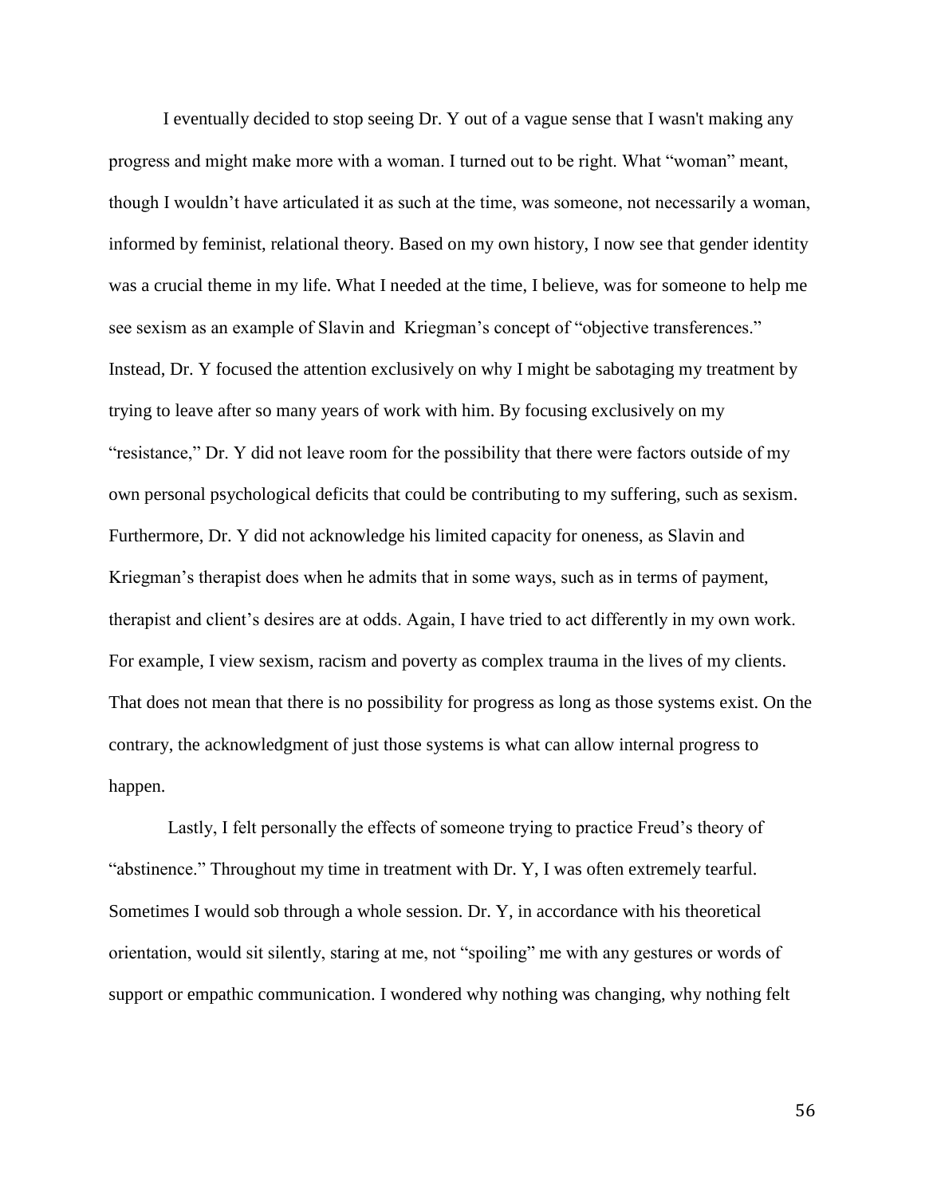I eventually decided to stop seeing Dr. Y out of a vague sense that I wasn't making any progress and might make more with a woman. I turned out to be right. What "woman" meant, though I wouldn't have articulated it as such at the time, was someone, not necessarily a woman, informed by feminist, relational theory. Based on my own history, I now see that gender identity was a crucial theme in my life. What I needed at the time, I believe, was for someone to help me see sexism as an example of Slavin and Kriegman's concept of "objective transferences." Instead, Dr. Y focused the attention exclusively on why I might be sabotaging my treatment by trying to leave after so many years of work with him. By focusing exclusively on my "resistance," Dr. Y did not leave room for the possibility that there were factors outside of my own personal psychological deficits that could be contributing to my suffering, such as sexism. Furthermore, Dr. Y did not acknowledge his limited capacity for oneness, as Slavin and Kriegman's therapist does when he admits that in some ways, such as in terms of payment, therapist and client's desires are at odds. Again, I have tried to act differently in my own work. For example, I view sexism, racism and poverty as complex trauma in the lives of my clients. That does not mean that there is no possibility for progress as long as those systems exist. On the contrary, the acknowledgment of just those systems is what can allow internal progress to happen.

Lastly, I felt personally the effects of someone trying to practice Freud's theory of "abstinence." Throughout my time in treatment with Dr. Y, I was often extremely tearful. Sometimes I would sob through a whole session. Dr. Y, in accordance with his theoretical orientation, would sit silently, staring at me, not "spoiling" me with any gestures or words of support or empathic communication. I wondered why nothing was changing, why nothing felt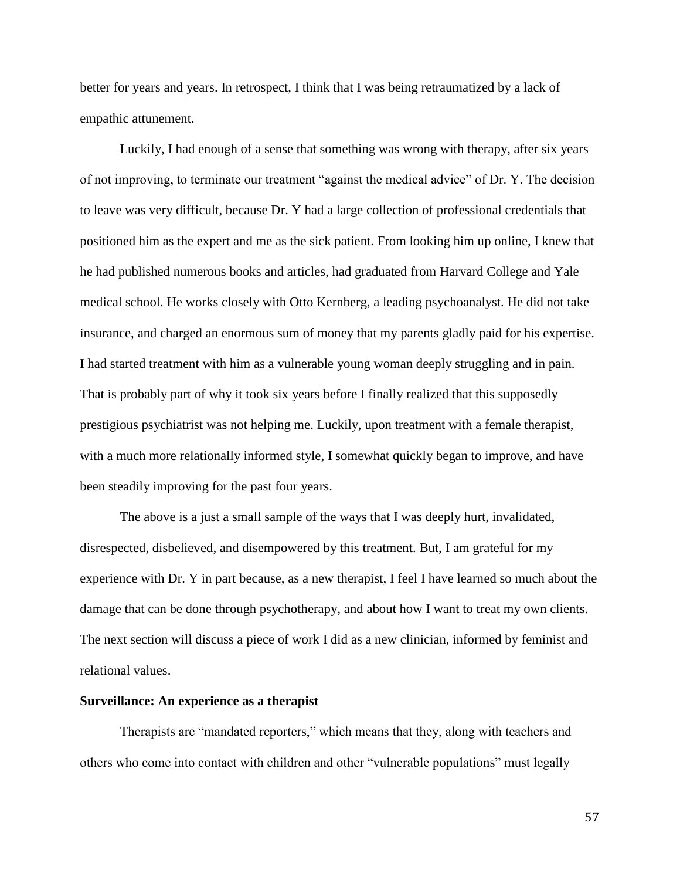better for years and years. In retrospect, I think that I was being retraumatized by a lack of empathic attunement.

Luckily, I had enough of a sense that something was wrong with therapy, after six years of not improving, to terminate our treatment "against the medical advice" of Dr. Y. The decision to leave was very difficult, because Dr. Y had a large collection of professional credentials that positioned him as the expert and me as the sick patient. From looking him up online, I knew that he had published numerous books and articles, had graduated from Harvard College and Yale medical school. He works closely with Otto Kernberg, a leading psychoanalyst. He did not take insurance, and charged an enormous sum of money that my parents gladly paid for his expertise. I had started treatment with him as a vulnerable young woman deeply struggling and in pain. That is probably part of why it took six years before I finally realized that this supposedly prestigious psychiatrist was not helping me. Luckily, upon treatment with a female therapist, with a much more relationally informed style, I somewhat quickly began to improve, and have been steadily improving for the past four years.

The above is a just a small sample of the ways that I was deeply hurt, invalidated, disrespected, disbelieved, and disempowered by this treatment. But, I am grateful for my experience with Dr. Y in part because, as a new therapist, I feel I have learned so much about the damage that can be done through psychotherapy, and about how I want to treat my own clients. The next section will discuss a piece of work I did as a new clinician, informed by feminist and relational values.

**Surveillance: An experience as a therapist**

Therapists are "mandated reporters," which means that they, along with teachers and others who come into contact with children and other "vulnerable populations" must legally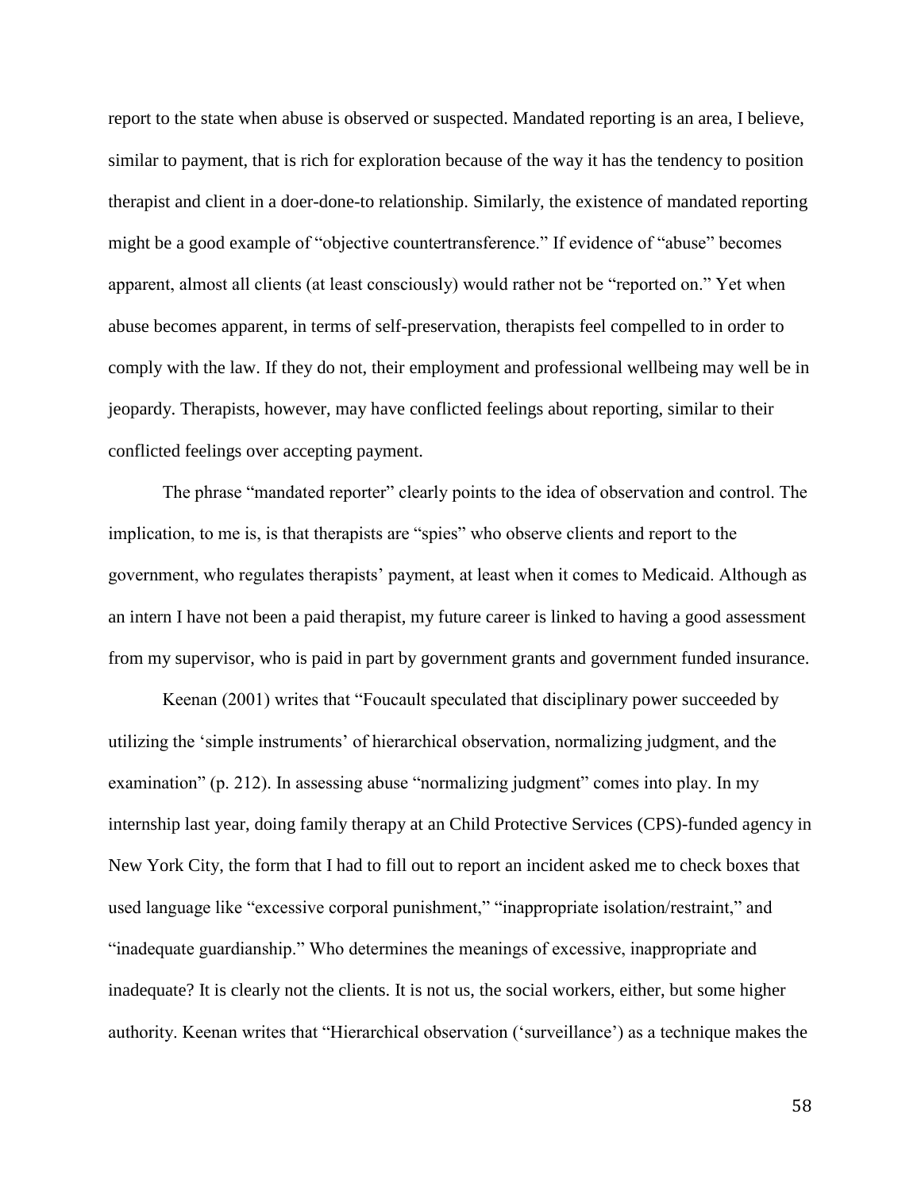report to the state when abuse is observed or suspected. Mandated reporting is an area, I believe, similar to payment, that is rich for exploration because of the way it has the tendency to position therapist and client in a doer-done-to relationship. Similarly, the existence of mandated reporting might be a good example of "objective countertransference." If evidence of "abuse" becomes apparent, almost all clients (at least consciously) would rather not be "reported on." Yet when abuse becomes apparent, in terms of self-preservation, therapists feel compelled to in order to comply with the law. If they do not, their employment and professional wellbeing may well be in jeopardy. Therapists, however, may have conflicted feelings about reporting, similar to their conflicted feelings over accepting payment.

The phrase "mandated reporter" clearly points to the idea of observation and control. The implication, to me is, is that therapists are "spies" who observe clients and report to the government, who regulates therapists' payment, at least when it comes to Medicaid. Although as an intern I have not been a paid therapist, my future career is linked to having a good assessment from my supervisor, who is paid in part by government grants and government funded insurance.

Keenan (2001) writes that "Foucault speculated that disciplinary power succeeded by utilizing the 'simple instruments' of hierarchical observation, normalizing judgment, and the examination" (p. 212). In assessing abuse "normalizing judgment" comes into play. In my internship last year, doing family therapy at an Child Protective Services (CPS)-funded agency in New York City, the form that I had to fill out to report an incident asked me to check boxes that used language like "excessive corporal punishment," "inappropriate isolation/restraint," and "inadequate guardianship." Who determines the meanings of excessive, inappropriate and inadequate? It is clearly not the clients. It is not us, the social workers, either, but some higher authority. Keenan writes that "Hierarchical observation ('surveillance') as a technique makes the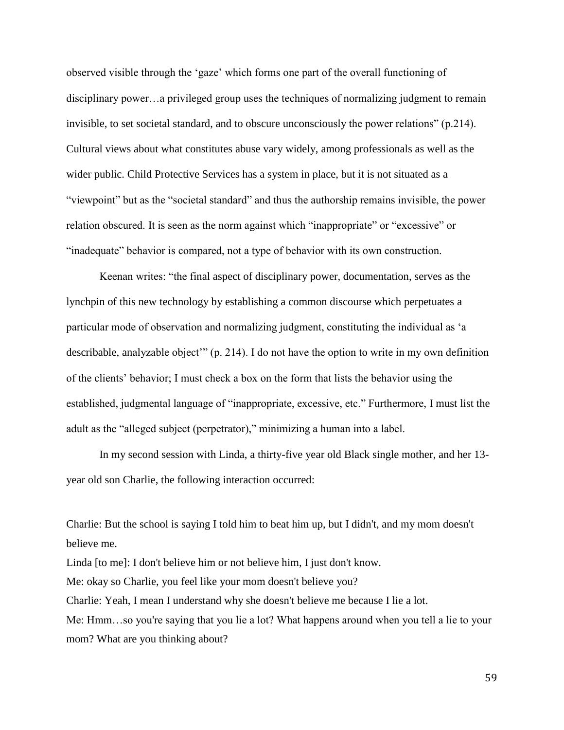observed visible through the 'gaze' which forms one part of the overall functioning of disciplinary power…a privileged group uses the techniques of normalizing judgment to remain invisible, to set societal standard, and to obscure unconsciously the power relations" (p.214). Cultural views about what constitutes abuse vary widely, among professionals as well as the wider public. Child Protective Services has a system in place, but it is not situated as a "viewpoint" but as the "societal standard" and thus the authorship remains invisible, the power relation obscured. It is seen as the norm against which "inappropriate" or "excessive" or "inadequate" behavior is compared, not a type of behavior with its own construction.

Keenan writes: "the final aspect of disciplinary power, documentation, serves as the lynchpin of this new technology by establishing a common discourse which perpetuates a particular mode of observation and normalizing judgment, constituting the individual as 'a describable, analyzable object'" (p. 214). I do not have the option to write in my own definition of the clients' behavior; I must check a box on the form that lists the behavior using the established, judgmental language of "inappropriate, excessive, etc." Furthermore, I must list the adult as the "alleged subject (perpetrator)," minimizing a human into a label.

In my second session with Linda, a thirty-five year old Black single mother, and her 13-year old son Charlie, the following interaction occurred:

Charlie: But the school is saying I told him to beat him up, but I didn't, and my mom doesn't believe me.  
Linda [to me]: I don't believe him or not believe him, I just don't know.  
Me: okay so Charlie, you feel like your mom doesn't believe you?  
Charlie: Yeah, I mean I understand why she doesn't believe me because I lie a lot.  
Me: Hmm…so you're saying that you lie a lot? What happens around when you tell a lie to your mom? What are you thinking about?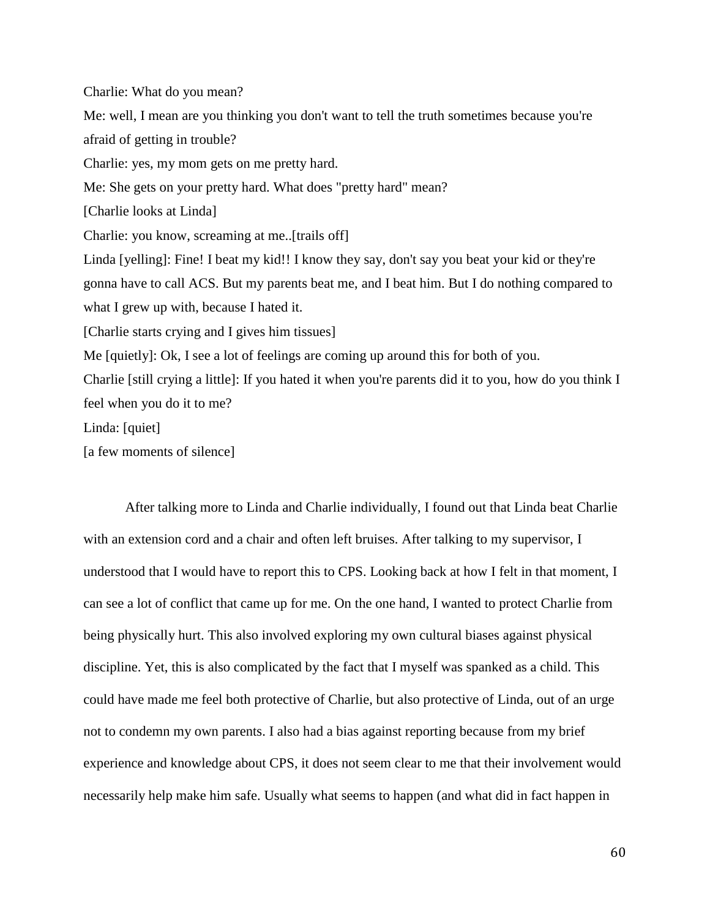Charlie: What do you mean?

Me: well, I mean are you thinking you don't want to tell the truth sometimes because you're afraid of getting in trouble?

Charlie: yes, my mom gets on me pretty hard.

Me: She gets on your pretty hard. What does "pretty hard" mean?

[Charlie looks at Linda]

Charlie: you know, screaming at me..[trails off]

Linda [yelling]: Fine! I beat my kid!! I know they say, don't say you beat your kid or they're gonna have to call ACS. But my parents beat me, and I beat him. But I do nothing compared to what I grew up with, because I hated it.

[Charlie starts crying and I gives him tissues]

Me [quietly]: Ok, I see a lot of feelings are coming up around this for both of you.

Charlie [still crying a little]: If you hated it when you're parents did it to you, how do you think I feel when you do it to me?

Linda: [quiet]

[a few moments of silence]

After talking more to Linda and Charlie individually, I found out that Linda beat Charlie with an extension cord and a chair and often left bruises. After talking to my supervisor, I understood that I would have to report this to CPS. Looking back at how I felt in that moment, I can see a lot of conflict that came up for me. On the one hand, I wanted to protect Charlie from being physically hurt. This also involved exploring my own cultural biases against physical discipline. Yet, this is also complicated by the fact that I myself was spanked as a child. This could have made me feel both protective of Charlie, but also protective of Linda, out of an urge not to condemn my own parents. I also had a bias against reporting because from my brief experience and knowledge about CPS, it does not seem clear to me that their involvement would necessarily help make him safe. Usually what seems to happen (and what did in fact happen in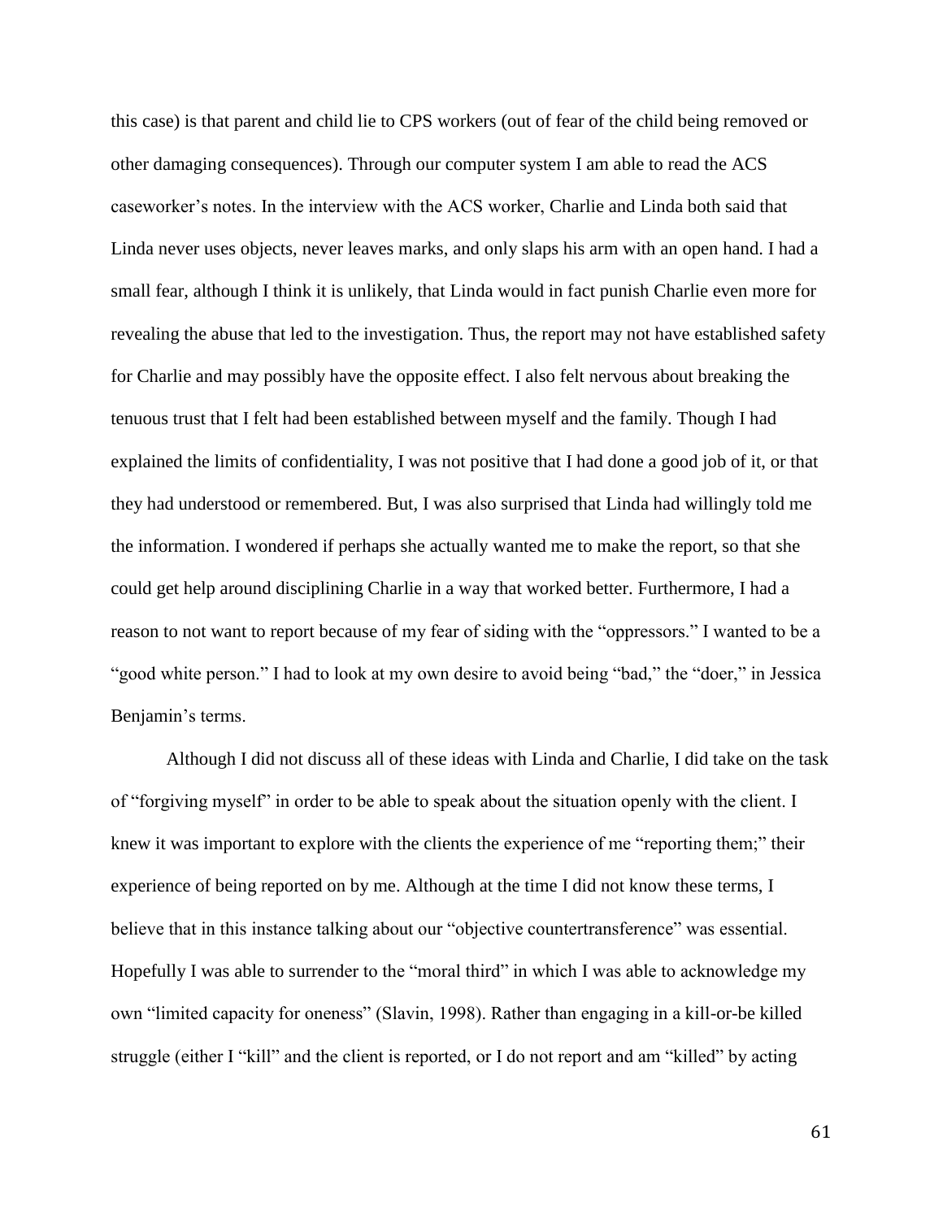this case) is that parent and child lie to CPS workers (out of fear of the child being removed or other damaging consequences). Through our computer system I am able to read the ACS caseworker's notes. In the interview with the ACS worker, Charlie and Linda both said that Linda never uses objects, never leaves marks, and only slaps his arm with an open hand. I had a small fear, although I think it is unlikely, that Linda would in fact punish Charlie even more for revealing the abuse that led to the investigation. Thus, the report may not have established safety for Charlie and may possibly have the opposite effect. I also felt nervous about breaking the tenuous trust that I felt had been established between myself and the family. Though I had explained the limits of confidentiality, I was not positive that I had done a good job of it, or that they had understood or remembered. But, I was also surprised that Linda had willingly told me the information. I wondered if perhaps she actually wanted me to make the report, so that she could get help around disciplining Charlie in a way that worked better. Furthermore, I had a reason to not want to report because of my fear of siding with the "oppressors." I wanted to be a "good white person." I had to look at my own desire to avoid being "bad," the "doer," in Jessica Benjamin's terms.

Although I did not discuss all of these ideas with Linda and Charlie, I did take on the task of "forgiving myself" in order to be able to speak about the situation openly with the client. I knew it was important to explore with the clients the experience of me "reporting them;" their experience of being reported on by me. Although at the time I did not know these terms, I believe that in this instance talking about our "objective countertransference" was essential. Hopefully I was able to surrender to the "moral third" in which I was able to acknowledge my own "limited capacity for oneness" (Slavin, 1998). Rather than engaging in a kill-or-be killed struggle (either I "kill" and the client is reported, or I do not report and am "killed" by acting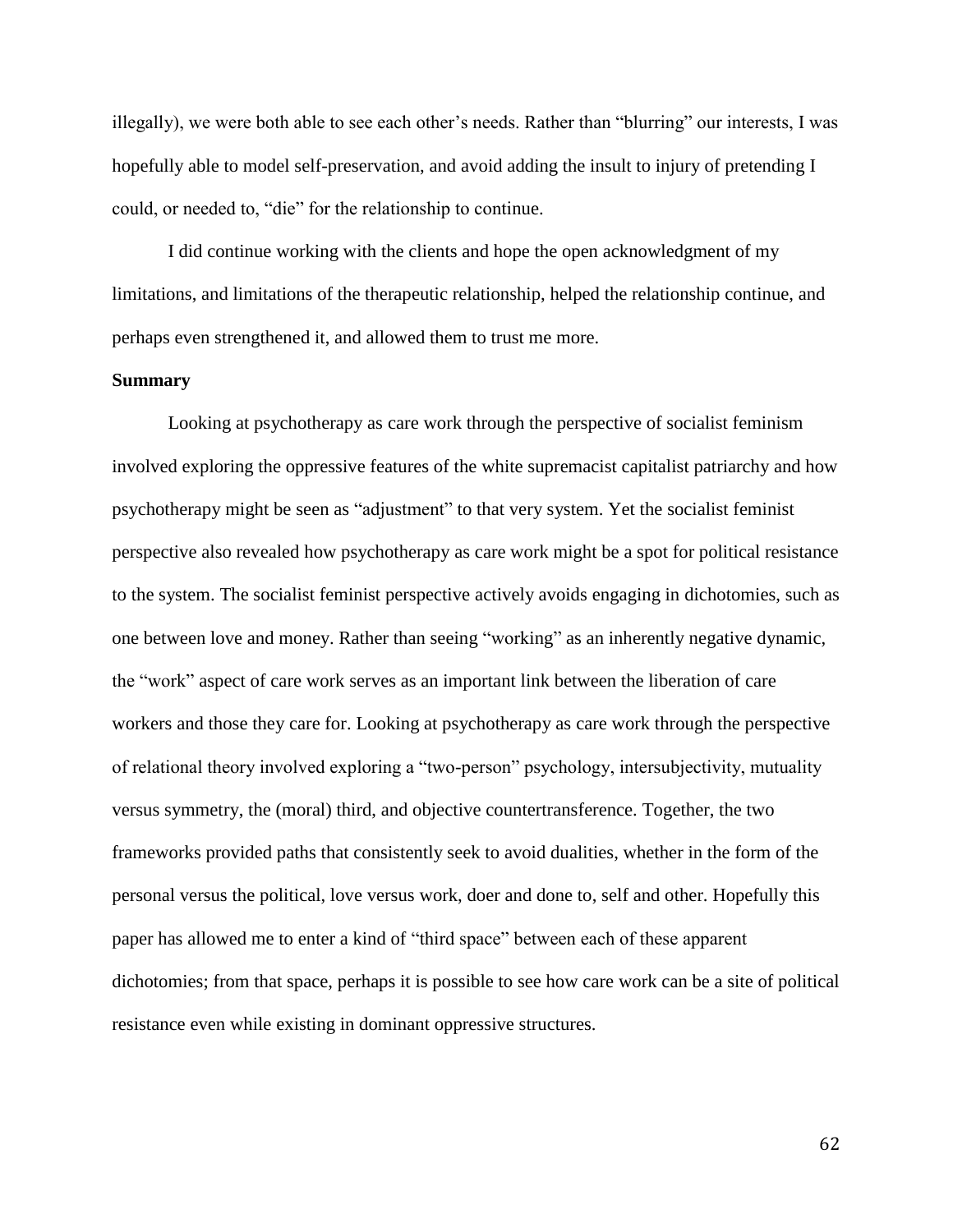illegally), we were both able to see each other's needs. Rather than "blurring" our interests, I was hopefully able to model self-preservation, and avoid adding the insult to injury of pretending I could, or needed to, "die" for the relationship to continue.

I did continue working with the clients and hope the open acknowledgment of my limitations, and limitations of the therapeutic relationship, helped the relationship continue, and perhaps even strengthened it, and allowed them to trust me more.

**Summary**

Looking at psychotherapy as care work through the perspective of socialist feminism involved exploring the oppressive features of the white supremacist capitalist patriarchy and how psychotherapy might be seen as "adjustment" to that very system. Yet the socialist feminist perspective also revealed how psychotherapy as care work might be a spot for political resistance to the system. The socialist feminist perspective actively avoids engaging in dichotomies, such as one between love and money. Rather than seeing "working" as an inherently negative dynamic, the "work" aspect of care work serves as an important link between the liberation of care workers and those they care for. Looking at psychotherapy as care work through the perspective of relational theory involved exploring a "two-person" psychology, intersubjectivity, mutuality versus symmetry, the (moral) third, and objective countertransference. Together, the two frameworks provided paths that consistently seek to avoid dualities, whether in the form of the personal versus the political, love versus work, doer and done to, self and other. Hopefully this paper has allowed me to enter a kind of "third space" between each of these apparent dichotomies; from that space, perhaps it is possible to see how care work can be a site of political resistance even while existing in dominant oppressive structures.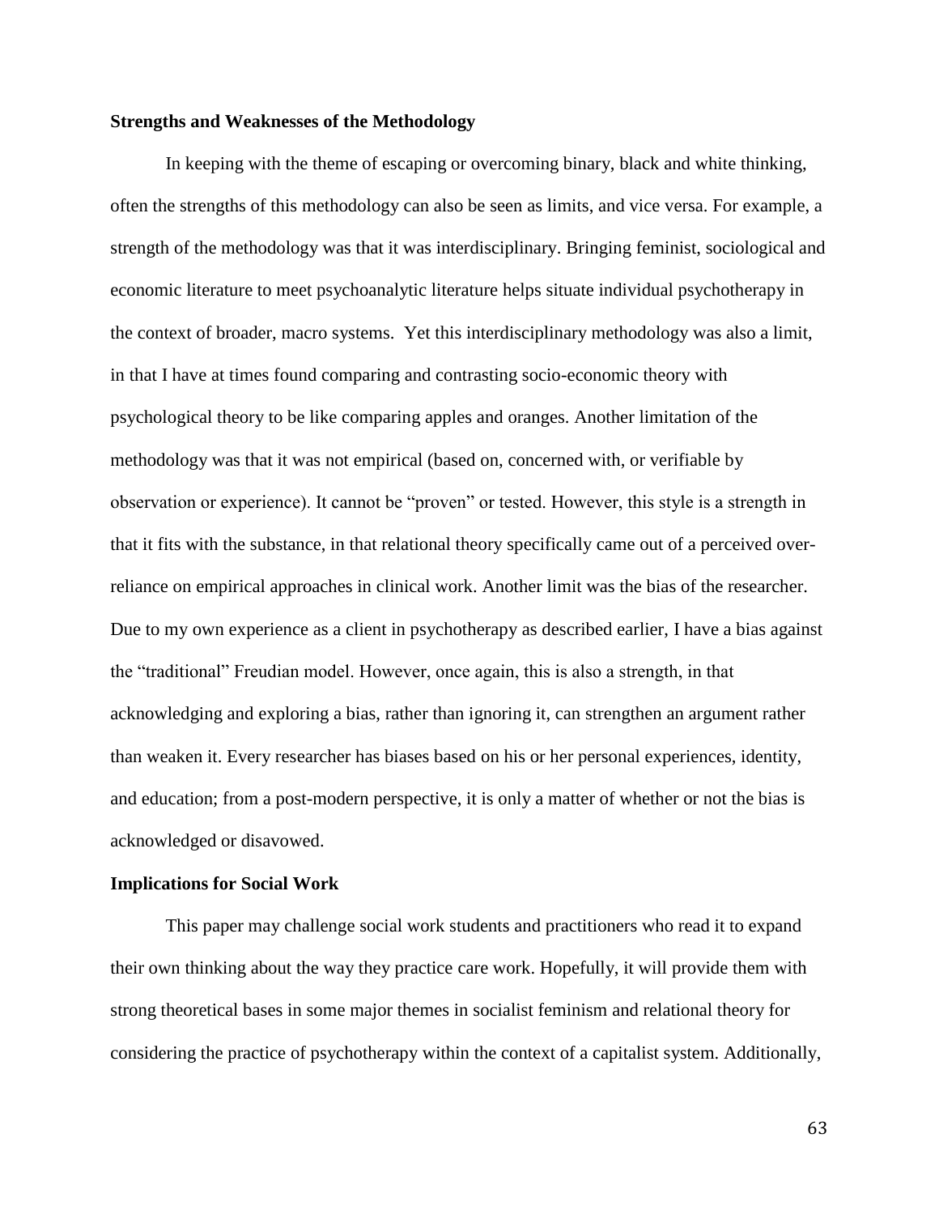**Strengths and Weaknesses of the Methodology**

In keeping with the theme of escaping or overcoming binary, black and white thinking, often the strengths of this methodology can also be seen as limits, and vice versa. For example, a strength of the methodology was that it was interdisciplinary. Bringing feminist, sociological and economic literature to meet psychoanalytic literature helps situate individual psychotherapy in the context of broader, macro systems. Yet this interdisciplinary methodology was also a limit, in that I have at times found comparing and contrasting socio-economic theory with psychological theory to be like comparing apples and oranges. Another limitation of the methodology was that it was not empirical (based on, concerned with, or verifiable by observation or experience). It cannot be "proven" or tested. However, this style is a strength in that it fits with the substance, in that relational theory specifically came out of a perceived over-reliance on empirical approaches in clinical work. Another limit was the bias of the researcher. Due to my own experience as a client in psychotherapy as described earlier, I have a bias against the "traditional" Freudian model. However, once again, this is also a strength, in that acknowledging and exploring a bias, rather than ignoring it, can strengthen an argument rather than weaken it. Every researcher has biases based on his or her personal experiences, identity, and education; from a post-modern perspective, it is only a matter of whether or not the bias is acknowledged or disavowed.

**Implications for Social Work**

This paper may challenge social work students and practitioners who read it to expand their own thinking about the way they practice care work. Hopefully, it will provide them with strong theoretical bases in some major themes in socialist feminism and relational theory for considering the practice of psychotherapy within the context of a capitalist system. Additionally,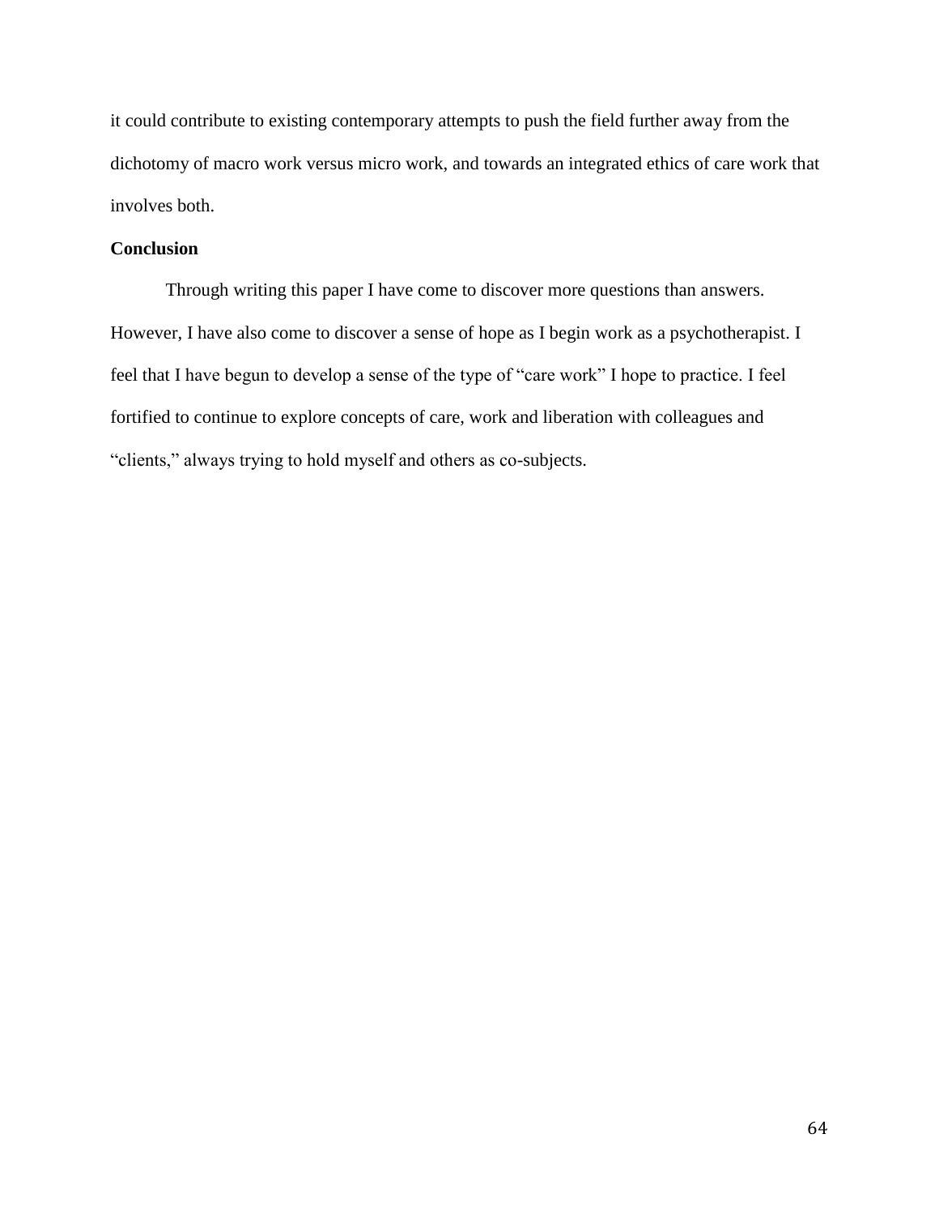it could contribute to existing contemporary attempts to push the field further away from the dichotomy of macro work versus micro work, and towards an integrated ethics of care work that involves both.

## Conclusion

Through writing this paper I have come to discover more questions than answers. However, I have also come to discover a sense of hope as I begin work as a psychotherapist. I feel that I have begun to develop a sense of the type of "care work" I hope to practice. I feel fortified to continue to explore concepts of care, work and liberation with colleagues and "clients," always trying to hold myself and others as co-subjects.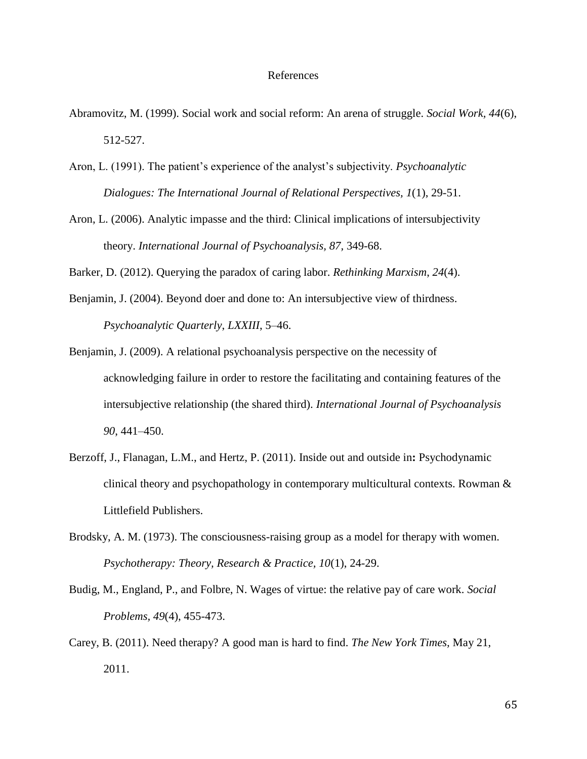# References

Abramovitz, M. (1999). Social work and social reform: An arena of struggle. *Social Work*, *44*(6), 512-527.

Aron, L. (1991). The patient's experience of the analyst's subjectivity. *Psychoanalytic Dialogues: The International Journal of Relational Perspectives, 1*(1), 29-51.

Aron, L. (2006). Analytic impasse and the third: Clinical implications of intersubjectivity theory. *International Journal of Psychoanalysis, 87*, 349-68.

Barker, D. (2012). Querying the paradox of caring labor. *Rethinking Marxism*, *24*(4).

Benjamin, J. (2004). Beyond doer and done to: An intersubjective view of thirdness. *Psychoanalytic Quarterly*, *LXXIII*, 5–46.

Benjamin, J. (2009). A relational psychoanalysis perspective on the necessity of acknowledging failure in order to restore the facilitating and containing features of the intersubjective relationship (the shared third). *International Journal of Psychoanalysis 90*, 441–450.

Berzoff, J., Flanagan, L.M., and Hertz, P. (2011). Inside out and outside in**:** Psychodynamic clinical theory and psychopathology in contemporary multicultural contexts. Rowman & Littlefield Publishers.

Brodsky, A. M. (1973). The consciousness-raising group as a model for therapy with women. *Psychotherapy: Theory, Research & Practice*, *10*(1), 24-29.

Budig, M., England, P., and Folbre, N. Wages of virtue: the relative pay of care work. *Social Problems, 49*(4), 455-473.

Carey, B. (2011). Need therapy? A good man is hard to find. *The New York Times,* May 21, 2011.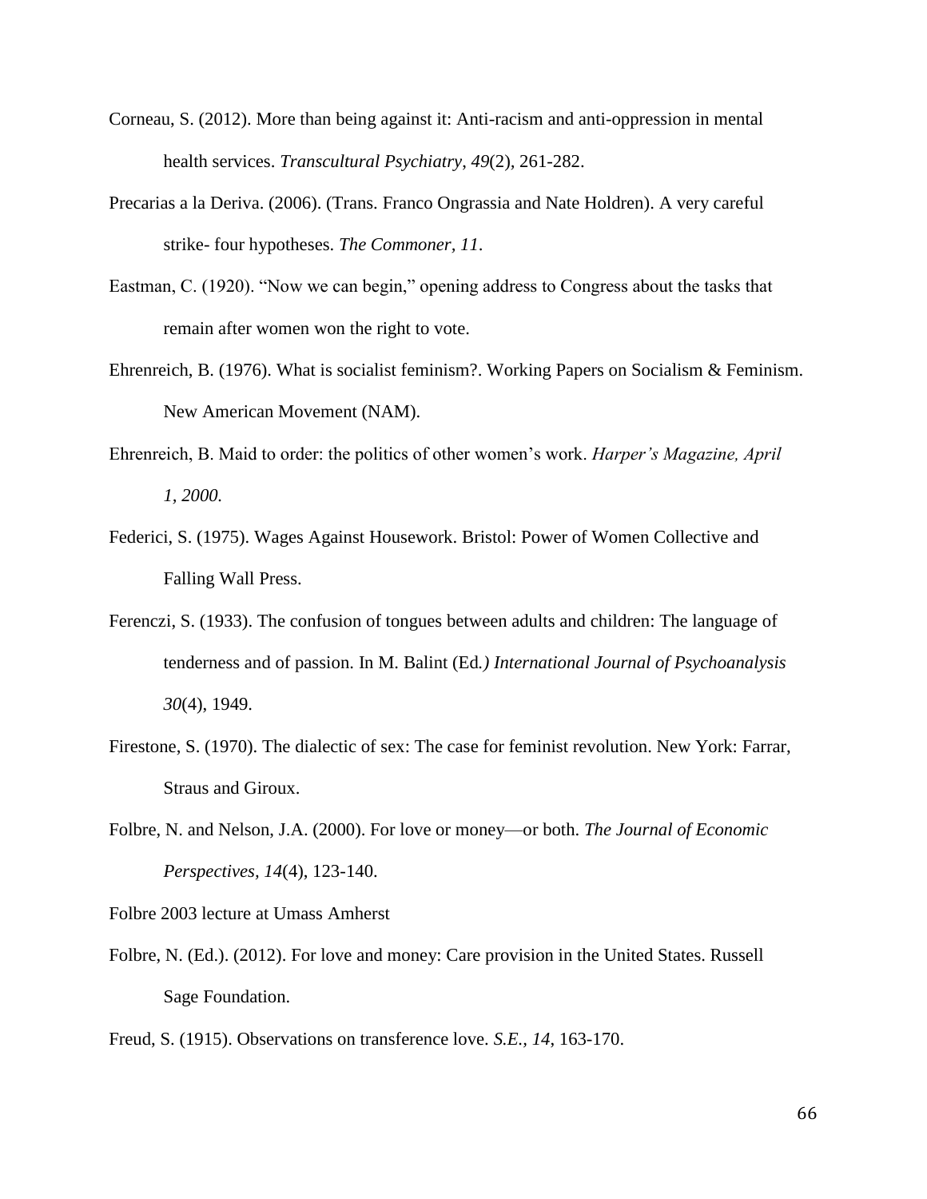Corneau, S. (2012). More than being against it: Anti-racism and anti-oppression in mental health services. *Transcultural Psychiatry, 49*(2), 261-282.

Precarias a la Deriva. (2006). (Trans. Franco Ongrassia and Nate Holdren). A very careful strike- four hypotheses. *The Commoner, 11*.

Eastman, C. (1920). "Now we can begin," opening address to Congress about the tasks that remain after women won the right to vote.

Ehrenreich, B. (1976). What is socialist feminism?. Working Papers on Socialism & Feminism. New American Movement (NAM).

Ehrenreich, B. Maid to order: the politics of other women's work. *Harper's Magazine, April 1, 2000.*

Federici, S. (1975). Wages Against Housework. Bristol: Power of Women Collective and Falling Wall Press.

Ferenczi, S. (1933). The confusion of tongues between adults and children: The language of tenderness and of passion. In M. Balint (Ed*.) International Journal of Psychoanalysis 30*(4), 1949.

Firestone, S. (1970). The dialectic of sex: The case for feminist revolution. New York: Farrar, Straus and Giroux.

Folbre, N. and Nelson, J.A. (2000). For love or money—or both. *The Journal of Economic Perspectives, 14*(4), 123-140.

Folbre 2003 lecture at Umass Amherst

Folbre, N. (Ed.). (2012). For love and money: Care provision in the United States. Russell Sage Foundation.

Freud, S. (1915). Observations on transference love. *S.E.*, *14*, 163-170.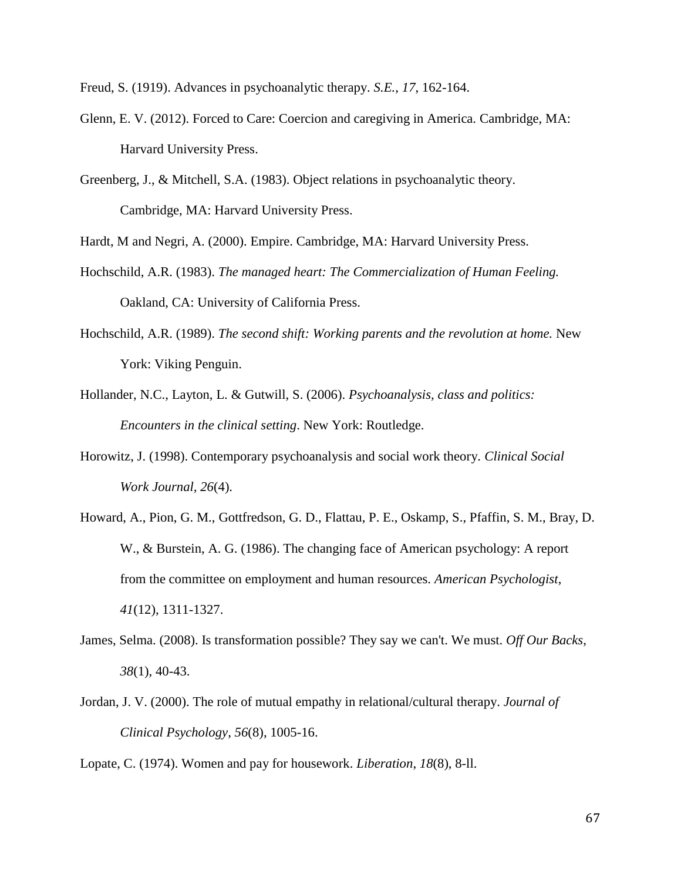Freud, S. (1919). Advances in psychoanalytic therapy. *S.E.*, *17*, 162-164.

Glenn, E. V. (2012). Forced to Care: Coercion and caregiving in America. Cambridge, MA: Harvard University Press.

Greenberg, J., & Mitchell, S.A. (1983). Object relations in psychoanalytic theory. Cambridge, MA: Harvard University Press.

Hardt, M and Negri, A. (2000). Empire. Cambridge, MA: Harvard University Press.

Hochschild, A.R. (1983). *The managed heart: The Commercialization of Human Feeling.* Oakland, CA: University of California Press.

Hochschild, A.R. (1989). *The second shift: Working parents and the revolution at home.* New York: Viking Penguin.

Hollander, N.C., Layton, L. & Gutwill, S. (2006). *Psychoanalysis, class and politics: Encounters in the clinical setting*. New York: Routledge.

Horowitz, J. (1998). Contemporary psychoanalysis and social work theory. *Clinical Social Work Journal, 26*(4).

Howard, A., Pion, G. M., Gottfredson, G. D., Flattau, P. E., Oskamp, S., Pfaffin, S. M., Bray, D. W., & Burstein, A. G. (1986). The changing face of American psychology: A report from the committee on employment and human resources. *American Psychologist*, *41*(12), 1311-1327.

James, Selma. (2008). Is transformation possible? They say we can't. We must. *Off Our Backs*, *38*(1), 40-43.

Jordan, J. V. (2000). The role of mutual empathy in relational/cultural therapy. *Journal of Clinical Psychology, 56*(8), 1005-16.

Lopate, C. (1974). Women and pay for housework. *Liberation*, *18*(8), 8-ll.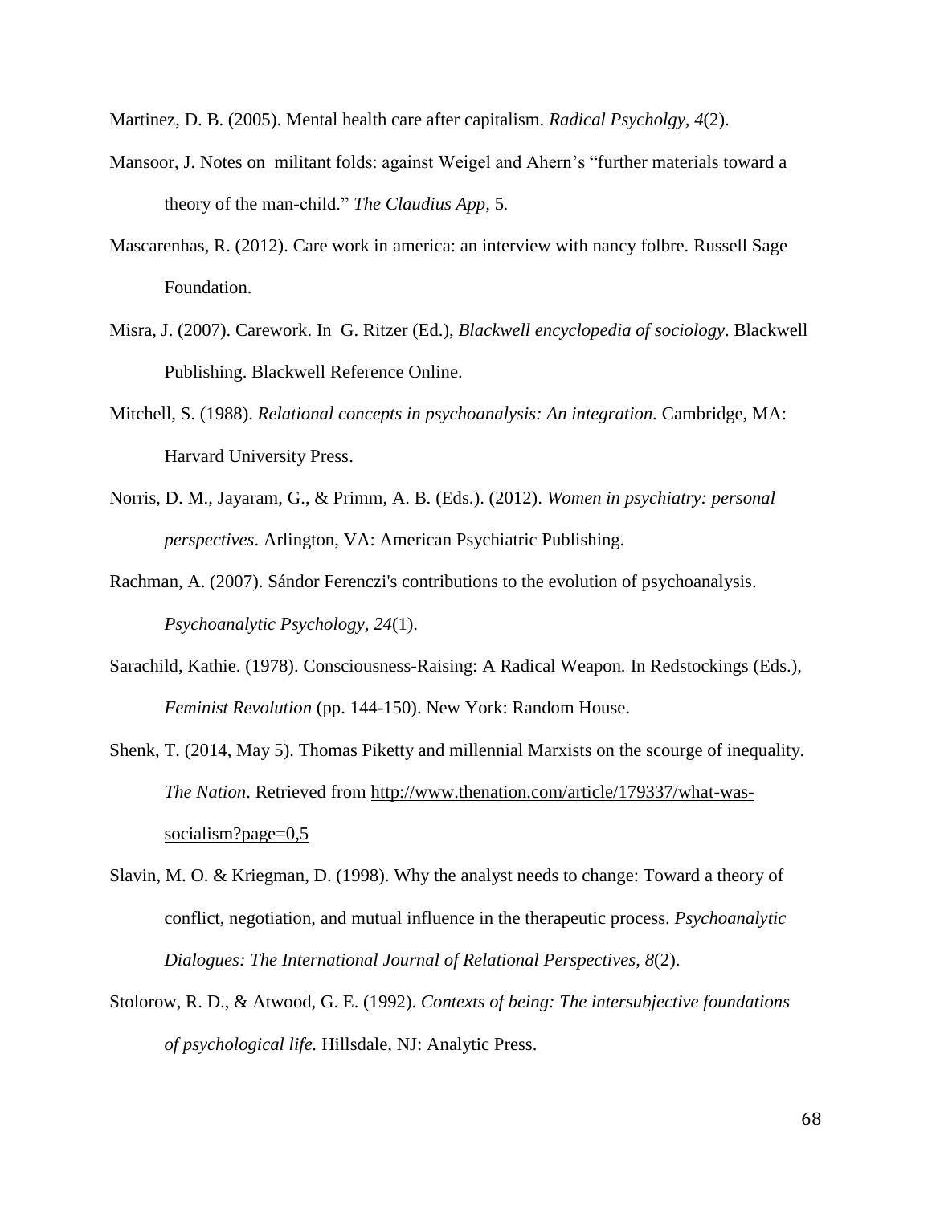Martinez, D. B. (2005). Mental health care after capitalism. *Radical Psycholgy, 4*(2).

Mansoor, J. Notes on militant folds: against Weigel and Ahern's "further materials toward a theory of the man-child." *The Claudius App,* 5*.*

Mascarenhas, R. (2012). Care work in america: an interview with nancy folbre. Russell Sage Foundation.

Misra, J. (2007). Carework. In G. Ritzer (Ed.), *Blackwell encyclopedia of sociology*. Blackwell Publishing. Blackwell Reference Online.

Mitchell, S. (1988). *Relational concepts in psychoanalysis: An integration.* Cambridge, MA: Harvard University Press.

Norris, D. M., Jayaram, G., & Primm, A. B. (Eds.). (2012). *Women in psychiatry: personal perspectives*. Arlington, VA: American Psychiatric Publishing.

Rachman, A. (2007). Sándor Ferenczi's contributions to the evolution of psychoanalysis. *Psychoanalytic Psychology, 24*(1).

Sarachild, Kathie. (1978). Consciousness-Raising: A Radical Weapon*.* In Redstockings (Eds.), *Feminist Revolution* (pp. 144-150). New York: Random House.

Shenk, T. (2014, May 5). Thomas Piketty and millennial Marxists on the scourge of inequality. *The Nation*. Retrieved from http://www.thenation.com/article/179337/what-was-socialism?page=0,5

Slavin, M. O. & Kriegman, D. (1998). Why the analyst needs to change: Toward a theory of conflict, negotiation, and mutual influence in the therapeutic process. *Psychoanalytic Dialogues: The International Journal of Relational Perspectives*, *8*(2).

Stolorow, R. D., & Atwood, G. E. (1992). *Contexts of being: The intersubjective foundations of psychological life.* Hillsdale, NJ: Analytic Press.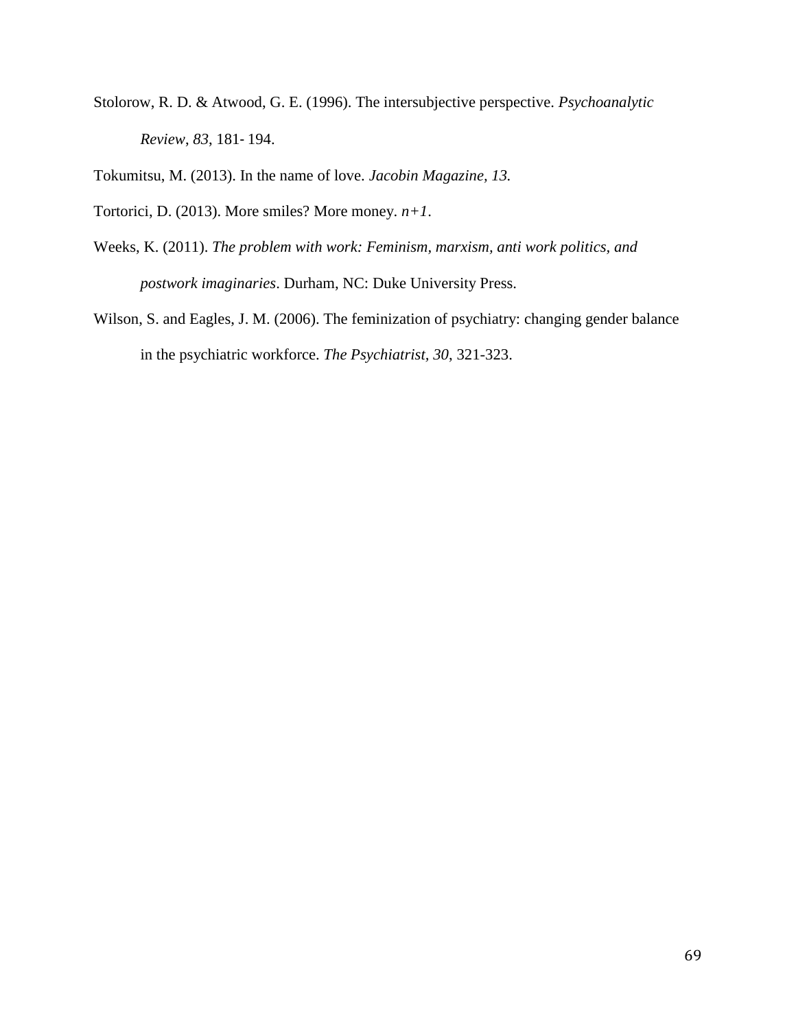Stolorow, R. D. & Atwood, G. E. (1996). The intersubjective perspective. *Psychoanalytic Review*, *83*, 181- 194.

Tokumitsu, M. (2013). In the name of love. *Jacobin Magazine, 13.*

Tortorici, D. (2013). More smiles? More money. *n+1*.

Weeks, K. (2011). *The problem with work: Feminism, marxism, anti work politics, and postwork imaginaries*. Durham, NC: Duke University Press.

Wilson, S. and Eagles, J. M. (2006). The feminization of psychiatry: changing gender balance in the psychiatric workforce. *The Psychiatrist, 30*, 321-323.